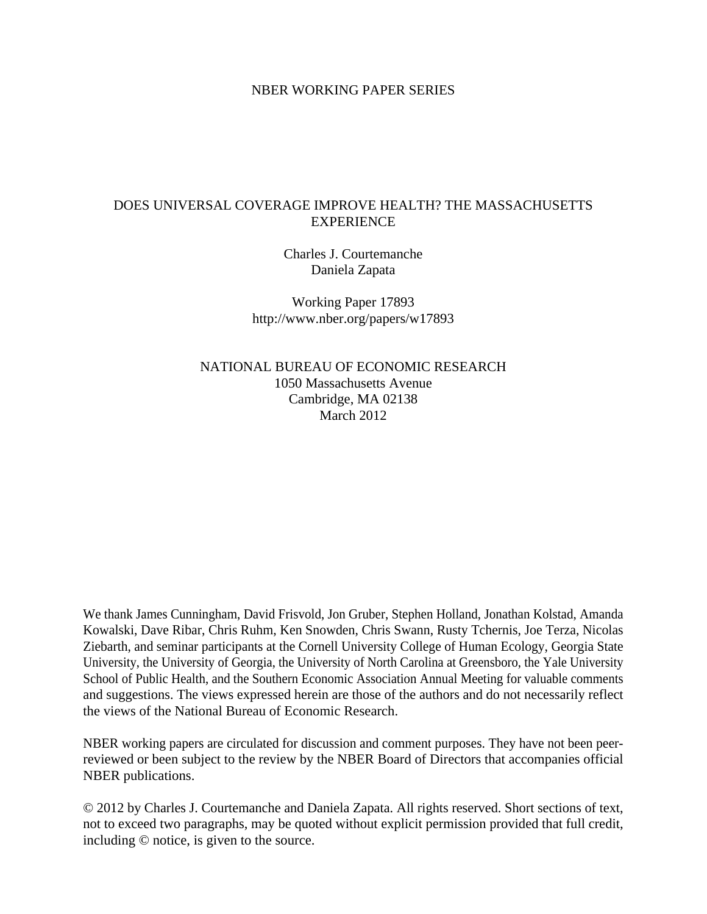NBER WORKING PAPER SERIES

# DOES UNIVERSAL COVERAGE IMPROVE HEALTH? THE MASSACHUSETTS EXPERIENCE

Charles J. Courtemanche
Daniela Zapata

Working Paper 17893
http://www.nber.org/papers/w17893

NATIONAL BUREAU OF ECONOMIC RESEARCH
1050 Massachusetts Avenue
Cambridge, MA 02138
March 2012

We thank James Cunningham, David Frisvold, Jon Gruber, Stephen Holland, Jonathan Kolstad, Amanda Kowalski, Dave Ribar, Chris Ruhm, Ken Snowden, Chris Swann, Rusty Tchernis, Joe Terza, Nicolas Ziebarth, and seminar participants at the Cornell University College of Human Ecology, Georgia State University, the University of Georgia, the University of North Carolina at Greensboro, the Yale University School of Public Health, and the Southern Economic Association Annual Meeting for valuable comments and suggestions. The views expressed herein are those of the authors and do not necessarily reflect the views of the National Bureau of Economic Research.

NBER working papers are circulated for discussion and comment purposes. They have not been peer-reviewed or been subject to the review by the NBER Board of Directors that accompanies official NBER publications.

© 2012 by Charles J. Courtemanche and Daniela Zapata. All rights reserved. Short sections of text, not to exceed two paragraphs, may be quoted without explicit permission provided that full credit, including © notice, is given to the source.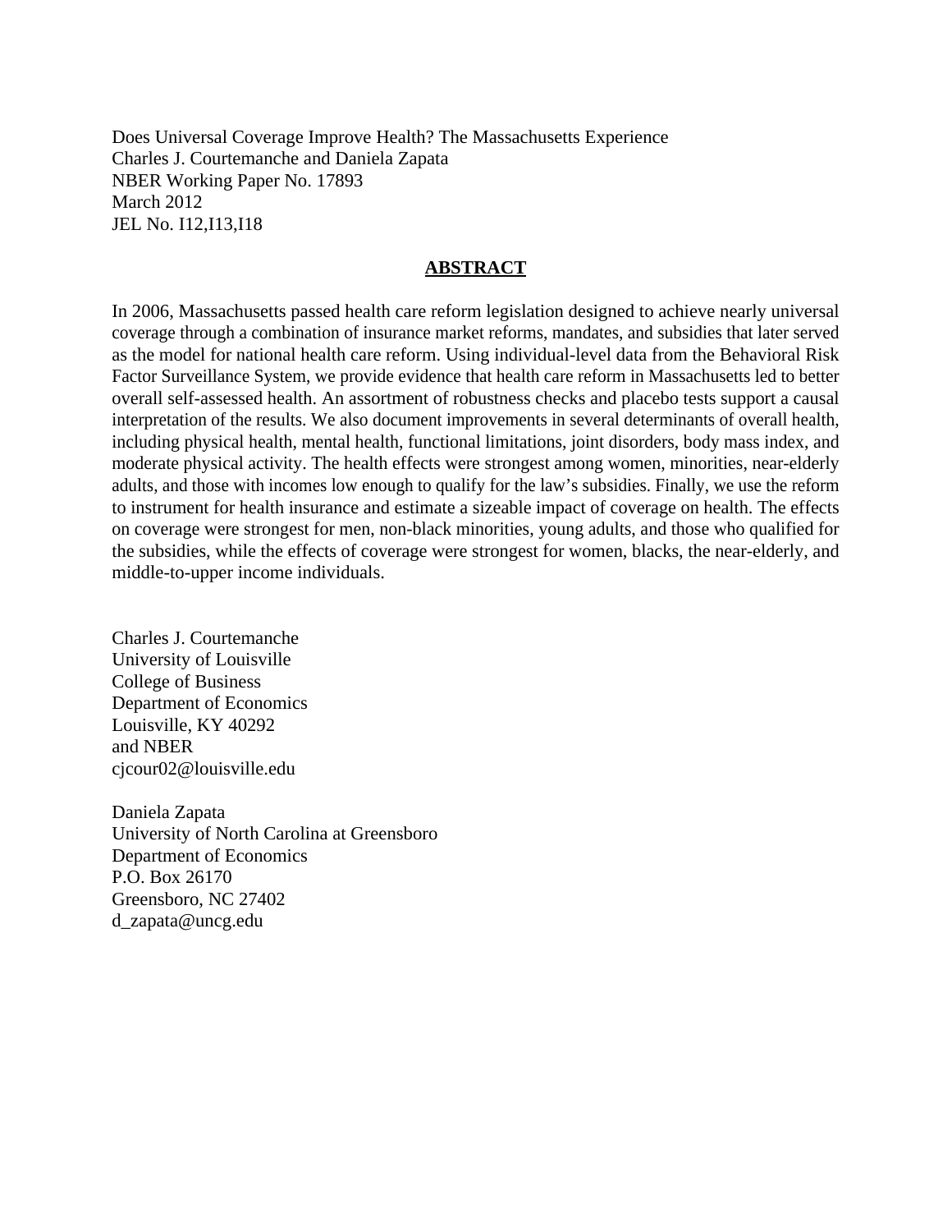Does Universal Coverage Improve Health? The Massachusetts Experience
Charles J. Courtemanche and Daniela Zapata
NBER Working Paper No. 17893
March 2012
JEL No. I12,I13,I18

## ABSTRACT

In 2006, Massachusetts passed health care reform legislation designed to achieve nearly universal coverage through a combination of insurance market reforms, mandates, and subsidies that later served as the model for national health care reform. Using individual-level data from the Behavioral Risk Factor Surveillance System, we provide evidence that health care reform in Massachusetts led to better overall self-assessed health. An assortment of robustness checks and placebo tests support a causal interpretation of the results. We also document improvements in several determinants of overall health, including physical health, mental health, functional limitations, joint disorders, body mass index, and moderate physical activity. The health effects were strongest among women, minorities, near-elderly adults, and those with incomes low enough to qualify for the law's subsidies. Finally, we use the reform to instrument for health insurance and estimate a sizeable impact of coverage on health. The effects on coverage were strongest for men, non-black minorities, young adults, and those who qualified for the subsidies, while the effects of coverage were strongest for women, blacks, the near-elderly, and middle-to-upper income individuals.

Charles J. Courtemanche
University of Louisville
College of Business
Department of Economics
Louisville, KY 40292
and NBER
cjcour02@louisville.edu

Daniela Zapata
University of North Carolina at Greensboro
Department of Economics
P.O. Box 26170
Greensboro, NC 27402
d_zapata@uncg.edu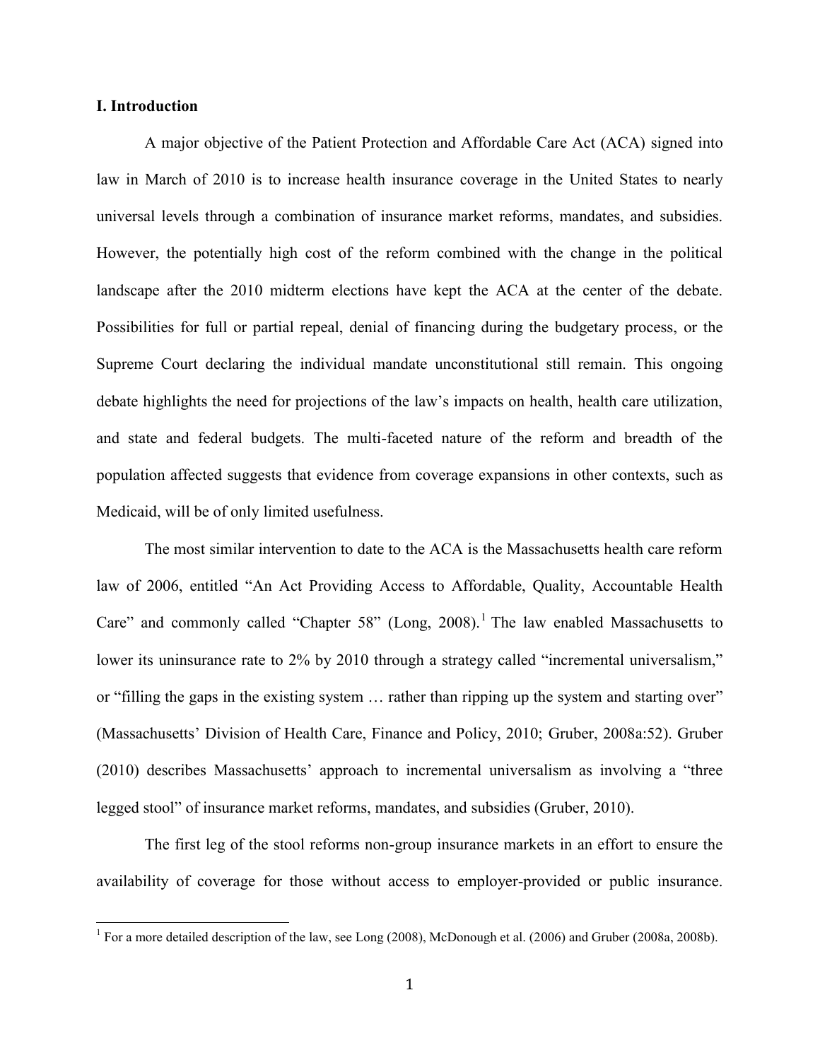## I. Introduction

A major objective of the Patient Protection and Affordable Care Act (ACA) signed into law in March of 2010 is to increase health insurance coverage in the United States to nearly universal levels through a combination of insurance market reforms, mandates, and subsidies. However, the potentially high cost of the reform combined with the change in the political landscape after the 2010 midterm elections have kept the ACA at the center of the debate. Possibilities for full or partial repeal, denial of financing during the budgetary process, or the Supreme Court declaring the individual mandate unconstitutional still remain. This ongoing debate highlights the need for projections of the law's impacts on health, health care utilization, and state and federal budgets. The multi-faceted nature of the reform and breadth of the population affected suggests that evidence from coverage expansions in other contexts, such as Medicaid, will be of only limited usefulness.

The most similar intervention to date to the ACA is the Massachusetts health care reform law of 2006, entitled "An Act Providing Access to Affordable, Quality, Accountable Health Care" and commonly called "Chapter 58" (Long, 2008).[1] The law enabled Massachusetts to lower its uninsurance rate to 2% by 2010 through a strategy called "incremental universalism," or "filling the gaps in the existing system … rather than ripping up the system and starting over" (Massachusetts' Division of Health Care, Finance and Policy, 2010; Gruber, 2008a:52). Gruber (2010) describes Massachusetts' approach to incremental universalism as involving a "three legged stool" of insurance market reforms, mandates, and subsidies (Gruber, 2010).

The first leg of the stool reforms non-group insurance markets in an effort to ensure the availability of coverage for those without access to employer-provided or public insurance.

[1] For a more detailed description of the law, see Long (2008), McDonough et al. (2006) and Gruber (2008a, 2008b).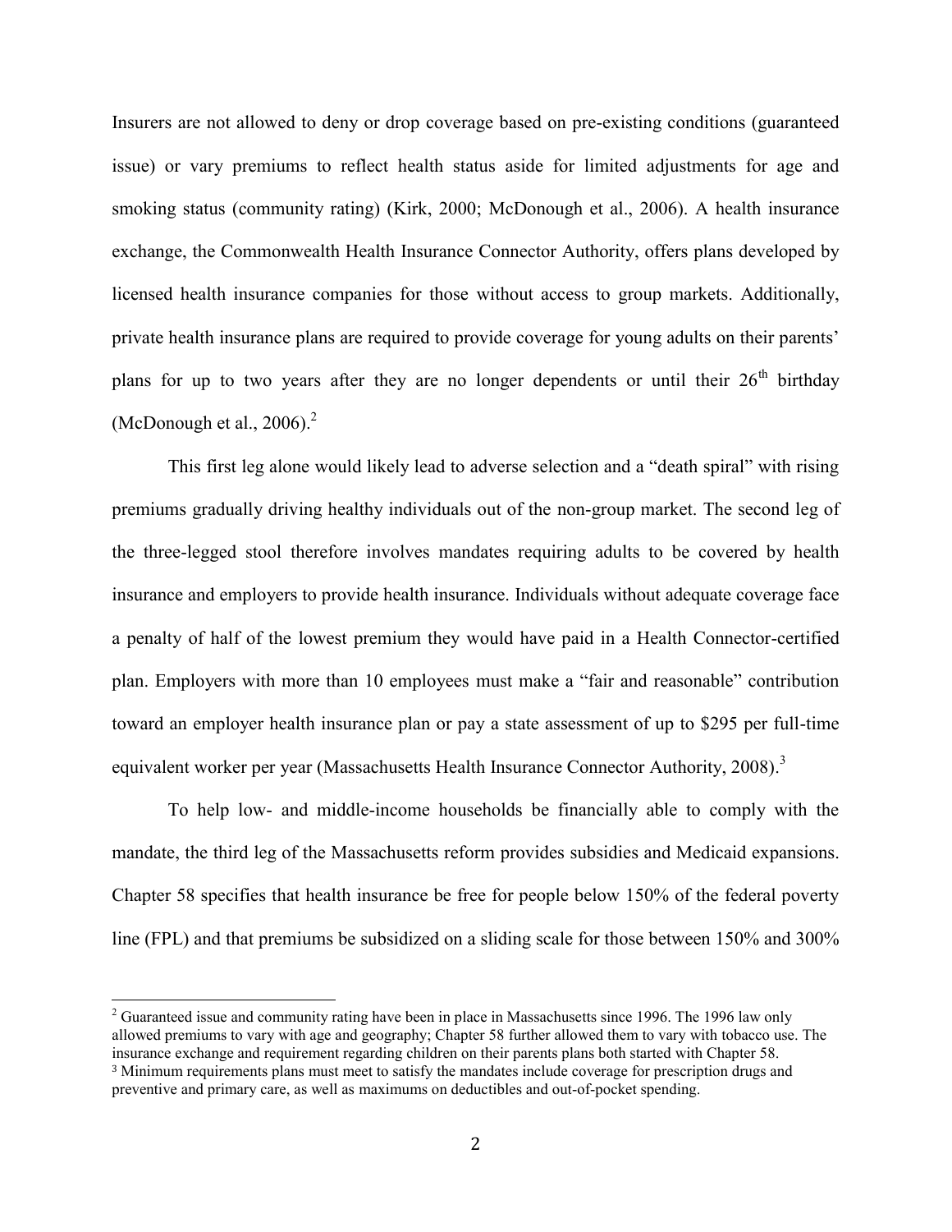Insurers are not allowed to deny or drop coverage based on pre-existing conditions (guaranteed issue) or vary premiums to reflect health status aside for limited adjustments for age and smoking status (community rating) (Kirk, 2000; McDonough et al., 2006). A health insurance exchange, the Commonwealth Health Insurance Connector Authority, offers plans developed by licensed health insurance companies for those without access to group markets. Additionally, private health insurance plans are required to provide coverage for young adults on their parents' plans for up to two years after they are no longer dependents or until their 26th birthday (McDonough et al., 2006).[2]

This first leg alone would likely lead to adverse selection and a "death spiral" with rising premiums gradually driving healthy individuals out of the non-group market. The second leg of the three-legged stool therefore involves mandates requiring adults to be covered by health insurance and employers to provide health insurance. Individuals without adequate coverage face a penalty of half of the lowest premium they would have paid in a Health Connector-certified plan. Employers with more than 10 employees must make a "fair and reasonable" contribution toward an employer health insurance plan or pay a state assessment of up to $295 per full-time equivalent worker per year (Massachusetts Health Insurance Connector Authority, 2008).[3]

To help low- and middle-income households be financially able to comply with the mandate, the third leg of the Massachusetts reform provides subsidies and Medicaid expansions. Chapter 58 specifies that health insurance be free for people below 150% of the federal poverty line (FPL) and that premiums be subsidized on a sliding scale for those between 150% and 300%

[2] Guaranteed issue and community rating have been in place in Massachusetts since 1996. The 1996 law only allowed premiums to vary with age and geography; Chapter 58 further allowed them to vary with tobacco use. The insurance exchange and requirement regarding children on their parents plans both started with Chapter 58.

[3] Minimum requirements plans must meet to satisfy the mandates include coverage for prescription drugs and preventive and primary care, as well as maximums on deductibles and out-of-pocket spending.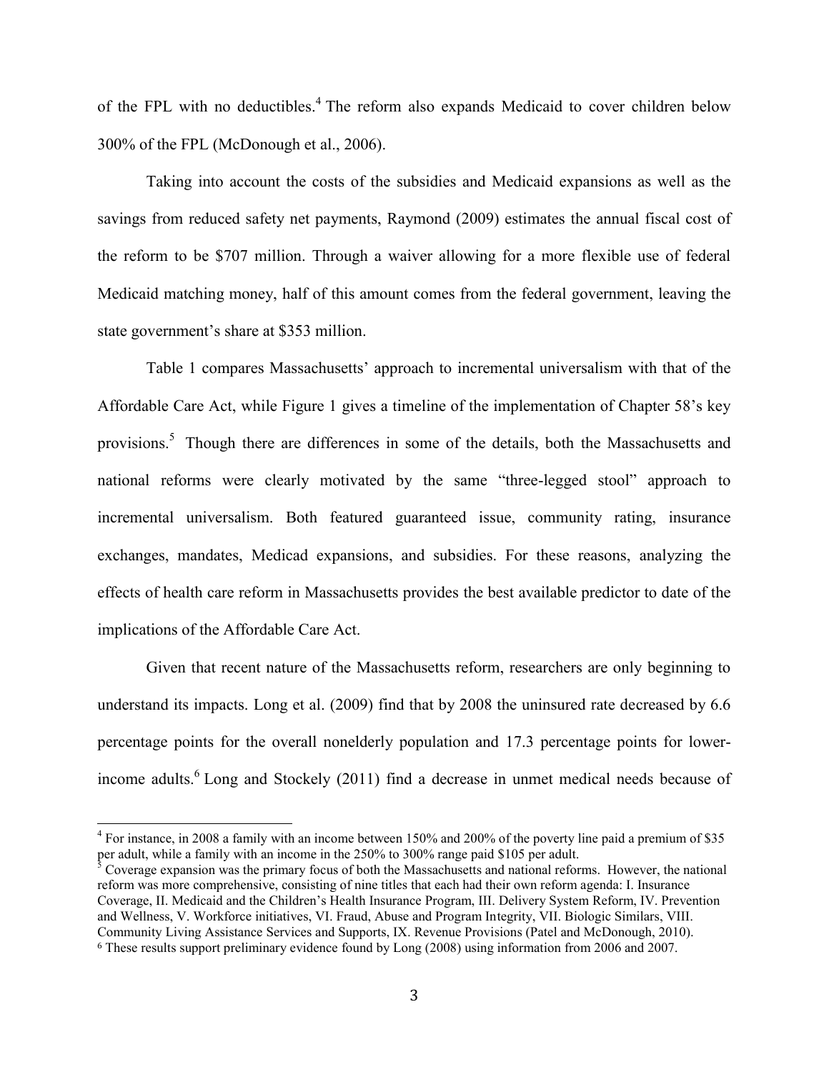of the FPL with no deductibles.[4] The reform also expands Medicaid to cover children below 300% of the FPL (McDonough et al., 2006).

Taking into account the costs of the subsidies and Medicaid expansions as well as the savings from reduced safety net payments, Raymond (2009) estimates the annual fiscal cost of the reform to be $707 million. Through a waiver allowing for a more flexible use of federal Medicaid matching money, half of this amount comes from the federal government, leaving the state government's share at $353 million.

Table 1 compares Massachusetts' approach to incremental universalism with that of the Affordable Care Act, while Figure 1 gives a timeline of the implementation of Chapter 58's key provisions.[5] Though there are differences in some of the details, both the Massachusetts and national reforms were clearly motivated by the same "three-legged stool" approach to incremental universalism. Both featured guaranteed issue, community rating, insurance exchanges, mandates, Medicad expansions, and subsidies. For these reasons, analyzing the effects of health care reform in Massachusetts provides the best available predictor to date of the implications of the Affordable Care Act.

Given that recent nature of the Massachusetts reform, researchers are only beginning to understand its impacts. Long et al. (2009) find that by 2008 the uninsured rate decreased by 6.6 percentage points for the overall nonelderly population and 17.3 percentage points for lower-income adults.[6] Long and Stockely (2011) find a decrease in unmet medical needs because of

---

[4] For instance, in 2008 a family with an income between 150% and 200% of the poverty line paid a premium of $35 per adult, while a family with an income in the 250% to 300% range paid $105 per adult.

[5] Coverage expansion was the primary focus of both the Massachusetts and national reforms. However, the national reform was more comprehensive, consisting of nine titles that each had their own reform agenda: I. Insurance Coverage, II. Medicaid and the Children's Health Insurance Program, III. Delivery System Reform, IV. Prevention and Wellness, V. Workforce initiatives, VI. Fraud, Abuse and Program Integrity, VII. Biologic Similars, VIII. Community Living Assistance Services and Supports, IX. Revenue Provisions (Patel and McDonough, 2010).

[6] These results support preliminary evidence found by Long (2008) using information from 2006 and 2007.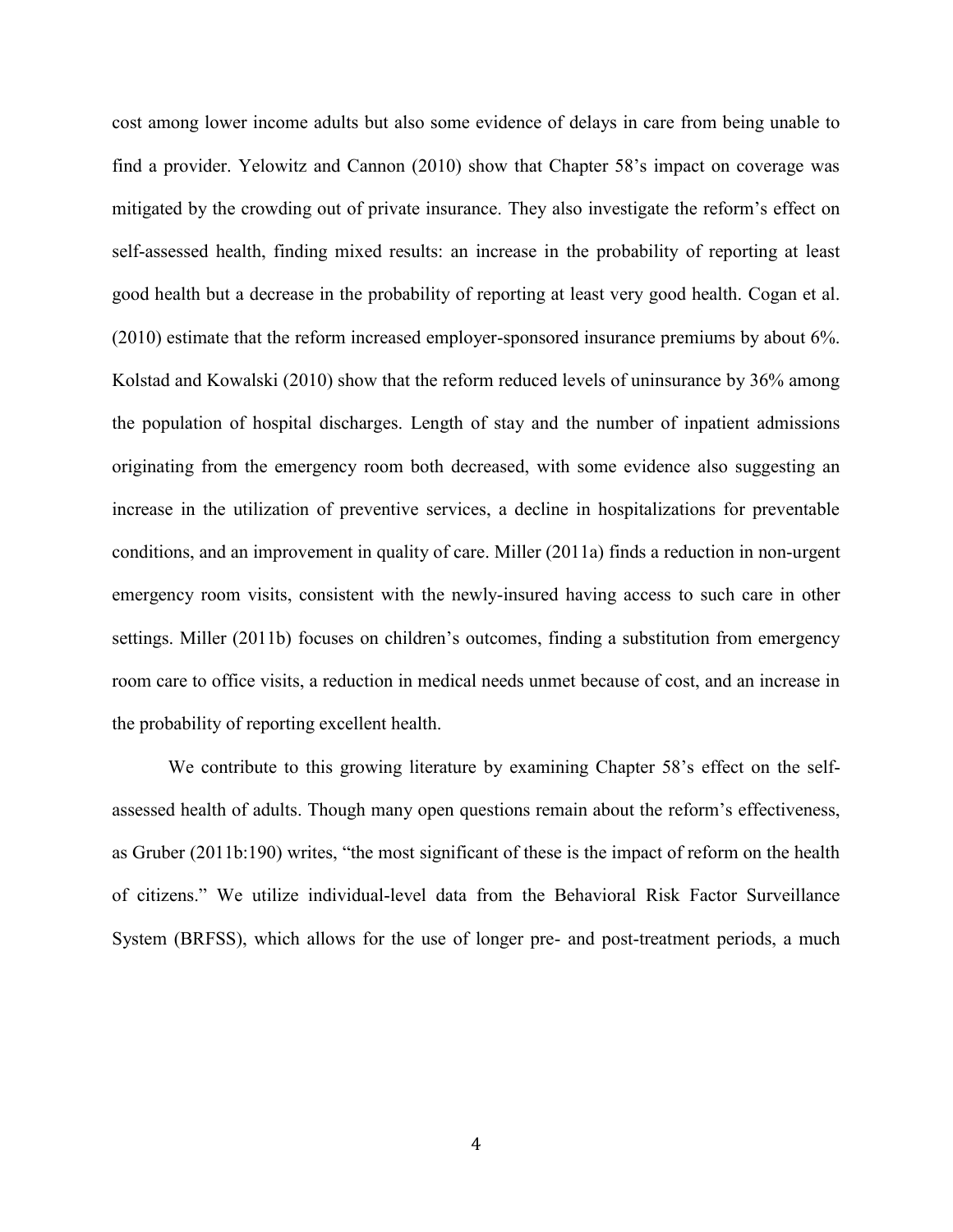cost among lower income adults but also some evidence of delays in care from being unable to find a provider. Yelowitz and Cannon (2010) show that Chapter 58's impact on coverage was mitigated by the crowding out of private insurance. They also investigate the reform's effect on self-assessed health, finding mixed results: an increase in the probability of reporting at least good health but a decrease in the probability of reporting at least very good health. Cogan et al. (2010) estimate that the reform increased employer-sponsored insurance premiums by about 6%. Kolstad and Kowalski (2010) show that the reform reduced levels of uninsurance by 36% among the population of hospital discharges. Length of stay and the number of inpatient admissions originating from the emergency room both decreased, with some evidence also suggesting an increase in the utilization of preventive services, a decline in hospitalizations for preventable conditions, and an improvement in quality of care. Miller (2011a) finds a reduction in non-urgent emergency room visits, consistent with the newly-insured having access to such care in other settings. Miller (2011b) focuses on children's outcomes, finding a substitution from emergency room care to office visits, a reduction in medical needs unmet because of cost, and an increase in the probability of reporting excellent health.

We contribute to this growing literature by examining Chapter 58's effect on the self-assessed health of adults. Though many open questions remain about the reform's effectiveness, as Gruber (2011b:190) writes, "the most significant of these is the impact of reform on the health of citizens." We utilize individual-level data from the Behavioral Risk Factor Surveillance System (BRFSS), which allows for the use of longer pre- and post-treatment periods, a much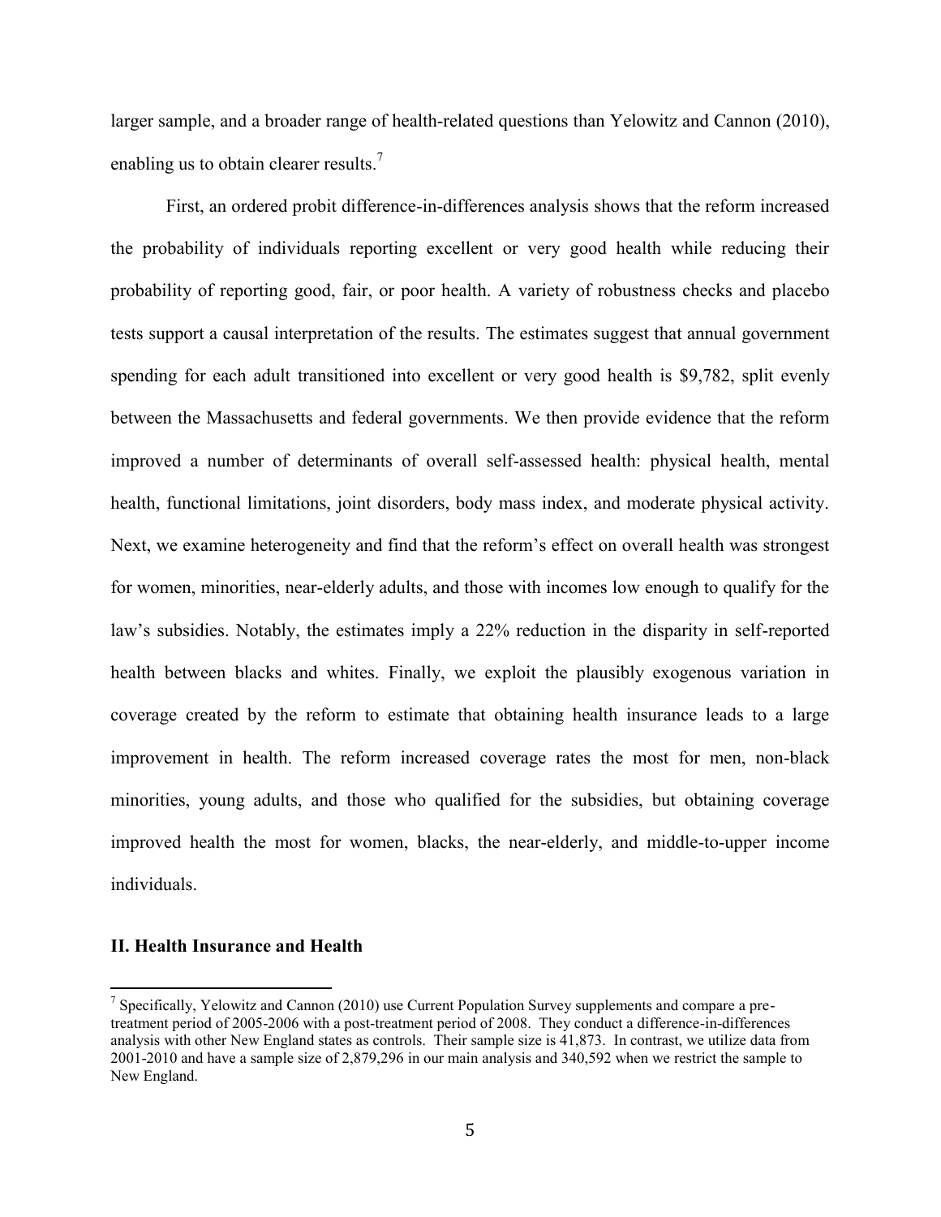larger sample, and a broader range of health-related questions than Yelowitz and Cannon (2010), enabling us to obtain clearer results.[7]

First, an ordered probit difference-in-differences analysis shows that the reform increased the probability of individuals reporting excellent or very good health while reducing their probability of reporting good, fair, or poor health. A variety of robustness checks and placebo tests support a causal interpretation of the results. The estimates suggest that annual government spending for each adult transitioned into excellent or very good health is $9,782, split evenly between the Massachusetts and federal governments. We then provide evidence that the reform improved a number of determinants of overall self-assessed health: physical health, mental health, functional limitations, joint disorders, body mass index, and moderate physical activity. Next, we examine heterogeneity and find that the reform's effect on overall health was strongest for women, minorities, near-elderly adults, and those with incomes low enough to qualify for the law's subsidies. Notably, the estimates imply a 22% reduction in the disparity in self-reported health between blacks and whites. Finally, we exploit the plausibly exogenous variation in coverage created by the reform to estimate that obtaining health insurance leads to a large improvement in health. The reform increased coverage rates the most for men, non-black minorities, young adults, and those who qualified for the subsidies, but obtaining coverage improved health the most for women, blacks, the near-elderly, and middle-to-upper income individuals.

## II. Health Insurance and Health

[7] Specifically, Yelowitz and Cannon (2010) use Current Population Survey supplements and compare a pre-treatment period of 2005-2006 with a post-treatment period of 2008. They conduct a difference-in-differences analysis with other New England states as controls. Their sample size is 41,873. In contrast, we utilize data from 2001-2010 and have a sample size of 2,879,296 in our main analysis and 340,592 when we restrict the sample to New England.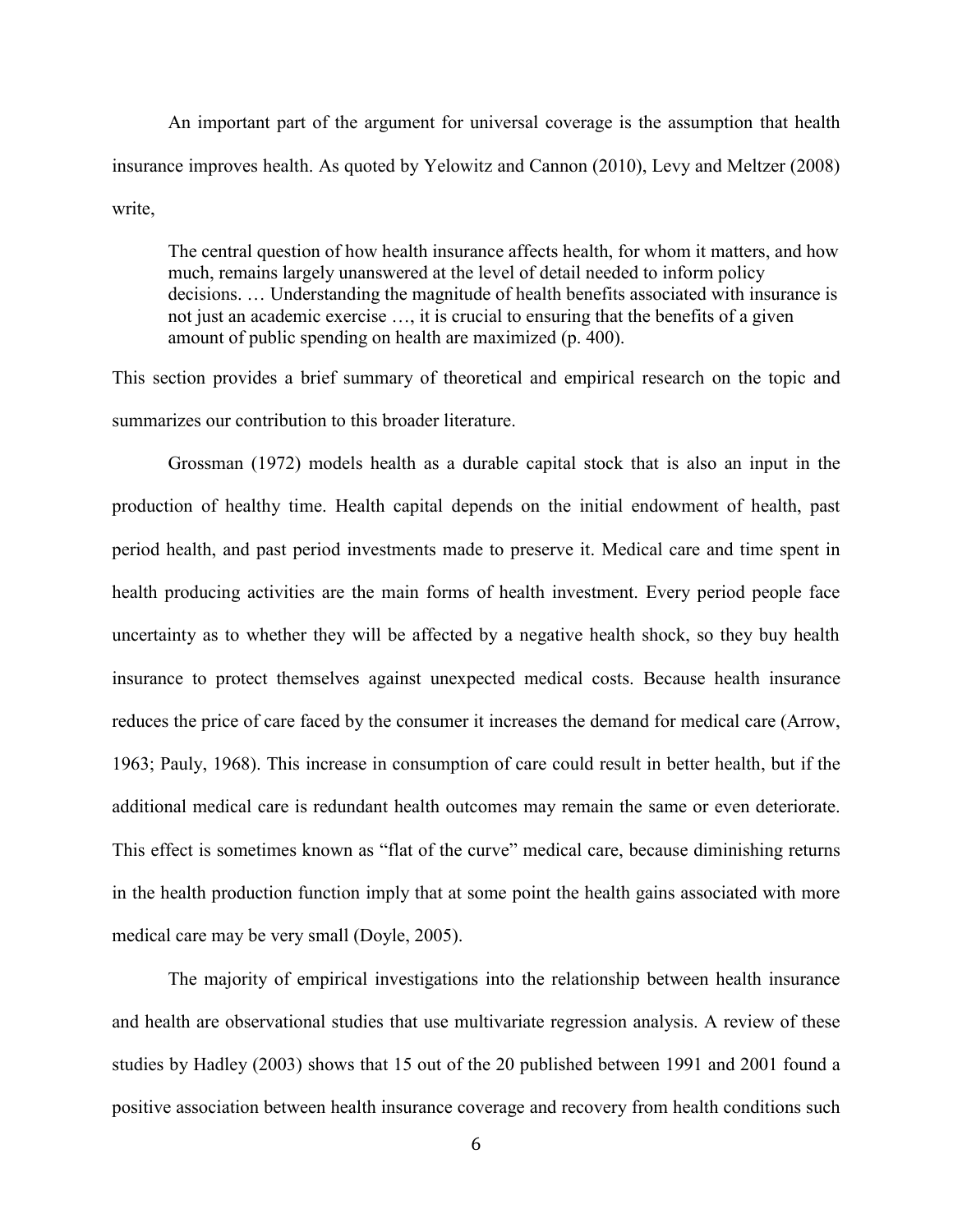An important part of the argument for universal coverage is the assumption that health insurance improves health. As quoted by Yelowitz and Cannon (2010), Levy and Meltzer (2008) write,

> The central question of how health insurance affects health, for whom it matters, and how much, remains largely unanswered at the level of detail needed to inform policy decisions. … Understanding the magnitude of health benefits associated with insurance is not just an academic exercise …, it is crucial to ensuring that the benefits of a given amount of public spending on health are maximized (p. 400).

This section provides a brief summary of theoretical and empirical research on the topic and summarizes our contribution to this broader literature.

Grossman (1972) models health as a durable capital stock that is also an input in the production of healthy time. Health capital depends on the initial endowment of health, past period health, and past period investments made to preserve it. Medical care and time spent in health producing activities are the main forms of health investment. Every period people face uncertainty as to whether they will be affected by a negative health shock, so they buy health insurance to protect themselves against unexpected medical costs. Because health insurance reduces the price of care faced by the consumer it increases the demand for medical care (Arrow, 1963; Pauly, 1968). This increase in consumption of care could result in better health, but if the additional medical care is redundant health outcomes may remain the same or even deteriorate. This effect is sometimes known as "flat of the curve" medical care, because diminishing returns in the health production function imply that at some point the health gains associated with more medical care may be very small (Doyle, 2005).

The majority of empirical investigations into the relationship between health insurance and health are observational studies that use multivariate regression analysis. A review of these studies by Hadley (2003) shows that 15 out of the 20 published between 1991 and 2001 found a positive association between health insurance coverage and recovery from health conditions such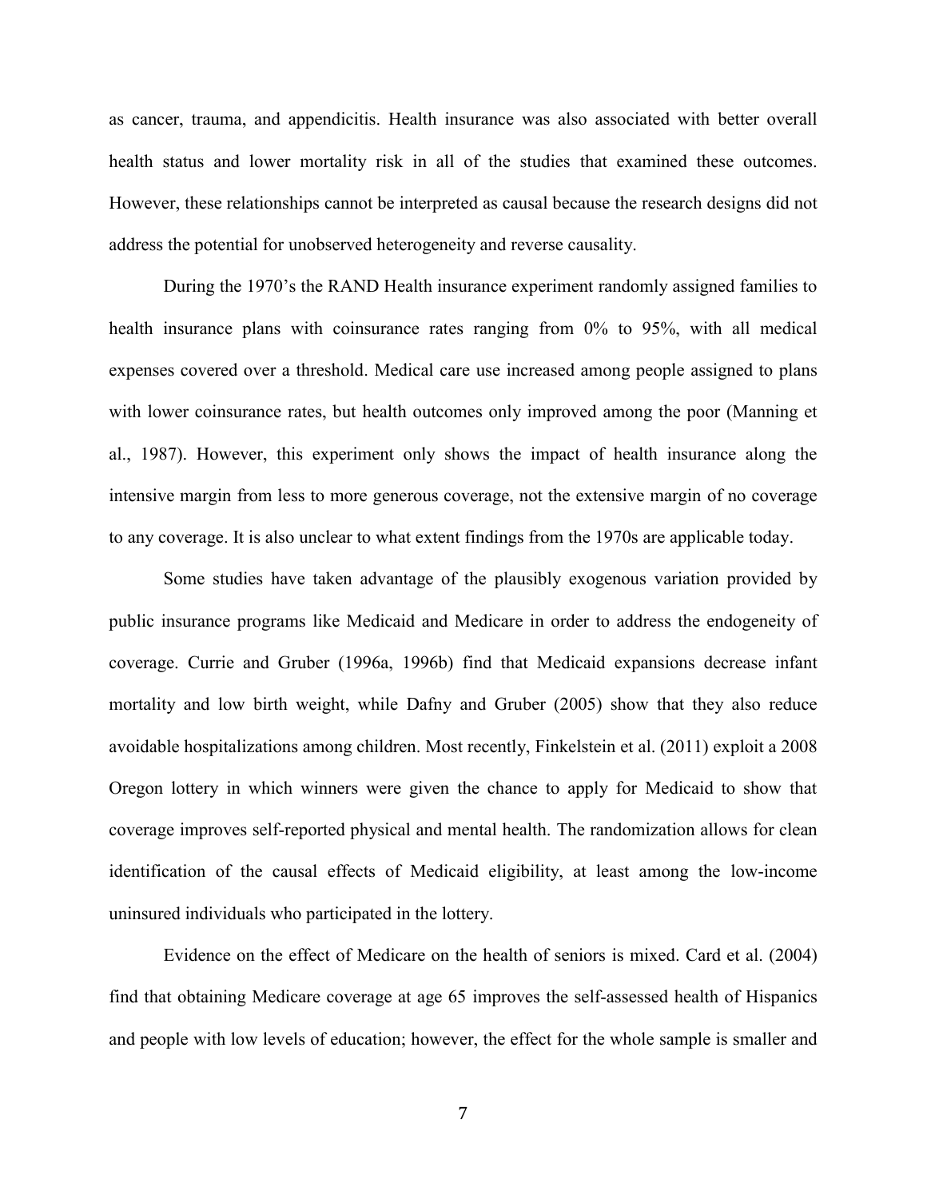as cancer, trauma, and appendicitis. Health insurance was also associated with better overall health status and lower mortality risk in all of the studies that examined these outcomes. However, these relationships cannot be interpreted as causal because the research designs did not address the potential for unobserved heterogeneity and reverse causality.

During the 1970's the RAND Health insurance experiment randomly assigned families to health insurance plans with coinsurance rates ranging from 0% to 95%, with all medical expenses covered over a threshold. Medical care use increased among people assigned to plans with lower coinsurance rates, but health outcomes only improved among the poor (Manning et al., 1987). However, this experiment only shows the impact of health insurance along the intensive margin from less to more generous coverage, not the extensive margin of no coverage to any coverage. It is also unclear to what extent findings from the 1970s are applicable today.

Some studies have taken advantage of the plausibly exogenous variation provided by public insurance programs like Medicaid and Medicare in order to address the endogeneity of coverage. Currie and Gruber (1996a, 1996b) find that Medicaid expansions decrease infant mortality and low birth weight, while Dafny and Gruber (2005) show that they also reduce avoidable hospitalizations among children. Most recently, Finkelstein et al. (2011) exploit a 2008 Oregon lottery in which winners were given the chance to apply for Medicaid to show that coverage improves self-reported physical and mental health. The randomization allows for clean identification of the causal effects of Medicaid eligibility, at least among the low-income uninsured individuals who participated in the lottery.

Evidence on the effect of Medicare on the health of seniors is mixed. Card et al. (2004) find that obtaining Medicare coverage at age 65 improves the self-assessed health of Hispanics and people with low levels of education; however, the effect for the whole sample is smaller and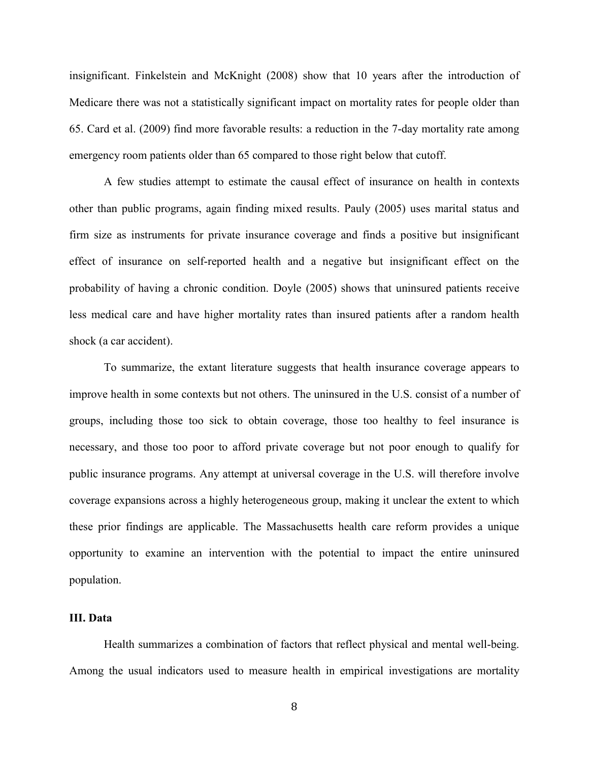insignificant. Finkelstein and McKnight (2008) show that 10 years after the introduction of Medicare there was not a statistically significant impact on mortality rates for people older than 65. Card et al. (2009) find more favorable results: a reduction in the 7-day mortality rate among emergency room patients older than 65 compared to those right below that cutoff.

A few studies attempt to estimate the causal effect of insurance on health in contexts other than public programs, again finding mixed results. Pauly (2005) uses marital status and firm size as instruments for private insurance coverage and finds a positive but insignificant effect of insurance on self-reported health and a negative but insignificant effect on the probability of having a chronic condition. Doyle (2005) shows that uninsured patients receive less medical care and have higher mortality rates than insured patients after a random health shock (a car accident).

To summarize, the extant literature suggests that health insurance coverage appears to improve health in some contexts but not others. The uninsured in the U.S. consist of a number of groups, including those too sick to obtain coverage, those too healthy to feel insurance is necessary, and those too poor to afford private coverage but not poor enough to qualify for public insurance programs. Any attempt at universal coverage in the U.S. will therefore involve coverage expansions across a highly heterogeneous group, making it unclear the extent to which these prior findings are applicable. The Massachusetts health care reform provides a unique opportunity to examine an intervention with the potential to impact the entire uninsured population.

## III. Data

Health summarizes a combination of factors that reflect physical and mental well-being. Among the usual indicators used to measure health in empirical investigations are mortality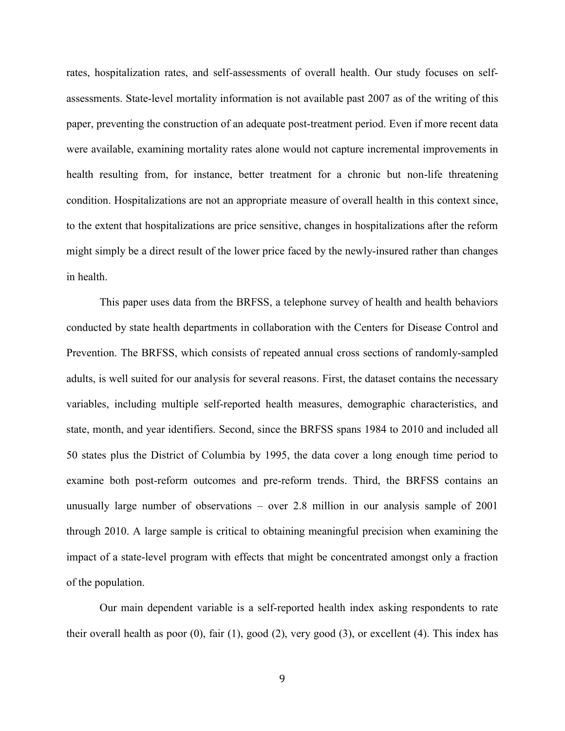rates, hospitalization rates, and self-assessments of overall health. Our study focuses on self-assessments. State-level mortality information is not available past 2007 as of the writing of this paper, preventing the construction of an adequate post-treatment period. Even if more recent data were available, examining mortality rates alone would not capture incremental improvements in health resulting from, for instance, better treatment for a chronic but non-life threatening condition. Hospitalizations are not an appropriate measure of overall health in this context since, to the extent that hospitalizations are price sensitive, changes in hospitalizations after the reform might simply be a direct result of the lower price faced by the newly-insured rather than changes in health.

This paper uses data from the BRFSS, a telephone survey of health and health behaviors conducted by state health departments in collaboration with the Centers for Disease Control and Prevention. The BRFSS, which consists of repeated annual cross sections of randomly-sampled adults, is well suited for our analysis for several reasons. First, the dataset contains the necessary variables, including multiple self-reported health measures, demographic characteristics, and state, month, and year identifiers. Second, since the BRFSS spans 1984 to 2010 and included all 50 states plus the District of Columbia by 1995, the data cover a long enough time period to examine both post-reform outcomes and pre-reform trends. Third, the BRFSS contains an unusually large number of observations – over 2.8 million in our analysis sample of 2001 through 2010. A large sample is critical to obtaining meaningful precision when examining the impact of a state-level program with effects that might be concentrated amongst only a fraction of the population.

Our main dependent variable is a self-reported health index asking respondents to rate their overall health as poor (0), fair (1), good (2), very good (3), or excellent (4). This index has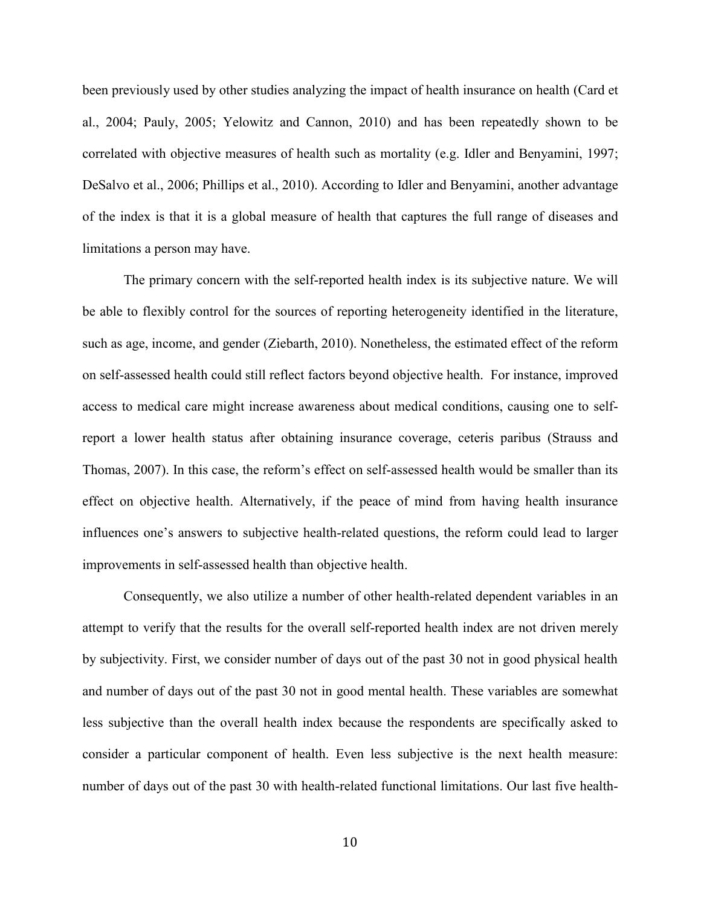been previously used by other studies analyzing the impact of health insurance on health (Card et al., 2004; Pauly, 2005; Yelowitz and Cannon, 2010) and has been repeatedly shown to be correlated with objective measures of health such as mortality (e.g. Idler and Benyamini, 1997; DeSalvo et al., 2006; Phillips et al., 2010). According to Idler and Benyamini, another advantage of the index is that it is a global measure of health that captures the full range of diseases and limitations a person may have.

The primary concern with the self-reported health index is its subjective nature. We will be able to flexibly control for the sources of reporting heterogeneity identified in the literature, such as age, income, and gender (Ziebarth, 2010). Nonetheless, the estimated effect of the reform on self-assessed health could still reflect factors beyond objective health. For instance, improved access to medical care might increase awareness about medical conditions, causing one to self-report a lower health status after obtaining insurance coverage, ceteris paribus (Strauss and Thomas, 2007). In this case, the reform's effect on self-assessed health would be smaller than its effect on objective health. Alternatively, if the peace of mind from having health insurance influences one's answers to subjective health-related questions, the reform could lead to larger improvements in self-assessed health than objective health.

Consequently, we also utilize a number of other health-related dependent variables in an attempt to verify that the results for the overall self-reported health index are not driven merely by subjectivity. First, we consider number of days out of the past 30 not in good physical health and number of days out of the past 30 not in good mental health. These variables are somewhat less subjective than the overall health index because the respondents are specifically asked to consider a particular component of health. Even less subjective is the next health measure: number of days out of the past 30 with health-related functional limitations. Our last five health-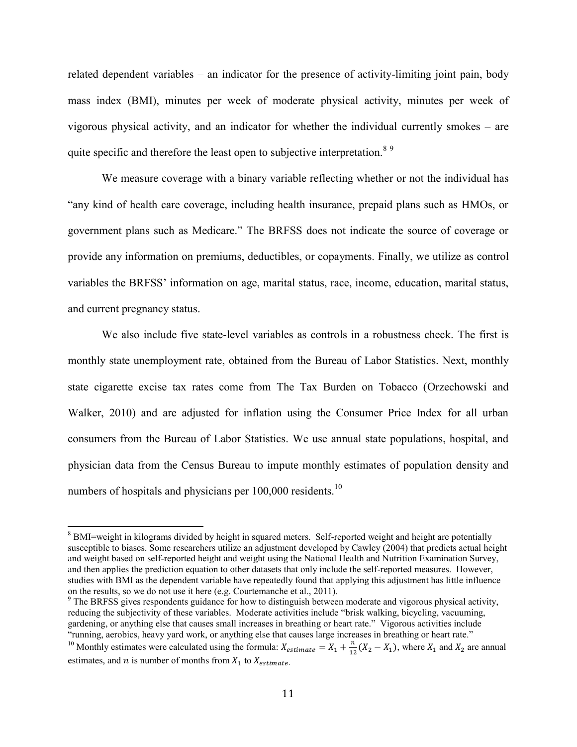related dependent variables – an indicator for the presence of activity-limiting joint pain, body mass index (BMI), minutes per week of moderate physical activity, minutes per week of vigorous physical activity, and an indicator for whether the individual currently smokes – are quite specific and therefore the least open to subjective interpretation.[8] [9]

We measure coverage with a binary variable reflecting whether or not the individual has "any kind of health care coverage, including health insurance, prepaid plans such as HMOs, or government plans such as Medicare." The BRFSS does not indicate the source of coverage or provide any information on premiums, deductibles, or copayments. Finally, we utilize as control variables the BRFSS' information on age, marital status, race, income, education, marital status, and current pregnancy status.

We also include five state-level variables as controls in a robustness check. The first is monthly state unemployment rate, obtained from the Bureau of Labor Statistics. Next, monthly state cigarette excise tax rates come from The Tax Burden on Tobacco (Orzechowski and Walker, 2010) and are adjusted for inflation using the Consumer Price Index for all urban consumers from the Bureau of Labor Statistics. We use annual state populations, hospital, and physician data from the Census Bureau to impute monthly estimates of population density and numbers of hospitals and physicians per 100,000 residents.[10]

---

[8] BMI=weight in kilograms divided by height in squared meters. Self-reported weight and height are potentially susceptible to biases. Some researchers utilize an adjustment developed by Cawley (2004) that predicts actual height and weight based on self-reported height and weight using the National Health and Nutrition Examination Survey, and then applies the prediction equation to other datasets that only include the self-reported measures. However, studies with BMI as the dependent variable have repeatedly found that applying this adjustment has little influence on the results, so we do not use it here (e.g. Courtemanche et al., 2011).

[9] The BRFSS gives respondents guidance for how to distinguish between moderate and vigorous physical activity, reducing the subjectivity of these variables. Moderate activities include "brisk walking, bicycling, vacuuming, gardening, or anything else that causes small increases in breathing or heart rate." Vigorous activities include "running, aerobics, heavy yard work, or anything else that causes large increases in breathing or heart rate."

[10] Monthly estimates were calculated using the formula: $X_{estimate} = X_1 + \frac{n}{12}(X_2 - X_1)$, where $X_1$ and $X_2$ are annual estimates, and $n$ is number of months from $X_1$ to $X_{estimate}$.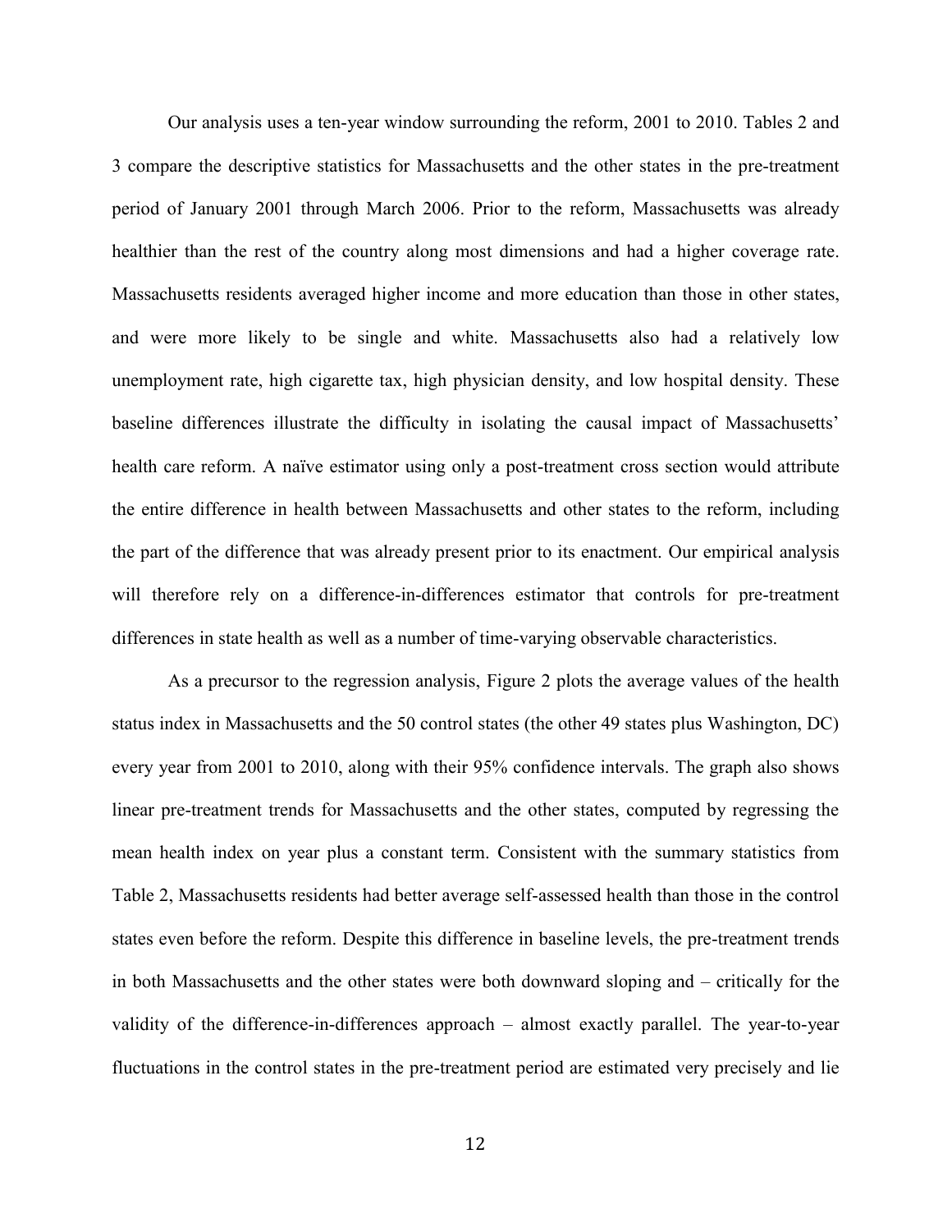Our analysis uses a ten-year window surrounding the reform, 2001 to 2010. Tables 2 and 3 compare the descriptive statistics for Massachusetts and the other states in the pre-treatment period of January 2001 through March 2006. Prior to the reform, Massachusetts was already healthier than the rest of the country along most dimensions and had a higher coverage rate. Massachusetts residents averaged higher income and more education than those in other states, and were more likely to be single and white. Massachusetts also had a relatively low unemployment rate, high cigarette tax, high physician density, and low hospital density. These baseline differences illustrate the difficulty in isolating the causal impact of Massachusetts' health care reform. A naïve estimator using only a post-treatment cross section would attribute the entire difference in health between Massachusetts and other states to the reform, including the part of the difference that was already present prior to its enactment. Our empirical analysis will therefore rely on a difference-in-differences estimator that controls for pre-treatment differences in state health as well as a number of time-varying observable characteristics.

As a precursor to the regression analysis, Figure 2 plots the average values of the health status index in Massachusetts and the 50 control states (the other 49 states plus Washington, DC) every year from 2001 to 2010, along with their 95% confidence intervals. The graph also shows linear pre-treatment trends for Massachusetts and the other states, computed by regressing the mean health index on year plus a constant term. Consistent with the summary statistics from Table 2, Massachusetts residents had better average self-assessed health than those in the control states even before the reform. Despite this difference in baseline levels, the pre-treatment trends in both Massachusetts and the other states were both downward sloping and – critically for the validity of the difference-in-differences approach – almost exactly parallel. The year-to-year fluctuations in the control states in the pre-treatment period are estimated very precisely and lie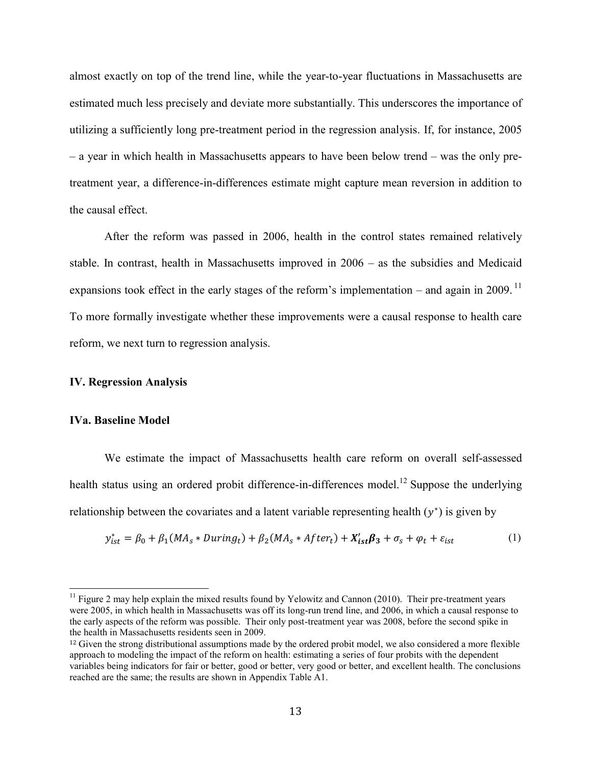almost exactly on top of the trend line, while the year-to-year fluctuations in Massachusetts are estimated much less precisely and deviate more substantially. This underscores the importance of utilizing a sufficiently long pre-treatment period in the regression analysis. If, for instance, 2005 – a year in which health in Massachusetts appears to have been below trend – was the only pre-treatment year, a difference-in-differences estimate might capture mean reversion in addition to the causal effect.

After the reform was passed in 2006, health in the control states remained relatively stable. In contrast, health in Massachusetts improved in 2006 – as the subsidies and Medicaid expansions took effect in the early stages of the reform's implementation – and again in 2009.[11] To more formally investigate whether these improvements were a causal response to health care reform, we next turn to regression analysis.

## IV. Regression Analysis

### IVa. Baseline Model

We estimate the impact of Massachusetts health care reform on overall self-assessed health status using an ordered probit difference-in-differences model.[12] Suppose the underlying relationship between the covariates and a latent variable representing health ($y^{*}$) is given by

$$y_{ist}^{*} = \beta_0 + \beta_1(MA_s * During_t) + \beta_2(MA_s * After_t) + \boldsymbol{X}_{ist}'\boldsymbol{\beta_3} + \sigma_s + \varphi_t + \varepsilon_{ist} \tag{1}$$

---

[11] Figure 2 may help explain the mixed results found by Yelowitz and Cannon (2010). Their pre-treatment years were 2005, in which health in Massachusetts was off its long-run trend line, and 2006, in which a causal response to the early aspects of the reform was possible. Their only post-treatment year was 2008, before the second spike in the health in Massachusetts residents seen in 2009.

[12] Given the strong distributional assumptions made by the ordered probit model, we also considered a more flexible approach to modeling the impact of the reform on health: estimating a series of four probits with the dependent variables being indicators for fair or better, good or better, very good or better, and excellent health. The conclusions reached are the same; the results are shown in Appendix Table A1.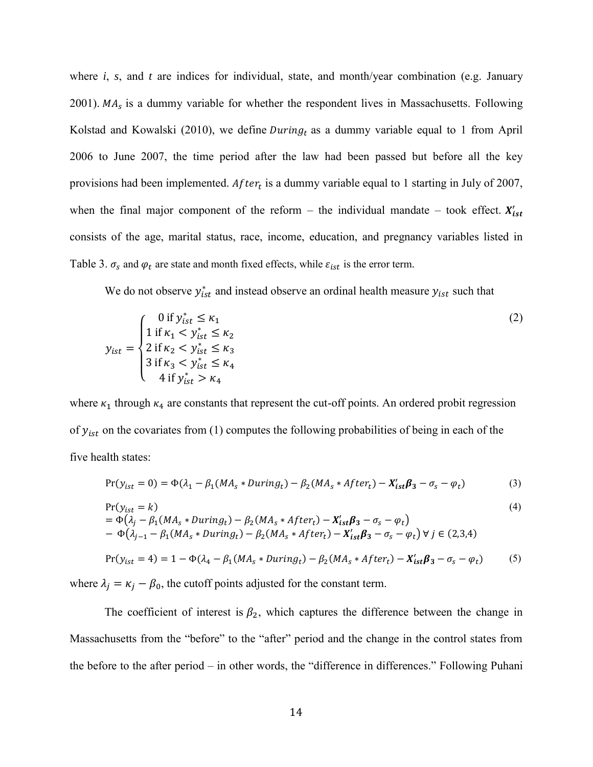where $i$, $s$, and $t$ are indices for individual, state, and month/year combination (e.g. January 2001). $MA_s$ is a dummy variable for whether the respondent lives in Massachusetts. Following Kolstad and Kowalski (2010), we define $During_t$ as a dummy variable equal to 1 from April 2006 to June 2007, the time period after the law had been passed but before all the key provisions had been implemented. $After_t$ is a dummy variable equal to 1 starting in July of 2007, when the final major component of the reform – the individual mandate – took effect. $\boldsymbol{X'_{ist}}$ consists of the age, marital status, race, income, education, and pregnancy variables listed in Table 3. $\sigma_s$ and $\varphi_t$ are state and month fixed effects, while $\varepsilon_{ist}$ is the error term.

We do not observe $y^*_{ist}$ and instead observe an ordinal health measure $y_{ist}$ such that

$$y_{ist} = \begin{cases} 0 \text{ if } y^*_{ist} \leq \kappa_1 \\ 1 \text{ if } \kappa_1 < y^*_{ist} \leq \kappa_2 \\ 2 \text{ if } \kappa_2 < y^*_{ist} \leq \kappa_3 \\ 3 \text{ if } \kappa_3 < y^*_{ist} \leq \kappa_4 \\ 4 \text{ if } y^*_{ist} > \kappa_4 \end{cases} \tag{2}$$

where $\kappa_1$ through $\kappa_4$ are constants that represent the cut-off points. An ordered probit regression of $y_{ist}$ on the covariates from (1) computes the following probabilities of being in each of the five health states:

$$\Pr(y_{ist} = 0) = \Phi(\lambda_1 - \beta_1(MA_s * During_t) - \beta_2(MA_s * After_t) - \boldsymbol{X'_{ist}\beta_3} - \sigma_s - \varphi_t) \tag{3}$$

$$\begin{aligned} &\Pr(y_{ist} = k) \\ &= \Phi\big(\lambda_j - \beta_1(MA_s * During_t) - \beta_2(MA_s * After_t) - \boldsymbol{X'_{ist}\beta_3} - \sigma_s - \varphi_t\big) \\ &- \Phi\big(\lambda_{j-1} - \beta_1(MA_s * During_t) - \beta_2(MA_s * After_t) - \boldsymbol{X'_{ist}\beta_3} - \sigma_s - \varphi_t\big) \;\forall\, j \in (2,3,4) \end{aligned} \tag{4}$$

$$\Pr(y_{ist} = 4) = 1 - \Phi(\lambda_4 - \beta_1(MA_s * During_t) - \beta_2(MA_s * After_t) - \boldsymbol{X'_{ist}\beta_3} - \sigma_s - \varphi_t) \tag{5}$$

where $\lambda_j = \kappa_j - \beta_0$, the cutoff points adjusted for the constant term.

The coefficient of interest is $\beta_2$, which captures the difference between the change in Massachusetts from the "before" to the "after" period and the change in the control states from the before to the after period – in other words, the "difference in differences." Following Puhani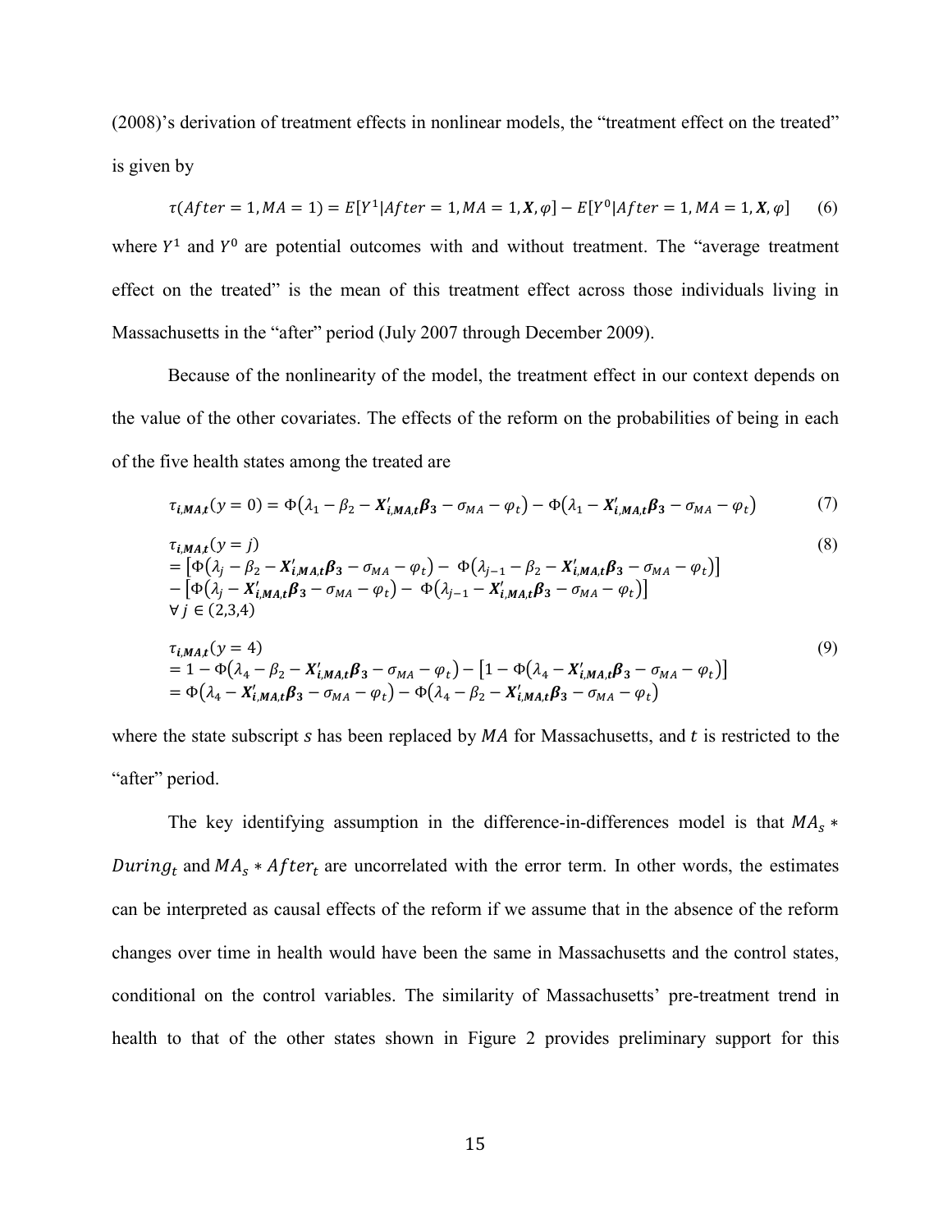(2008)'s derivation of treatment effects in nonlinear models, the "treatment effect on the treated" is given by

$$\tau(After = 1, MA = 1) = E[Y^1 | After = 1, MA = 1, \boldsymbol{X}, \varphi] - E[Y^0 | After = 1, MA = 1, \boldsymbol{X}, \varphi] \quad (6)$$

where $Y^1$ and $Y^0$ are potential outcomes with and without treatment. The "average treatment effect on the treated" is the mean of this treatment effect across those individuals living in Massachusetts in the "after" period (July 2007 through December 2009).

Because of the nonlinearity of the model, the treatment effect in our context depends on the value of the other covariates. The effects of the reform on the probabilities of being in each of the five health states among the treated are

$$\tau_{i,\boldsymbol{MA},t}(y = 0) = \Phi\left(\lambda_1 - \beta_2 - \boldsymbol{X}'_{i,\boldsymbol{MA},t}\boldsymbol{\beta_3} - \sigma_{MA} - \varphi_t\right) - \Phi\left(\lambda_1 - \boldsymbol{X}'_{i,\boldsymbol{MA},t}\boldsymbol{\beta_3} - \sigma_{MA} - \varphi_t\right) \quad (7)$$

$$\begin{aligned} &\tau_{i,\boldsymbol{MA},t}(y = j) \\ &= \left[\Phi\left(\lambda_j - \beta_2 - \boldsymbol{X}'_{i,\boldsymbol{MA},t}\boldsymbol{\beta_3} - \sigma_{MA} - \varphi_t\right) - \Phi\left(\lambda_{j-1} - \beta_2 - \boldsymbol{X}'_{i,\boldsymbol{MA},t}\boldsymbol{\beta_3} - \sigma_{MA} - \varphi_t\right)\right] \\ &- \left[\Phi\left(\lambda_j - \boldsymbol{X}'_{i,\boldsymbol{MA},t}\boldsymbol{\beta_3} - \sigma_{MA} - \varphi_t\right) - \Phi\left(\lambda_{j-1} - \boldsymbol{X}'_{i,\boldsymbol{MA},t}\boldsymbol{\beta_3} - \sigma_{MA} - \varphi_t\right)\right] \\ &\forall\, j \in (2,3,4) \end{aligned} \quad (8)$$

$$\begin{aligned} &\tau_{i,\boldsymbol{MA},t}(y = 4) \\ &= 1 - \Phi\left(\lambda_4 - \beta_2 - \boldsymbol{X}'_{i,\boldsymbol{MA},t}\boldsymbol{\beta_3} - \sigma_{MA} - \varphi_t\right) - \left[1 - \Phi\left(\lambda_4 - \boldsymbol{X}'_{i,\boldsymbol{MA},t}\boldsymbol{\beta_3} - \sigma_{MA} - \varphi_t\right)\right] \\ &= \Phi\left(\lambda_4 - \boldsymbol{X}'_{i,\boldsymbol{MA},t}\boldsymbol{\beta_3} - \sigma_{MA} - \varphi_t\right) - \Phi\left(\lambda_4 - \beta_2 - \boldsymbol{X}'_{i,\boldsymbol{MA},t}\boldsymbol{\beta_3} - \sigma_{MA} - \varphi_t\right) \end{aligned} \quad (9)$$

where the state subscript $s$ has been replaced by $MA$ for Massachusetts, and $t$ is restricted to the "after" period.

The key identifying assumption in the difference-in-differences model is that $MA_s * During_t$ and $MA_s * After_t$ are uncorrelated with the error term. In other words, the estimates can be interpreted as causal effects of the reform if we assume that in the absence of the reform changes over time in health would have been the same in Massachusetts and the control states, conditional on the control variables. The similarity of Massachusetts' pre-treatment trend in health to that of the other states shown in Figure 2 provides preliminary support for this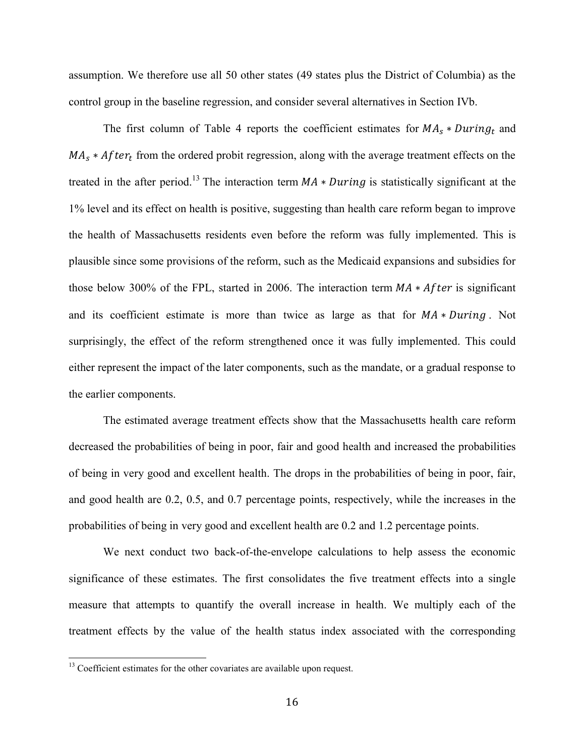assumption. We therefore use all 50 other states (49 states plus the District of Columbia) as the control group in the baseline regression, and consider several alternatives in Section IVb.

The first column of Table 4 reports the coefficient estimates for $MA_s * During_t$ and $MA_s * After_t$ from the ordered probit regression, along with the average treatment effects on the treated in the after period.[13] The interaction term $MA * During$ is statistically significant at the 1% level and its effect on health is positive, suggesting than health care reform began to improve the health of Massachusetts residents even before the reform was fully implemented. This is plausible since some provisions of the reform, such as the Medicaid expansions and subsidies for those below 300% of the FPL, started in 2006. The interaction term $MA * After$ is significant and its coefficient estimate is more than twice as large as that for $MA * During$. Not surprisingly, the effect of the reform strengthened once it was fully implemented. This could either represent the impact of the later components, such as the mandate, or a gradual response to the earlier components.

The estimated average treatment effects show that the Massachusetts health care reform decreased the probabilities of being in poor, fair and good health and increased the probabilities of being in very good and excellent health. The drops in the probabilities of being in poor, fair, and good health are 0.2, 0.5, and 0.7 percentage points, respectively, while the increases in the probabilities of being in very good and excellent health are 0.2 and 1.2 percentage points.

We next conduct two back-of-the-envelope calculations to help assess the economic significance of these estimates. The first consolidates the five treatment effects into a single measure that attempts to quantify the overall increase in health. We multiply each of the treatment effects by the value of the health status index associated with the corresponding

[13] Coefficient estimates for the other covariates are available upon request.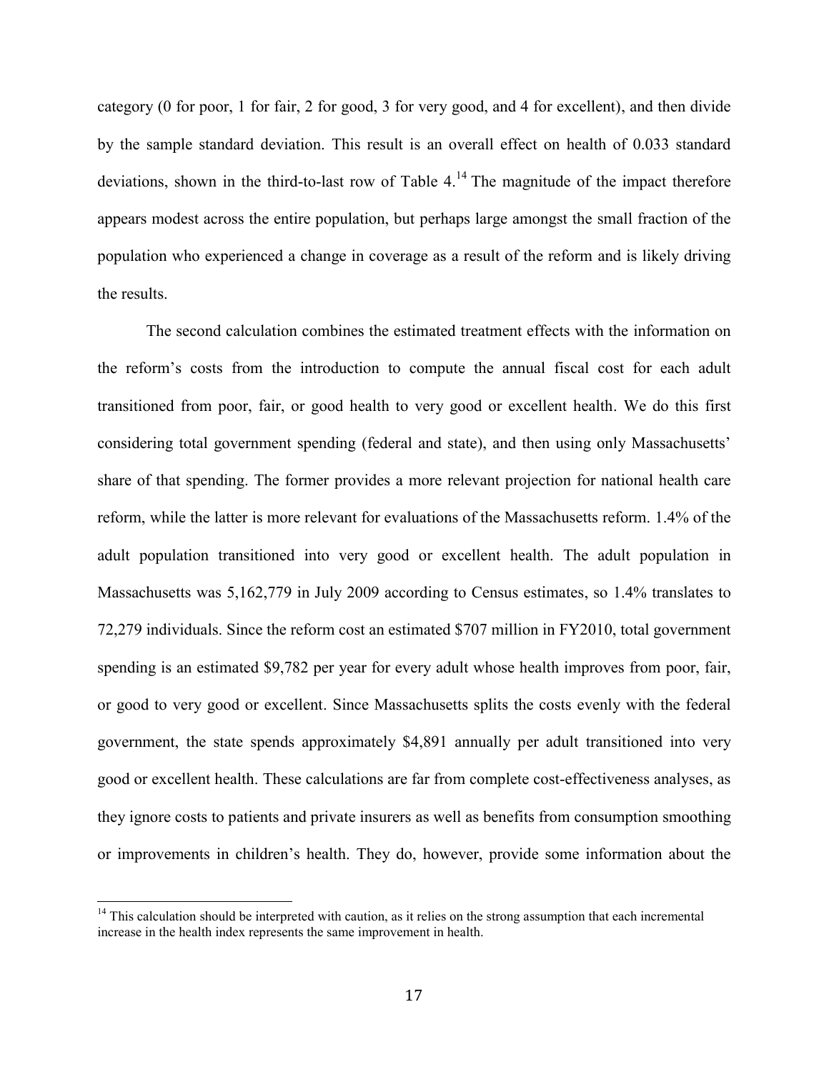category (0 for poor, 1 for fair, 2 for good, 3 for very good, and 4 for excellent), and then divide by the sample standard deviation. This result is an overall effect on health of 0.033 standard deviations, shown in the third-to-last row of Table 4.[14] The magnitude of the impact therefore appears modest across the entire population, but perhaps large amongst the small fraction of the population who experienced a change in coverage as a result of the reform and is likely driving the results.

The second calculation combines the estimated treatment effects with the information on the reform's costs from the introduction to compute the annual fiscal cost for each adult transitioned from poor, fair, or good health to very good or excellent health. We do this first considering total government spending (federal and state), and then using only Massachusetts' share of that spending. The former provides a more relevant projection for national health care reform, while the latter is more relevant for evaluations of the Massachusetts reform. 1.4% of the adult population transitioned into very good or excellent health. The adult population in Massachusetts was 5,162,779 in July 2009 according to Census estimates, so 1.4% translates to 72,279 individuals. Since the reform cost an estimated $707 million in FY2010, total government spending is an estimated $9,782 per year for every adult whose health improves from poor, fair, or good to very good or excellent. Since Massachusetts splits the costs evenly with the federal government, the state spends approximately $4,891 annually per adult transitioned into very good or excellent health. These calculations are far from complete cost-effectiveness analyses, as they ignore costs to patients and private insurers as well as benefits from consumption smoothing or improvements in children's health. They do, however, provide some information about the

[14] This calculation should be interpreted with caution, as it relies on the strong assumption that each incremental increase in the health index represents the same improvement in health.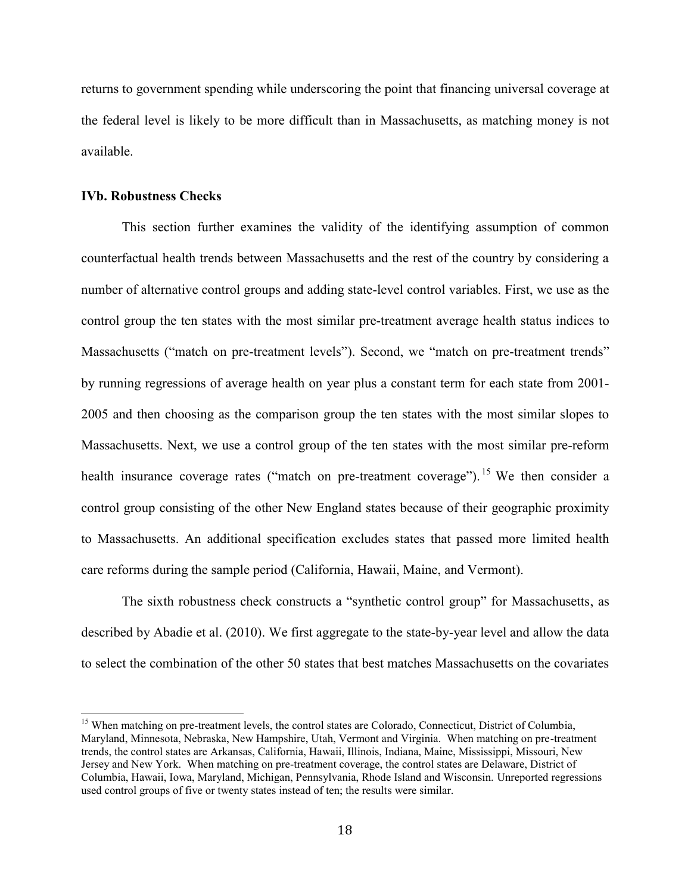returns to government spending while underscoring the point that financing universal coverage at the federal level is likely to be more difficult than in Massachusetts, as matching money is not available.

### IVb. Robustness Checks

This section further examines the validity of the identifying assumption of common counterfactual health trends between Massachusetts and the rest of the country by considering a number of alternative control groups and adding state-level control variables. First, we use as the control group the ten states with the most similar pre-treatment average health status indices to Massachusetts ("match on pre-treatment levels"). Second, we "match on pre-treatment trends" by running regressions of average health on year plus a constant term for each state from 2001-2005 and then choosing as the comparison group the ten states with the most similar slopes to Massachusetts. Next, we use a control group of the ten states with the most similar pre-reform health insurance coverage rates ("match on pre-treatment coverage").[15] We then consider a control group consisting of the other New England states because of their geographic proximity to Massachusetts. An additional specification excludes states that passed more limited health care reforms during the sample period (California, Hawaii, Maine, and Vermont).

The sixth robustness check constructs a "synthetic control group" for Massachusetts, as described by Abadie et al. (2010). We first aggregate to the state-by-year level and allow the data to select the combination of the other 50 states that best matches Massachusetts on the covariates

[15] When matching on pre-treatment levels, the control states are Colorado, Connecticut, District of Columbia, Maryland, Minnesota, Nebraska, New Hampshire, Utah, Vermont and Virginia. When matching on pre-treatment trends, the control states are Arkansas, California, Hawaii, Illinois, Indiana, Maine, Mississippi, Missouri, New Jersey and New York. When matching on pre-treatment coverage, the control states are Delaware, District of Columbia, Hawaii, Iowa, Maryland, Michigan, Pennsylvania, Rhode Island and Wisconsin. Unreported regressions used control groups of five or twenty states instead of ten; the results were similar.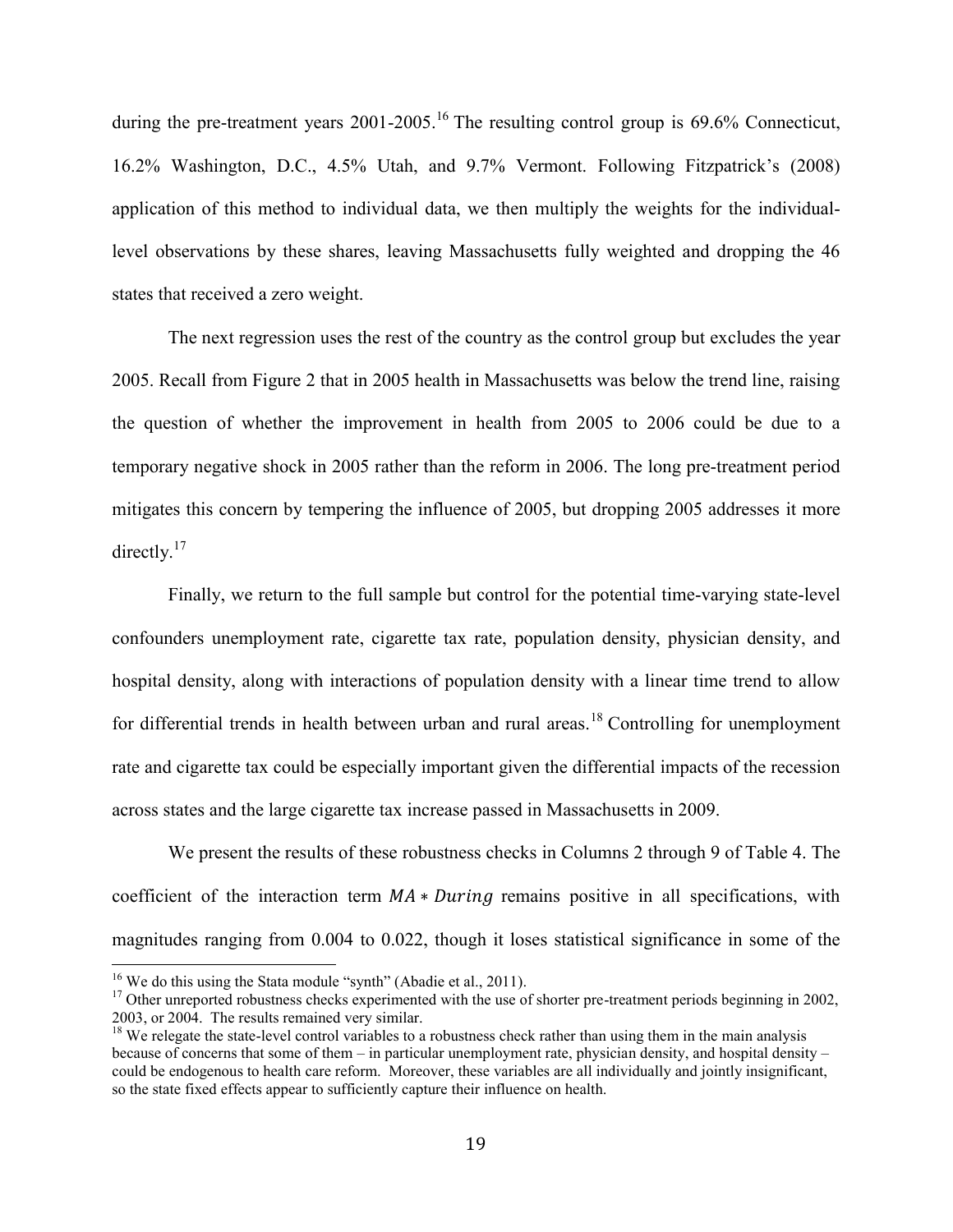during the pre-treatment years 2001-2005.[16] The resulting control group is 69.6% Connecticut, 16.2% Washington, D.C., 4.5% Utah, and 9.7% Vermont. Following Fitzpatrick's (2008) application of this method to individual data, we then multiply the weights for the individual-level observations by these shares, leaving Massachusetts fully weighted and dropping the 46 states that received a zero weight.

The next regression uses the rest of the country as the control group but excludes the year 2005. Recall from Figure 2 that in 2005 health in Massachusetts was below the trend line, raising the question of whether the improvement in health from 2005 to 2006 could be due to a temporary negative shock in 2005 rather than the reform in 2006. The long pre-treatment period mitigates this concern by tempering the influence of 2005, but dropping 2005 addresses it more directly.[17]

Finally, we return to the full sample but control for the potential time-varying state-level confounders unemployment rate, cigarette tax rate, population density, physician density, and hospital density, along with interactions of population density with a linear time trend to allow for differential trends in health between urban and rural areas.[18] Controlling for unemployment rate and cigarette tax could be especially important given the differential impacts of the recession across states and the large cigarette tax increase passed in Massachusetts in 2009.

We present the results of these robustness checks in Columns 2 through 9 of Table 4. The coefficient of the interaction term $MA * During$ remains positive in all specifications, with magnitudes ranging from 0.004 to 0.022, though it loses statistical significance in some of the

[16] We do this using the Stata module "synth" (Abadie et al., 2011).

[17] Other unreported robustness checks experimented with the use of shorter pre-treatment periods beginning in 2002, 2003, or 2004. The results remained very similar.

[18] We relegate the state-level control variables to a robustness check rather than using them in the main analysis because of concerns that some of them – in particular unemployment rate, physician density, and hospital density – could be endogenous to health care reform. Moreover, these variables are all individually and jointly insignificant, so the state fixed effects appear to sufficiently capture their influence on health.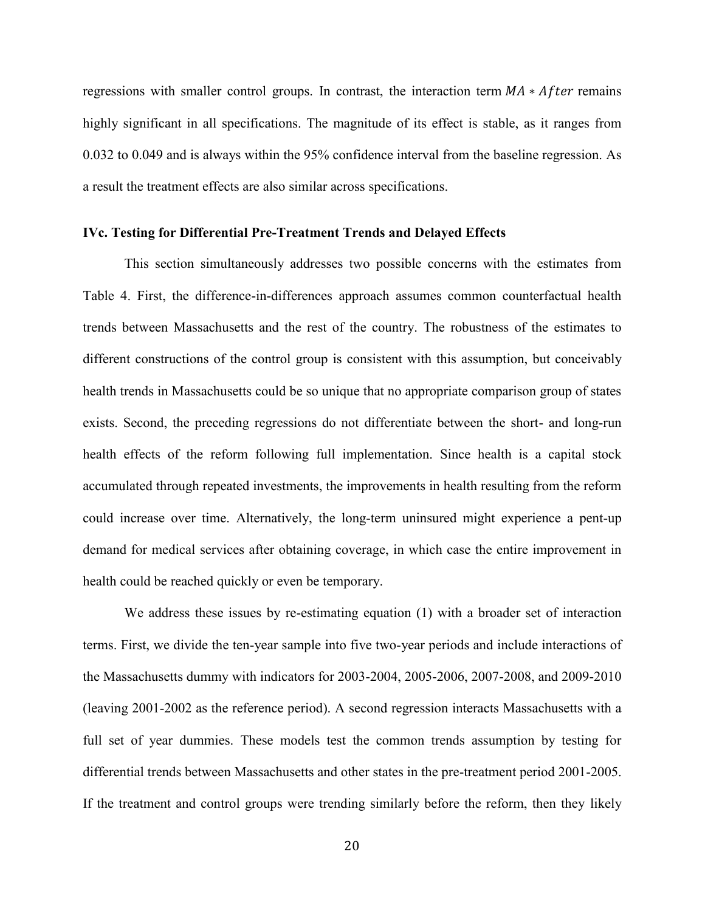regressions with smaller control groups. In contrast, the interaction term $MA * After$ remains highly significant in all specifications. The magnitude of its effect is stable, as it ranges from 0.032 to 0.049 and is always within the 95% confidence interval from the baseline regression. As a result the treatment effects are also similar across specifications.

### IVc. Testing for Differential Pre-Treatment Trends and Delayed Effects

This section simultaneously addresses two possible concerns with the estimates from Table 4. First, the difference-in-differences approach assumes common counterfactual health trends between Massachusetts and the rest of the country. The robustness of the estimates to different constructions of the control group is consistent with this assumption, but conceivably health trends in Massachusetts could be so unique that no appropriate comparison group of states exists. Second, the preceding regressions do not differentiate between the short- and long-run health effects of the reform following full implementation. Since health is a capital stock accumulated through repeated investments, the improvements in health resulting from the reform could increase over time. Alternatively, the long-term uninsured might experience a pent-up demand for medical services after obtaining coverage, in which case the entire improvement in health could be reached quickly or even be temporary.

We address these issues by re-estimating equation (1) with a broader set of interaction terms. First, we divide the ten-year sample into five two-year periods and include interactions of the Massachusetts dummy with indicators for 2003-2004, 2005-2006, 2007-2008, and 2009-2010 (leaving 2001-2002 as the reference period). A second regression interacts Massachusetts with a full set of year dummies. These models test the common trends assumption by testing for differential trends between Massachusetts and other states in the pre-treatment period 2001-2005. If the treatment and control groups were trending similarly before the reform, then they likely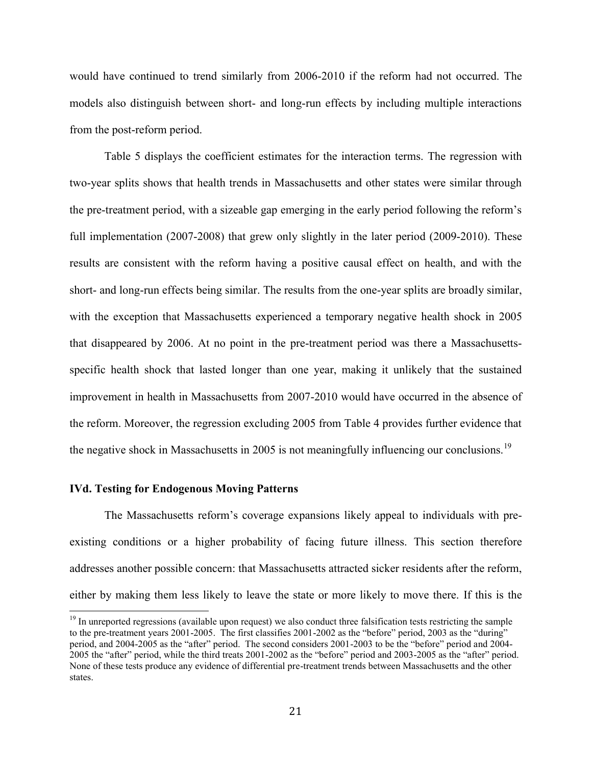would have continued to trend similarly from 2006-2010 if the reform had not occurred. The models also distinguish between short- and long-run effects by including multiple interactions from the post-reform period.

Table 5 displays the coefficient estimates for the interaction terms. The regression with two-year splits shows that health trends in Massachusetts and other states were similar through the pre-treatment period, with a sizeable gap emerging in the early period following the reform's full implementation (2007-2008) that grew only slightly in the later period (2009-2010). These results are consistent with the reform having a positive causal effect on health, and with the short- and long-run effects being similar. The results from the one-year splits are broadly similar, with the exception that Massachusetts experienced a temporary negative health shock in 2005 that disappeared by 2006. At no point in the pre-treatment period was there a Massachusetts-specific health shock that lasted longer than one year, making it unlikely that the sustained improvement in health in Massachusetts from 2007-2010 would have occurred in the absence of the reform. Moreover, the regression excluding 2005 from Table 4 provides further evidence that the negative shock in Massachusetts in 2005 is not meaningfully influencing our conclusions.[19]

### IVd. Testing for Endogenous Moving Patterns

The Massachusetts reform's coverage expansions likely appeal to individuals with pre-existing conditions or a higher probability of facing future illness. This section therefore addresses another possible concern: that Massachusetts attracted sicker residents after the reform, either by making them less likely to leave the state or more likely to move there. If this is the

---

[19] In unreported regressions (available upon request) we also conduct three falsification tests restricting the sample to the pre-treatment years 2001-2005. The first classifies 2001-2002 as the "before" period, 2003 as the "during" period, and 2004-2005 as the "after" period. The second considers 2001-2003 to be the "before" period and 2004-2005 the "after" period, while the third treats 2001-2002 as the "before" period and 2003-2005 as the "after" period. None of these tests produce any evidence of differential pre-treatment trends between Massachusetts and the other states.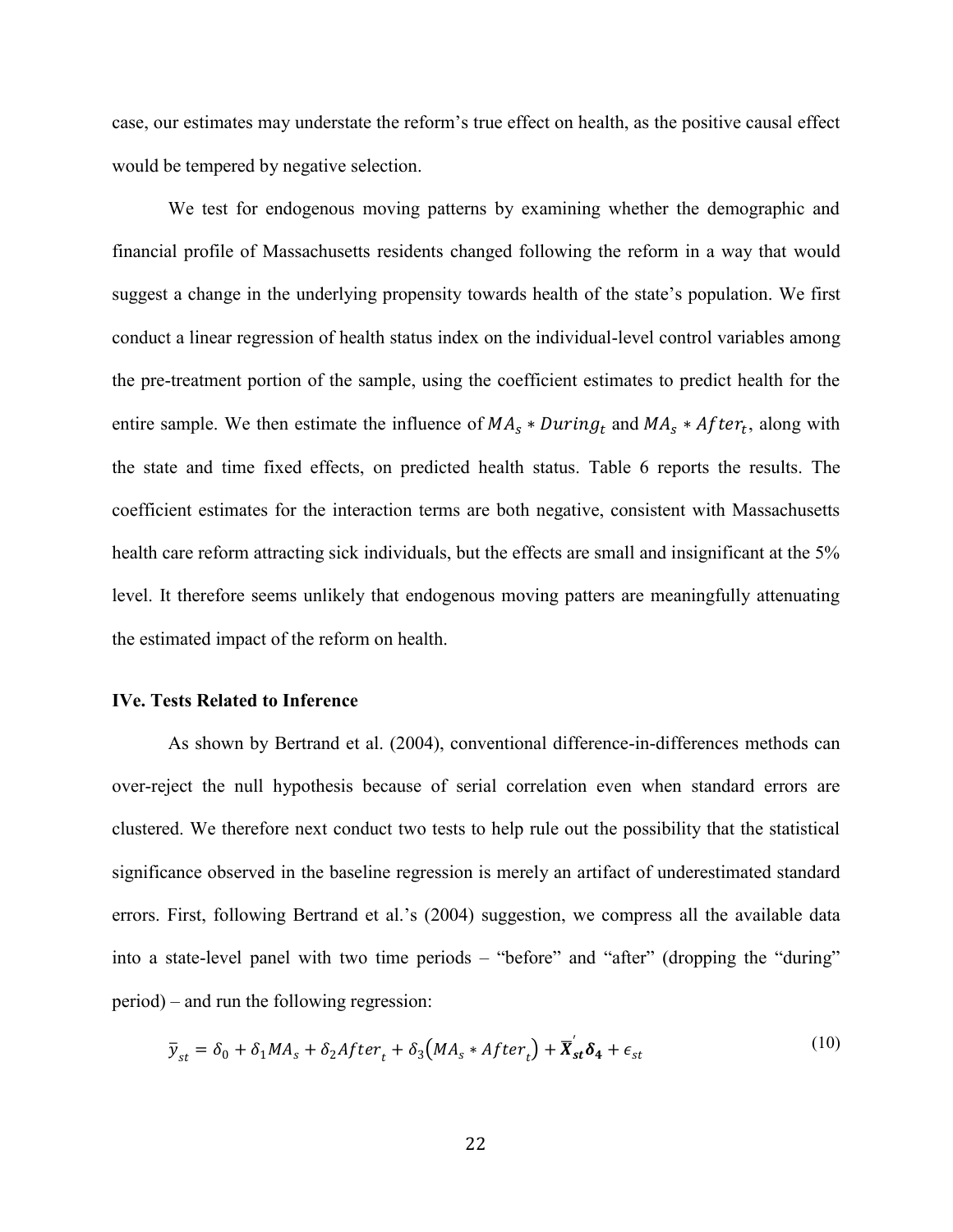case, our estimates may understate the reform's true effect on health, as the positive causal effect would be tempered by negative selection.

We test for endogenous moving patterns by examining whether the demographic and financial profile of Massachusetts residents changed following the reform in a way that would suggest a change in the underlying propensity towards health of the state's population. We first conduct a linear regression of health status index on the individual-level control variables among the pre-treatment portion of the sample, using the coefficient estimates to predict health for the entire sample. We then estimate the influence of $MA_s * During_t$ and $MA_s * After_t$, along with the state and time fixed effects, on predicted health status. Table 6 reports the results. The coefficient estimates for the interaction terms are both negative, consistent with Massachusetts health care reform attracting sick individuals, but the effects are small and insignificant at the 5% level. It therefore seems unlikely that endogenous moving patters are meaningfully attenuating the estimated impact of the reform on health.

**IVe. Tests Related to Inference**

As shown by Bertrand et al. (2004), conventional difference-in-differences methods can over-reject the null hypothesis because of serial correlation even when standard errors are clustered. We therefore next conduct two tests to help rule out the possibility that the statistical significance observed in the baseline regression is merely an artifact of underestimated standard errors. First, following Bertrand et al.'s (2004) suggestion, we compress all the available data into a state-level panel with two time periods – "before" and "after" (dropping the "during" period) – and run the following regression:

$$\bar{y}_{st} = \delta_0 + \delta_1 MA_s + \delta_2 After_t + \delta_3 \left(MA_s * After_t\right) + \overline{\boldsymbol{X}}_{st}^{'} \boldsymbol{\delta_4} + \epsilon_{st} \tag{10}$$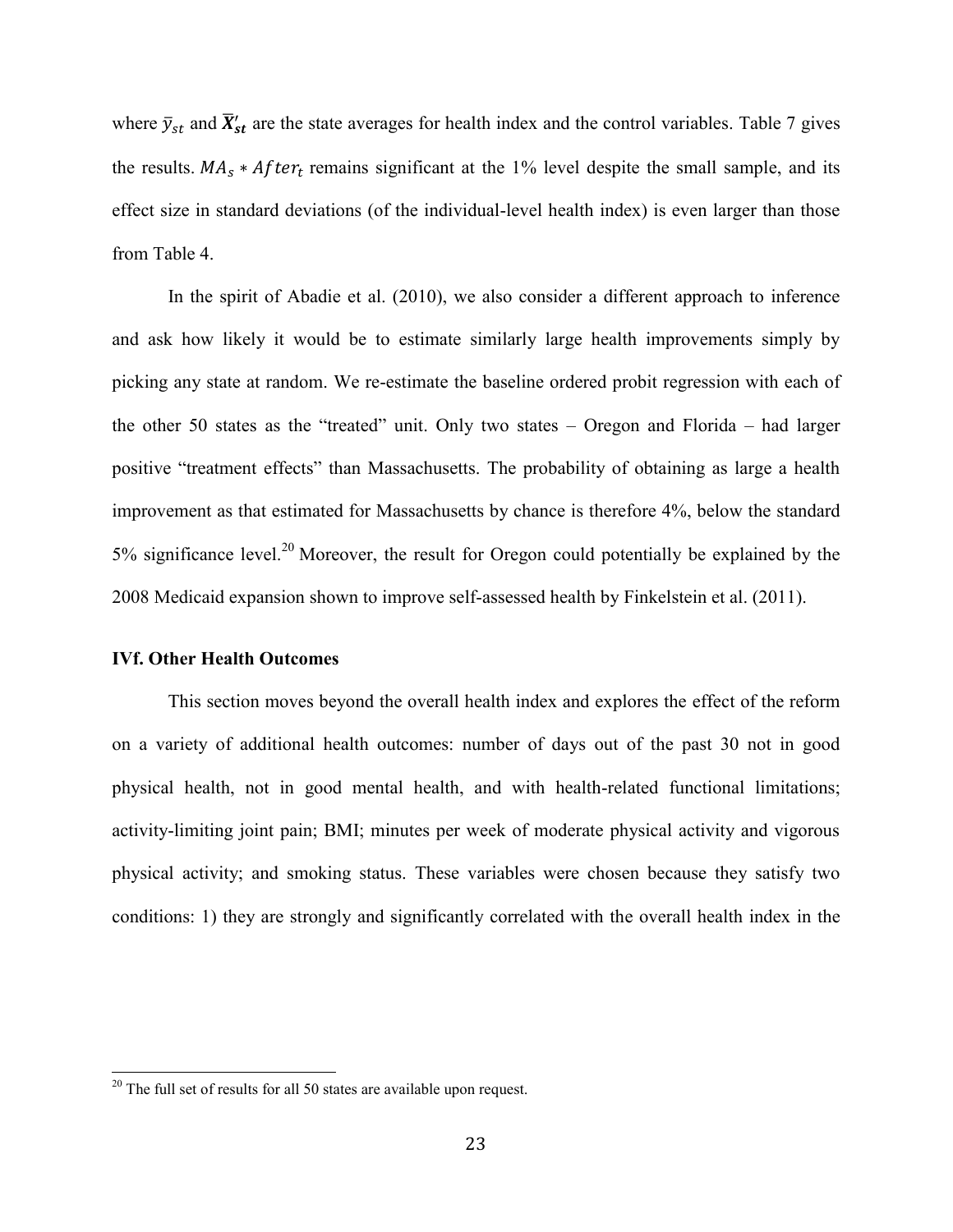where $\bar{y}_{st}$ and $\bar{\boldsymbol{X}}'_{st}$ are the state averages for health index and the control variables. Table 7 gives the results. $MA_s * After_t$ remains significant at the 1% level despite the small sample, and its effect size in standard deviations (of the individual-level health index) is even larger than those from Table 4.

In the spirit of Abadie et al. (2010), we also consider a different approach to inference and ask how likely it would be to estimate similarly large health improvements simply by picking any state at random. We re-estimate the baseline ordered probit regression with each of the other 50 states as the "treated" unit. Only two states – Oregon and Florida – had larger positive "treatment effects" than Massachusetts. The probability of obtaining as large a health improvement as that estimated for Massachusetts by chance is therefore 4%, below the standard 5% significance level.[20] Moreover, the result for Oregon could potentially be explained by the 2008 Medicaid expansion shown to improve self-assessed health by Finkelstein et al. (2011).

### IVf. Other Health Outcomes

This section moves beyond the overall health index and explores the effect of the reform on a variety of additional health outcomes: number of days out of the past 30 not in good physical health, not in good mental health, and with health-related functional limitations; activity-limiting joint pain; BMI; minutes per week of moderate physical activity and vigorous physical activity; and smoking status. These variables were chosen because they satisfy two conditions: 1) they are strongly and significantly correlated with the overall health index in the

[20] The full set of results for all 50 states are available upon request.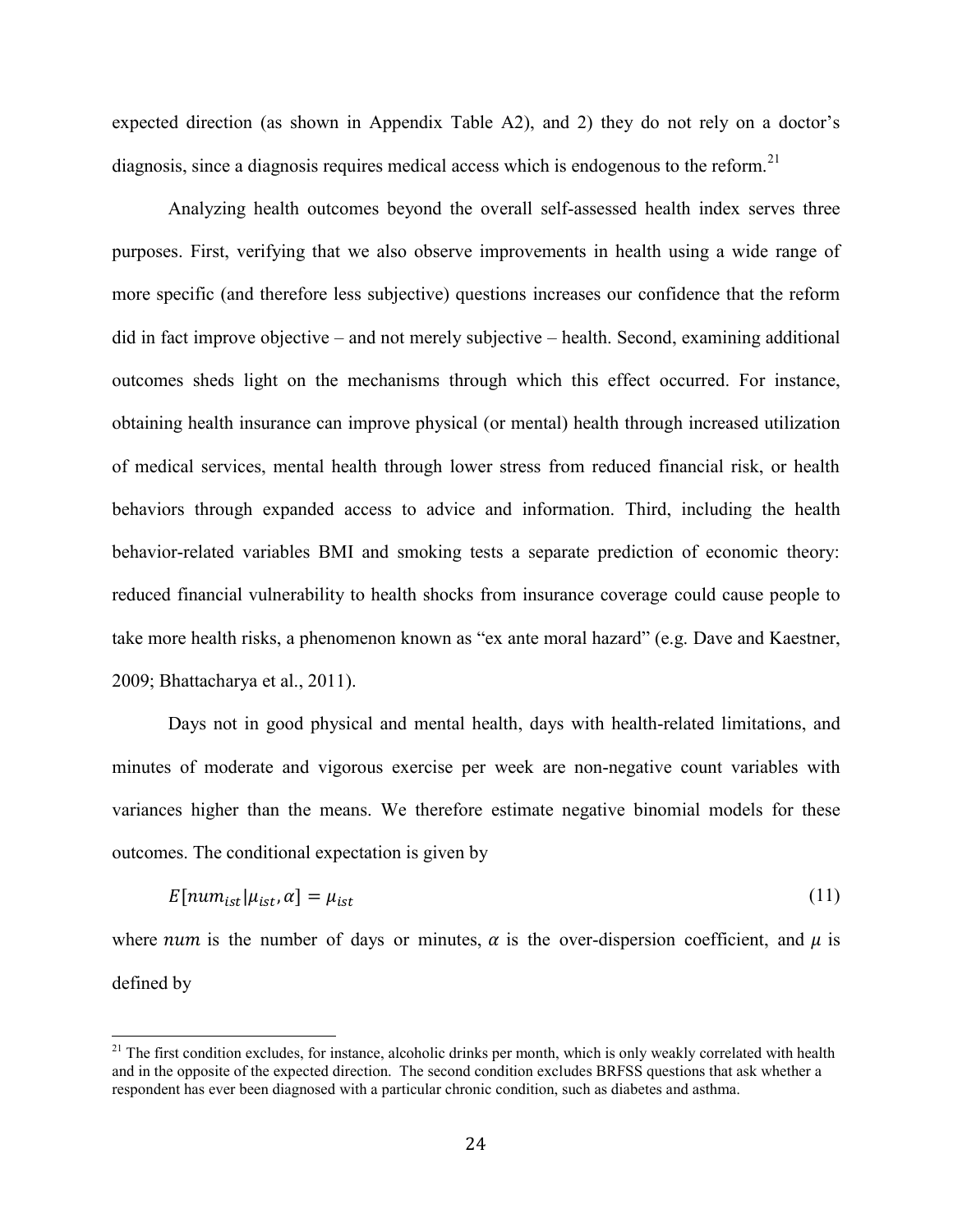expected direction (as shown in Appendix Table A2), and 2) they do not rely on a doctor's diagnosis, since a diagnosis requires medical access which is endogenous to the reform.[21]

Analyzing health outcomes beyond the overall self-assessed health index serves three purposes. First, verifying that we also observe improvements in health using a wide range of more specific (and therefore less subjective) questions increases our confidence that the reform did in fact improve objective – and not merely subjective – health. Second, examining additional outcomes sheds light on the mechanisms through which this effect occurred. For instance, obtaining health insurance can improve physical (or mental) health through increased utilization of medical services, mental health through lower stress from reduced financial risk, or health behaviors through expanded access to advice and information. Third, including the health behavior-related variables BMI and smoking tests a separate prediction of economic theory: reduced financial vulnerability to health shocks from insurance coverage could cause people to take more health risks, a phenomenon known as "ex ante moral hazard" (e.g. Dave and Kaestner, 2009; Bhattacharya et al., 2011).

Days not in good physical and mental health, days with health-related limitations, and minutes of moderate and vigorous exercise per week are non-negative count variables with variances higher than the means. We therefore estimate negative binomial models for these outcomes. The conditional expectation is given by

$$E[num_{ist}|\mu_{ist}, \alpha] = \mu_{ist} \tag{11}$$

where $num$ is the number of days or minutes, $\alpha$ is the over-dispersion coefficient, and $\mu$ is defined by

[21] The first condition excludes, for instance, alcoholic drinks per month, which is only weakly correlated with health and in the opposite of the expected direction. The second condition excludes BRFSS questions that ask whether a respondent has ever been diagnosed with a particular chronic condition, such as diabetes and asthma.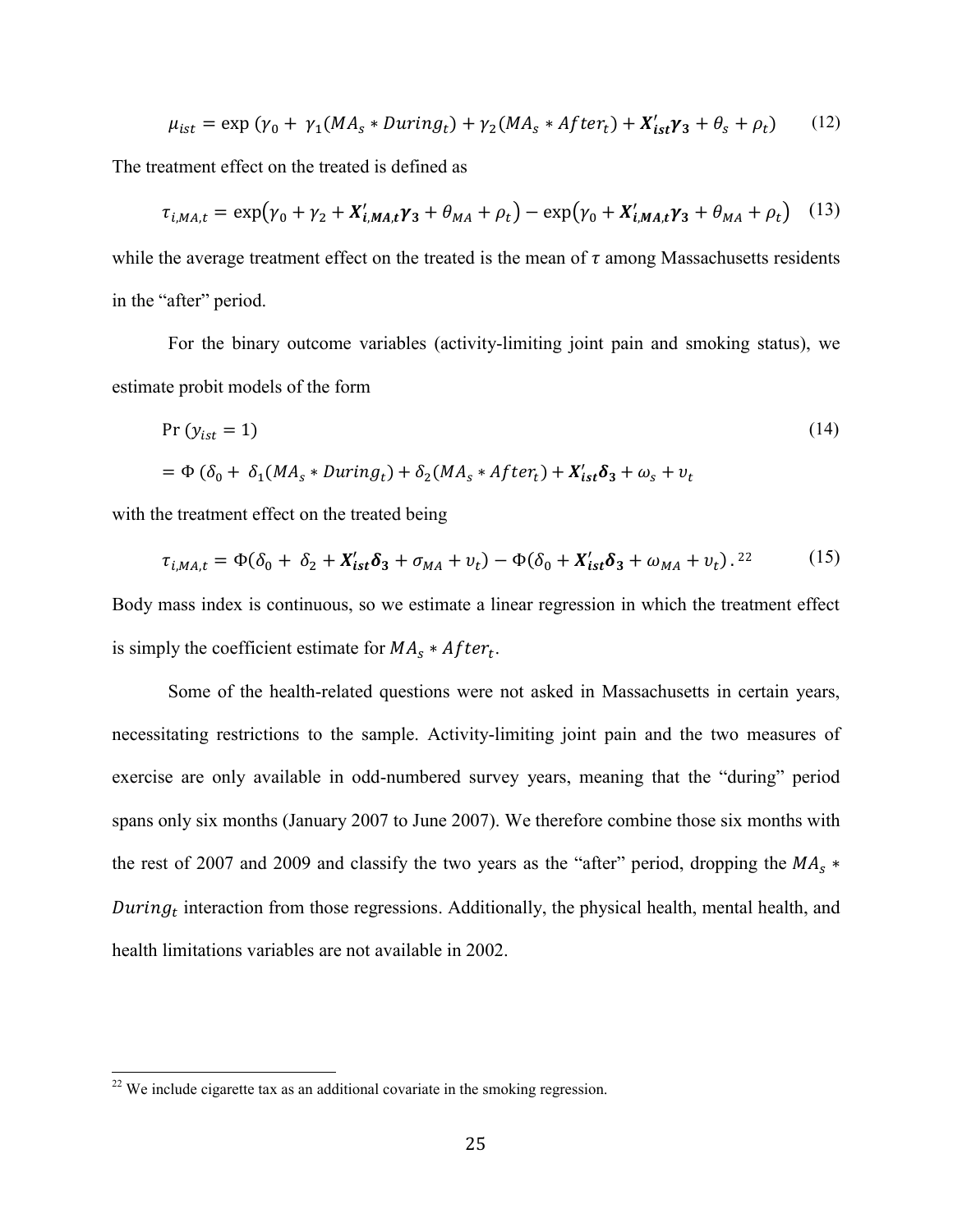$$\mu_{ist} = \exp\left(\gamma_0 + \gamma_1(MA_s * During_t) + \gamma_2(MA_s * After_t) + \boldsymbol{X}'_{ist}\boldsymbol{\gamma_3} + \theta_s + \rho_t\right) \quad (12)$$

The treatment effect on the treated is defined as

$$\tau_{i,MA,t} = \exp\left(\gamma_0 + \gamma_2 + \boldsymbol{X}'_{i,MA,t}\boldsymbol{\gamma_3} + \theta_{MA} + \rho_t\right) - \exp\left(\gamma_0 + \boldsymbol{X}'_{i,MA,t}\boldsymbol{\gamma_3} + \theta_{MA} + \rho_t\right) \quad (13)$$

while the average treatment effect on the treated is the mean of $\tau$ among Massachusetts residents in the "after" period.

For the binary outcome variables (activity-limiting joint pain and smoking status), we estimate probit models of the form

$$\Pr(y_{ist} = 1) \quad (14)$$

$$= \Phi\left(\delta_0 + \delta_1(MA_s * During_t) + \delta_2(MA_s * After_t) + \boldsymbol{X}'_{ist}\boldsymbol{\delta_3} + \omega_s + \upsilon_t\right)$$

with the treatment effect on the treated being

$$\tau_{i,MA,t} = \Phi(\delta_0 + \delta_2 + \boldsymbol{X}'_{ist}\boldsymbol{\delta_3} + \sigma_{MA} + \upsilon_t) - \Phi(\delta_0 + \boldsymbol{X}'_{ist}\boldsymbol{\delta_3} + \omega_{MA} + \upsilon_t)\,.^{22} \quad (15)$$

Body mass index is continuous, so we estimate a linear regression in which the treatment effect is simply the coefficient estimate for $MA_s * After_t$.

Some of the health-related questions were not asked in Massachusetts in certain years, necessitating restrictions to the sample. Activity-limiting joint pain and the two measures of exercise are only available in odd-numbered survey years, meaning that the "during" period spans only six months (January 2007 to June 2007). We therefore combine those six months with the rest of 2007 and 2009 and classify the two years as the "after" period, dropping the $MA_s * During_t$ interaction from those regressions. Additionally, the physical health, mental health, and health limitations variables are not available in 2002.

---

[22] We include cigarette tax as an additional covariate in the smoking regression.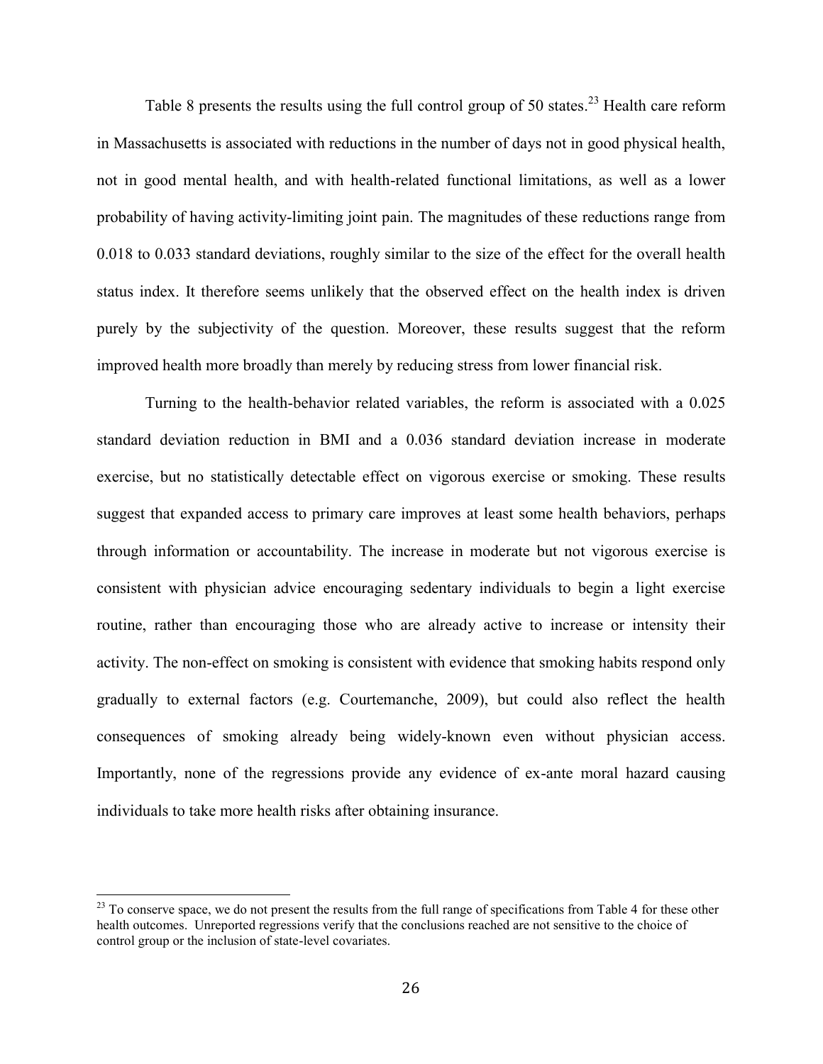Table 8 presents the results using the full control group of 50 states.[23] Health care reform in Massachusetts is associated with reductions in the number of days not in good physical health, not in good mental health, and with health-related functional limitations, as well as a lower probability of having activity-limiting joint pain. The magnitudes of these reductions range from 0.018 to 0.033 standard deviations, roughly similar to the size of the effect for the overall health status index. It therefore seems unlikely that the observed effect on the health index is driven purely by the subjectivity of the question. Moreover, these results suggest that the reform improved health more broadly than merely by reducing stress from lower financial risk.

Turning to the health-behavior related variables, the reform is associated with a 0.025 standard deviation reduction in BMI and a 0.036 standard deviation increase in moderate exercise, but no statistically detectable effect on vigorous exercise or smoking. These results suggest that expanded access to primary care improves at least some health behaviors, perhaps through information or accountability. The increase in moderate but not vigorous exercise is consistent with physician advice encouraging sedentary individuals to begin a light exercise routine, rather than encouraging those who are already active to increase or intensity their activity. The non-effect on smoking is consistent with evidence that smoking habits respond only gradually to external factors (e.g. Courtemanche, 2009), but could also reflect the health consequences of smoking already being widely-known even without physician access. Importantly, none of the regressions provide any evidence of ex-ante moral hazard causing individuals to take more health risks after obtaining insurance.

[23] To conserve space, we do not present the results from the full range of specifications from Table 4 for these other health outcomes. Unreported regressions verify that the conclusions reached are not sensitive to the choice of control group or the inclusion of state-level covariates.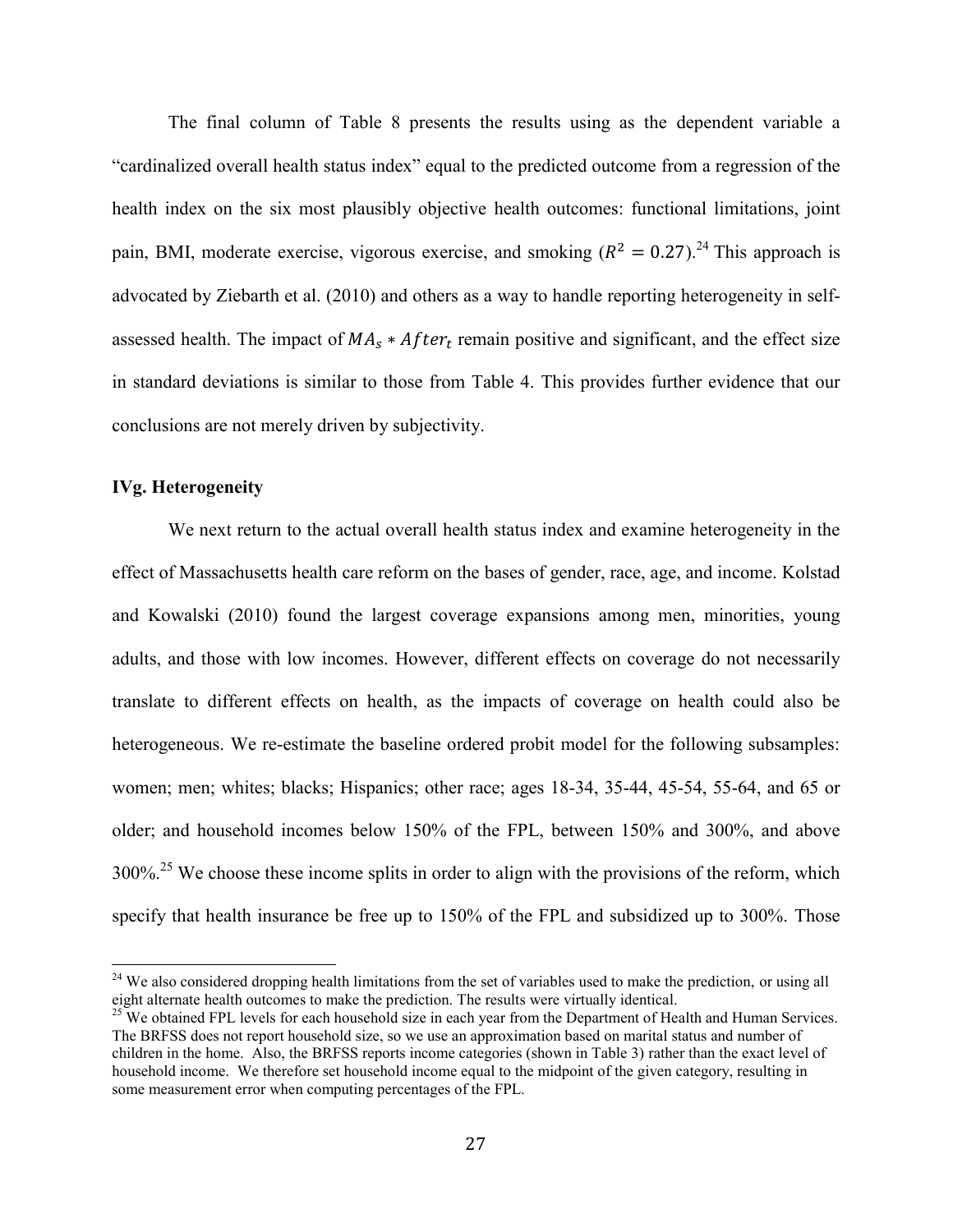The final column of Table 8 presents the results using as the dependent variable a "cardinalized overall health status index" equal to the predicted outcome from a regression of the health index on the six most plausibly objective health outcomes: functional limitations, joint pain, BMI, moderate exercise, vigorous exercise, and smoking ($R^2 = 0.27$).[24] This approach is advocated by Ziebarth et al. (2010) and others as a way to handle reporting heterogeneity in self-assessed health. The impact of $MA_s * After_t$ remain positive and significant, and the effect size in standard deviations is similar to those from Table 4. This provides further evidence that our conclusions are not merely driven by subjectivity.

### IVg. Heterogeneity

We next return to the actual overall health status index and examine heterogeneity in the effect of Massachusetts health care reform on the bases of gender, race, age, and income. Kolstad and Kowalski (2010) found the largest coverage expansions among men, minorities, young adults, and those with low incomes. However, different effects on coverage do not necessarily translate to different effects on health, as the impacts of coverage on health could also be heterogeneous. We re-estimate the baseline ordered probit model for the following subsamples: women; men; whites; blacks; Hispanics; other race; ages 18-34, 35-44, 45-54, 55-64, and 65 or older; and household incomes below 150% of the FPL, between 150% and 300%, and above 300%.[25] We choose these income splits in order to align with the provisions of the reform, which specify that health insurance be free up to 150% of the FPL and subsidized up to 300%. Those

---

[24] We also considered dropping health limitations from the set of variables used to make the prediction, or using all eight alternate health outcomes to make the prediction. The results were virtually identical.

[25] We obtained FPL levels for each household size in each year from the Department of Health and Human Services. The BRFSS does not report household size, so we use an approximation based on marital status and number of children in the home. Also, the BRFSS reports income categories (shown in Table 3) rather than the exact level of household income. We therefore set household income equal to the midpoint of the given category, resulting in some measurement error when computing percentages of the FPL.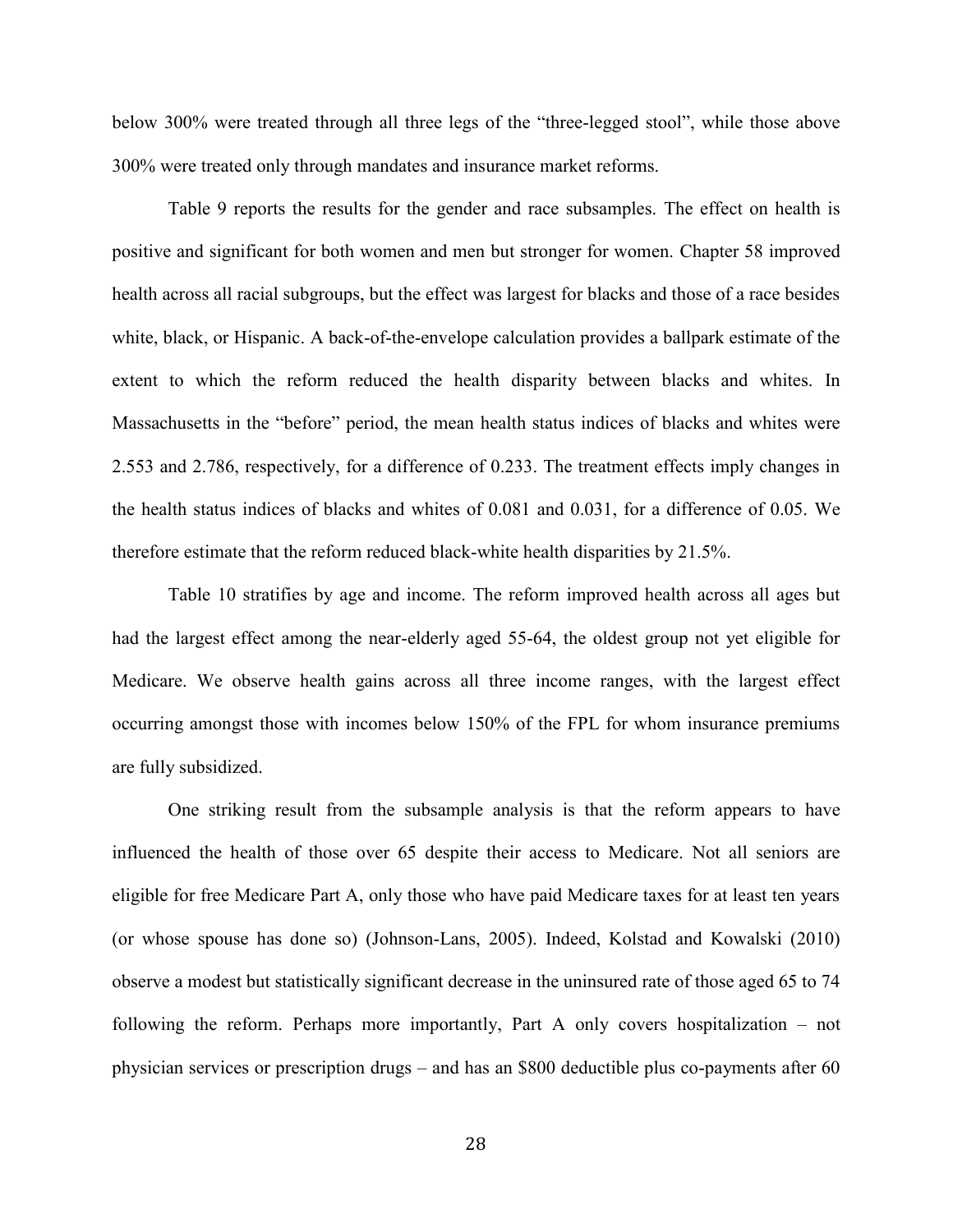below 300% were treated through all three legs of the "three-legged stool", while those above 300% were treated only through mandates and insurance market reforms.

Table 9 reports the results for the gender and race subsamples. The effect on health is positive and significant for both women and men but stronger for women. Chapter 58 improved health across all racial subgroups, but the effect was largest for blacks and those of a race besides white, black, or Hispanic. A back-of-the-envelope calculation provides a ballpark estimate of the extent to which the reform reduced the health disparity between blacks and whites. In Massachusetts in the "before" period, the mean health status indices of blacks and whites were 2.553 and 2.786, respectively, for a difference of 0.233. The treatment effects imply changes in the health status indices of blacks and whites of 0.081 and 0.031, for a difference of 0.05. We therefore estimate that the reform reduced black-white health disparities by 21.5%.

Table 10 stratifies by age and income. The reform improved health across all ages but had the largest effect among the near-elderly aged 55-64, the oldest group not yet eligible for Medicare. We observe health gains across all three income ranges, with the largest effect occurring amongst those with incomes below 150% of the FPL for whom insurance premiums are fully subsidized.

One striking result from the subsample analysis is that the reform appears to have influenced the health of those over 65 despite their access to Medicare. Not all seniors are eligible for free Medicare Part A, only those who have paid Medicare taxes for at least ten years (or whose spouse has done so) (Johnson-Lans, 2005). Indeed, Kolstad and Kowalski (2010) observe a modest but statistically significant decrease in the uninsured rate of those aged 65 to 74 following the reform. Perhaps more importantly, Part A only covers hospitalization – not physician services or prescription drugs – and has an $800 deductible plus co-payments after 60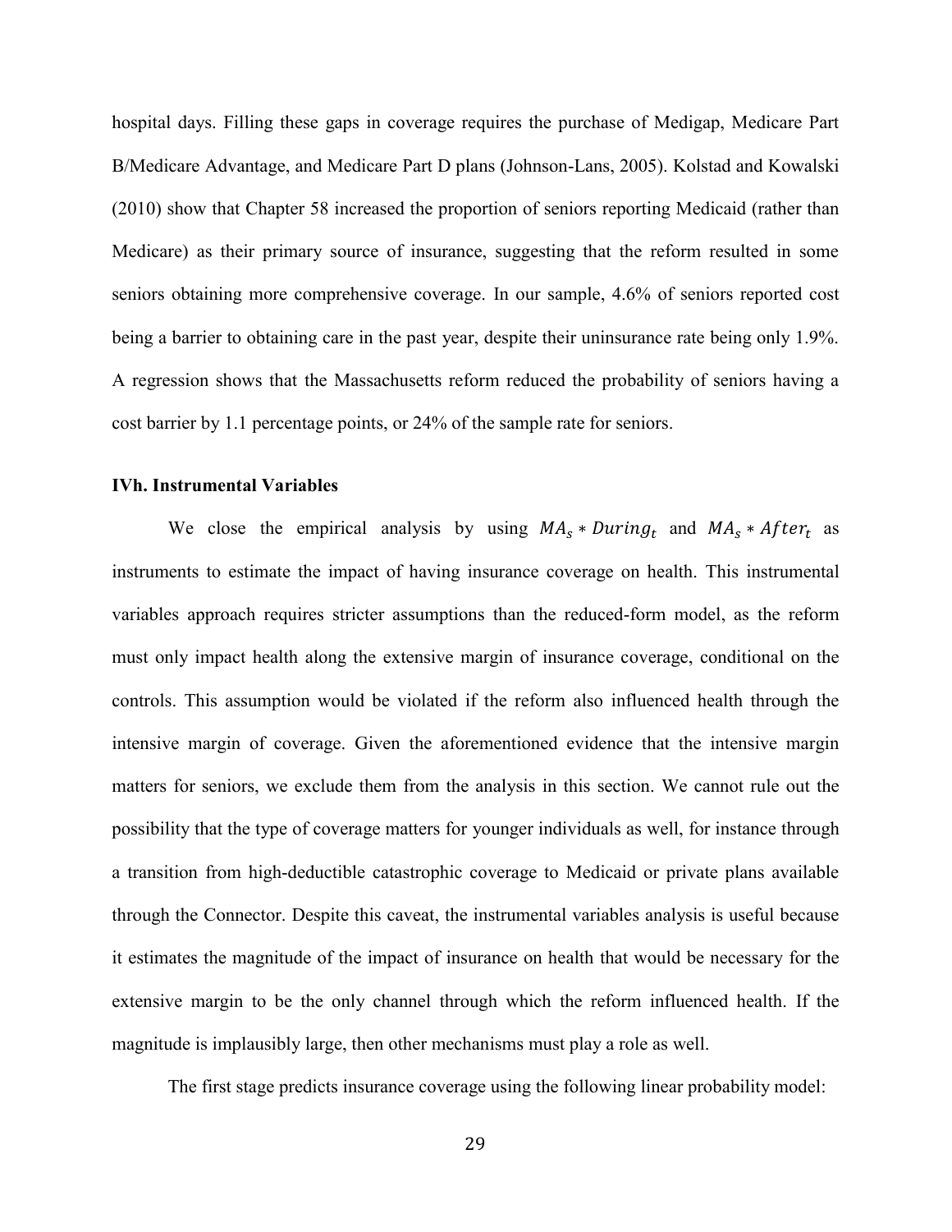hospital days. Filling these gaps in coverage requires the purchase of Medigap, Medicare Part B/Medicare Advantage, and Medicare Part D plans (Johnson-Lans, 2005). Kolstad and Kowalski (2010) show that Chapter 58 increased the proportion of seniors reporting Medicaid (rather than Medicare) as their primary source of insurance, suggesting that the reform resulted in some seniors obtaining more comprehensive coverage. In our sample, 4.6% of seniors reported cost being a barrier to obtaining care in the past year, despite their uninsurance rate being only 1.9%. A regression shows that the Massachusetts reform reduced the probability of seniors having a cost barrier by 1.1 percentage points, or 24% of the sample rate for seniors.

### IVh. Instrumental Variables

We close the empirical analysis by using $MA_s * During_t$ and $MA_s * After_t$ as instruments to estimate the impact of having insurance coverage on health. This instrumental variables approach requires stricter assumptions than the reduced-form model, as the reform must only impact health along the extensive margin of insurance coverage, conditional on the controls. This assumption would be violated if the reform also influenced health through the intensive margin of coverage. Given the aforementioned evidence that the intensive margin matters for seniors, we exclude them from the analysis in this section. We cannot rule out the possibility that the type of coverage matters for younger individuals as well, for instance through a transition from high-deductible catastrophic coverage to Medicaid or private plans available through the Connector. Despite this caveat, the instrumental variables analysis is useful because it estimates the magnitude of the impact of insurance on health that would be necessary for the extensive margin to be the only channel through which the reform influenced health. If the magnitude is implausibly large, then other mechanisms must play a role as well.

The first stage predicts insurance coverage using the following linear probability model: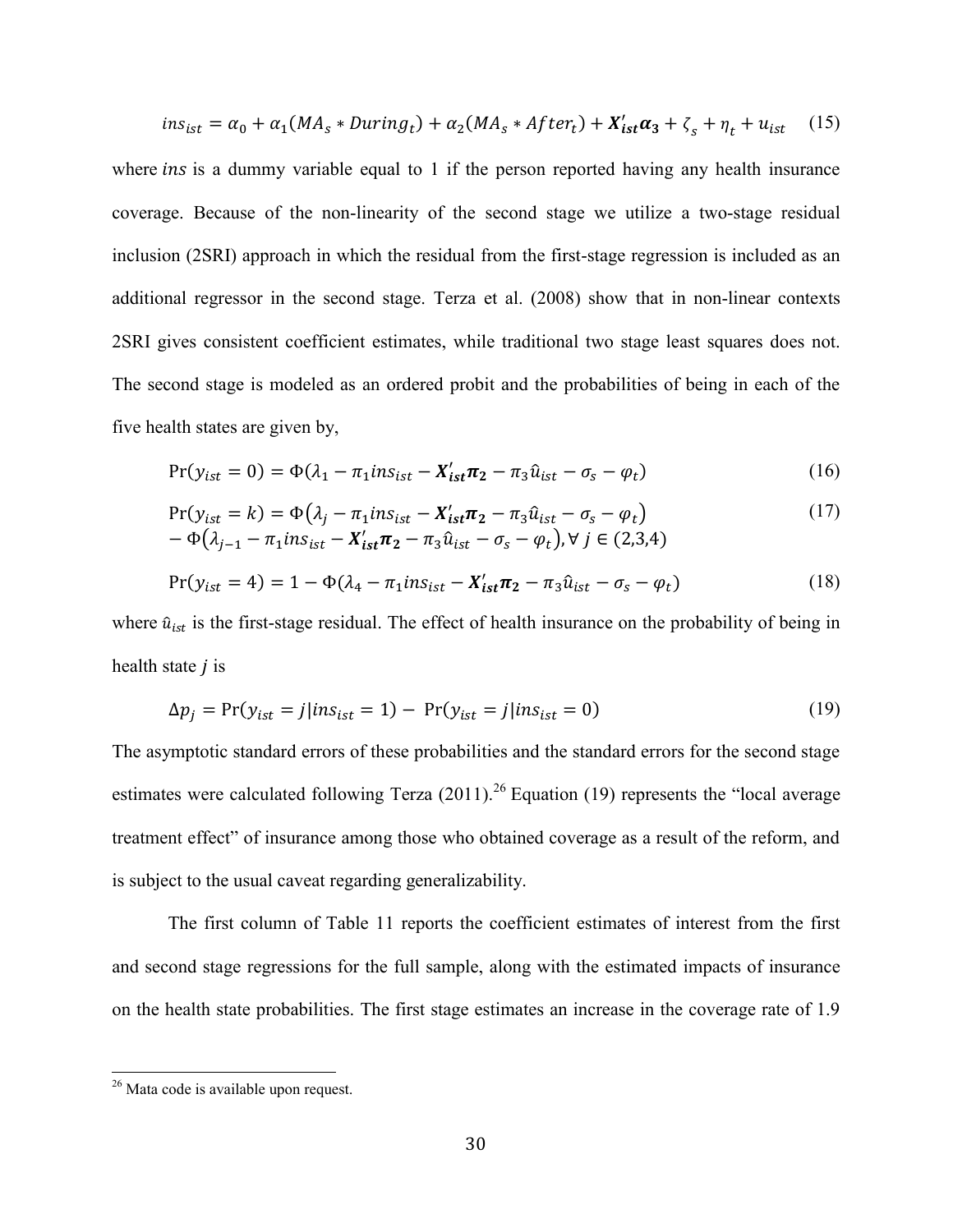$$ins_{ist} = \alpha_0 + \alpha_1(MA_s * During_t) + \alpha_2(MA_s * After_t) + \boldsymbol{X'_{ist}\alpha_3} + \zeta_s + \eta_t + u_{ist} \quad (15)$$

where $ins$ is a dummy variable equal to 1 if the person reported having any health insurance coverage. Because of the non-linearity of the second stage we utilize a two-stage residual inclusion (2SRI) approach in which the residual from the first-stage regression is included as an additional regressor in the second stage. Terza et al. (2008) show that in non-linear contexts 2SRI gives consistent coefficient estimates, while traditional two stage least squares does not. The second stage is modeled as an ordered probit and the probabilities of being in each of the five health states are given by,

$$\Pr(y_{ist} = 0) = \Phi(\lambda_1 - \pi_1 ins_{ist} - \boldsymbol{X'_{ist}\pi_2} - \pi_3 \hat{u}_{ist} - \sigma_s - \varphi_t) \quad (16)$$

$$\Pr(y_{ist} = k) = \Phi(\lambda_j - \pi_1 ins_{ist} - \boldsymbol{X'_{ist}\pi_2} - \pi_3 \hat{u}_{ist} - \sigma_s - \varphi_t) - \Phi(\lambda_{j-1} - \pi_1 ins_{ist} - \boldsymbol{X'_{ist}\pi_2} - \pi_3 \hat{u}_{ist} - \sigma_s - \varphi_t), \forall\, j \in (2,3,4) \quad (17)$$

$$\Pr(y_{ist} = 4) = 1 - \Phi(\lambda_4 - \pi_1 ins_{ist} - \boldsymbol{X'_{ist}\pi_2} - \pi_3 \hat{u}_{ist} - \sigma_s - \varphi_t) \quad (18)$$

where $\hat{u}_{ist}$ is the first-stage residual. The effect of health insurance on the probability of being in health state $j$ is

$$\Delta p_j = \Pr(y_{ist} = j | ins_{ist} = 1) - \Pr(y_{ist} = j | ins_{ist} = 0) \quad (19)$$

The asymptotic standard errors of these probabilities and the standard errors for the second stage estimates were calculated following Terza (2011).[26] Equation (19) represents the "local average treatment effect" of insurance among those who obtained coverage as a result of the reform, and is subject to the usual caveat regarding generalizability.

The first column of Table 11 reports the coefficient estimates of interest from the first and second stage regressions for the full sample, along with the estimated impacts of insurance on the health state probabilities. The first stage estimates an increase in the coverage rate of 1.9

[26] Mata code is available upon request.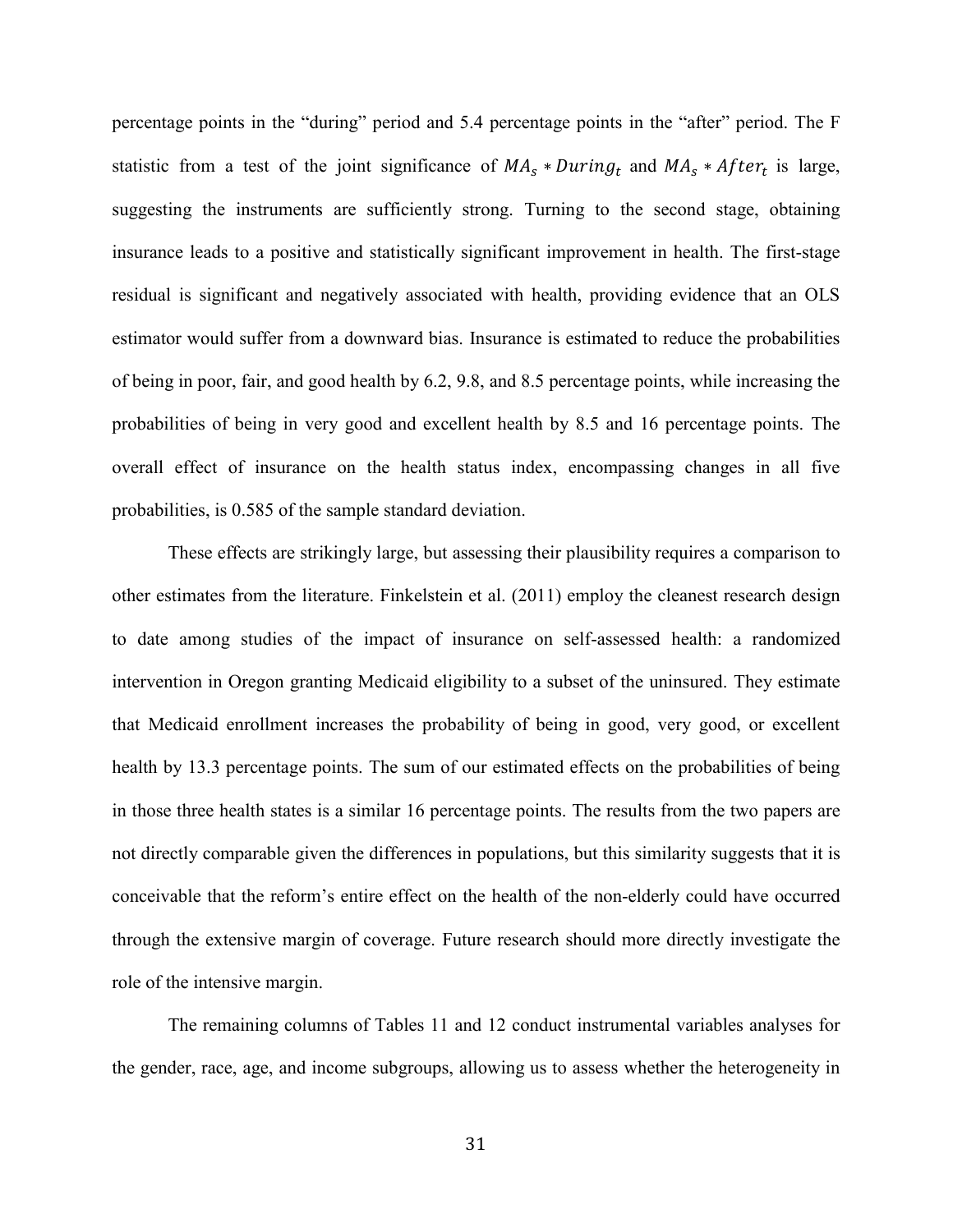percentage points in the "during" period and 5.4 percentage points in the "after" period. The F statistic from a test of the joint significance of $MA_s * During_t$ and $MA_s * After_t$ is large, suggesting the instruments are sufficiently strong. Turning to the second stage, obtaining insurance leads to a positive and statistically significant improvement in health. The first-stage residual is significant and negatively associated with health, providing evidence that an OLS estimator would suffer from a downward bias. Insurance is estimated to reduce the probabilities of being in poor, fair, and good health by 6.2, 9.8, and 8.5 percentage points, while increasing the probabilities of being in very good and excellent health by 8.5 and 16 percentage points. The overall effect of insurance on the health status index, encompassing changes in all five probabilities, is 0.585 of the sample standard deviation.

These effects are strikingly large, but assessing their plausibility requires a comparison to other estimates from the literature. Finkelstein et al. (2011) employ the cleanest research design to date among studies of the impact of insurance on self-assessed health: a randomized intervention in Oregon granting Medicaid eligibility to a subset of the uninsured. They estimate that Medicaid enrollment increases the probability of being in good, very good, or excellent health by 13.3 percentage points. The sum of our estimated effects on the probabilities of being in those three health states is a similar 16 percentage points. The results from the two papers are not directly comparable given the differences in populations, but this similarity suggests that it is conceivable that the reform's entire effect on the health of the non-elderly could have occurred through the extensive margin of coverage. Future research should more directly investigate the role of the intensive margin.

The remaining columns of Tables 11 and 12 conduct instrumental variables analyses for the gender, race, age, and income subgroups, allowing us to assess whether the heterogeneity in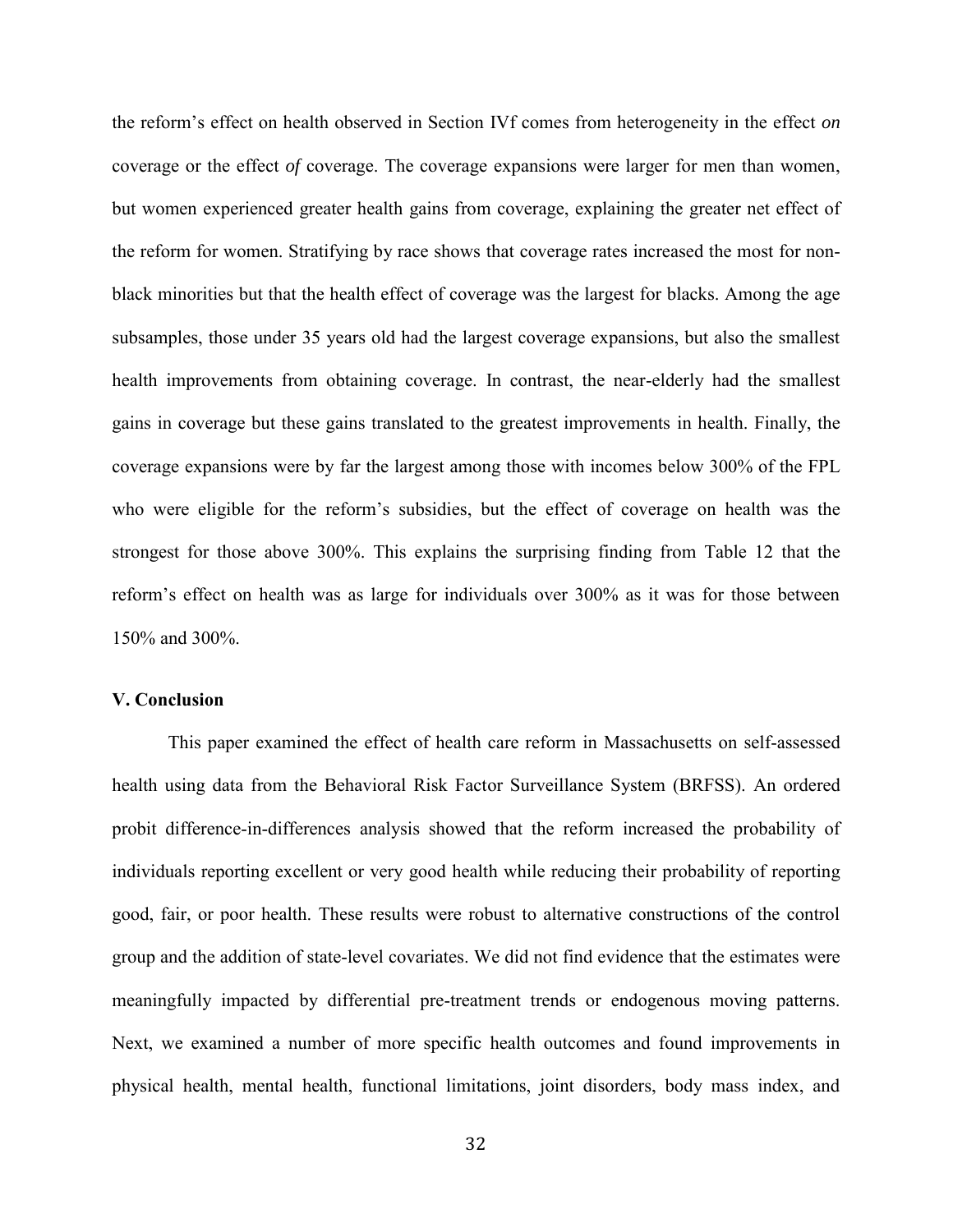the reform's effect on health observed in Section IVf comes from heterogeneity in the effect *on* coverage or the effect *of* coverage. The coverage expansions were larger for men than women, but women experienced greater health gains from coverage, explaining the greater net effect of the reform for women. Stratifying by race shows that coverage rates increased the most for non-black minorities but that the health effect of coverage was the largest for blacks. Among the age subsamples, those under 35 years old had the largest coverage expansions, but also the smallest health improvements from obtaining coverage. In contrast, the near-elderly had the smallest gains in coverage but these gains translated to the greatest improvements in health. Finally, the coverage expansions were by far the largest among those with incomes below 300% of the FPL who were eligible for the reform's subsidies, but the effect of coverage on health was the strongest for those above 300%. This explains the surprising finding from Table 12 that the reform's effect on health was as large for individuals over 300% as it was for those between 150% and 300%.

## V. Conclusion

This paper examined the effect of health care reform in Massachusetts on self-assessed health using data from the Behavioral Risk Factor Surveillance System (BRFSS). An ordered probit difference-in-differences analysis showed that the reform increased the probability of individuals reporting excellent or very good health while reducing their probability of reporting good, fair, or poor health. These results were robust to alternative constructions of the control group and the addition of state-level covariates. We did not find evidence that the estimates were meaningfully impacted by differential pre-treatment trends or endogenous moving patterns. Next, we examined a number of more specific health outcomes and found improvements in physical health, mental health, functional limitations, joint disorders, body mass index, and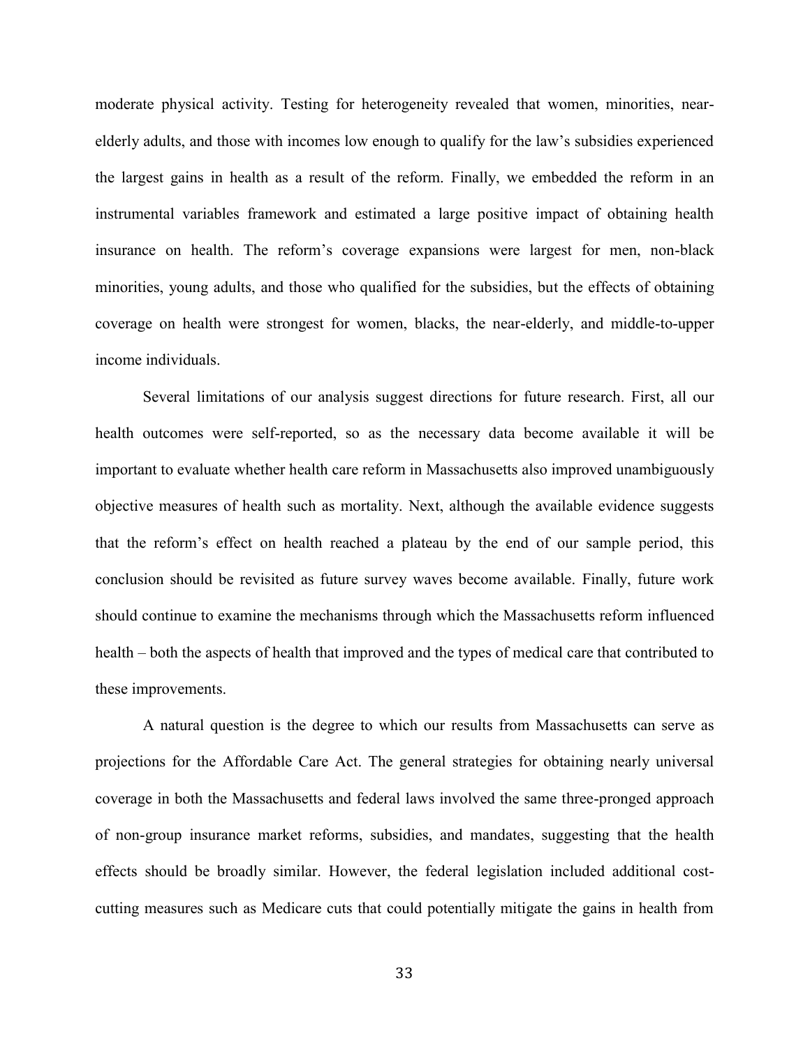moderate physical activity. Testing for heterogeneity revealed that women, minorities, near-elderly adults, and those with incomes low enough to qualify for the law's subsidies experienced the largest gains in health as a result of the reform. Finally, we embedded the reform in an instrumental variables framework and estimated a large positive impact of obtaining health insurance on health. The reform's coverage expansions were largest for men, non-black minorities, young adults, and those who qualified for the subsidies, but the effects of obtaining coverage on health were strongest for women, blacks, the near-elderly, and middle-to-upper income individuals.

Several limitations of our analysis suggest directions for future research. First, all our health outcomes were self-reported, so as the necessary data become available it will be important to evaluate whether health care reform in Massachusetts also improved unambiguously objective measures of health such as mortality. Next, although the available evidence suggests that the reform's effect on health reached a plateau by the end of our sample period, this conclusion should be revisited as future survey waves become available. Finally, future work should continue to examine the mechanisms through which the Massachusetts reform influenced health – both the aspects of health that improved and the types of medical care that contributed to these improvements.

A natural question is the degree to which our results from Massachusetts can serve as projections for the Affordable Care Act. The general strategies for obtaining nearly universal coverage in both the Massachusetts and federal laws involved the same three-pronged approach of non-group insurance market reforms, subsidies, and mandates, suggesting that the health effects should be broadly similar. However, the federal legislation included additional cost-cutting measures such as Medicare cuts that could potentially mitigate the gains in health from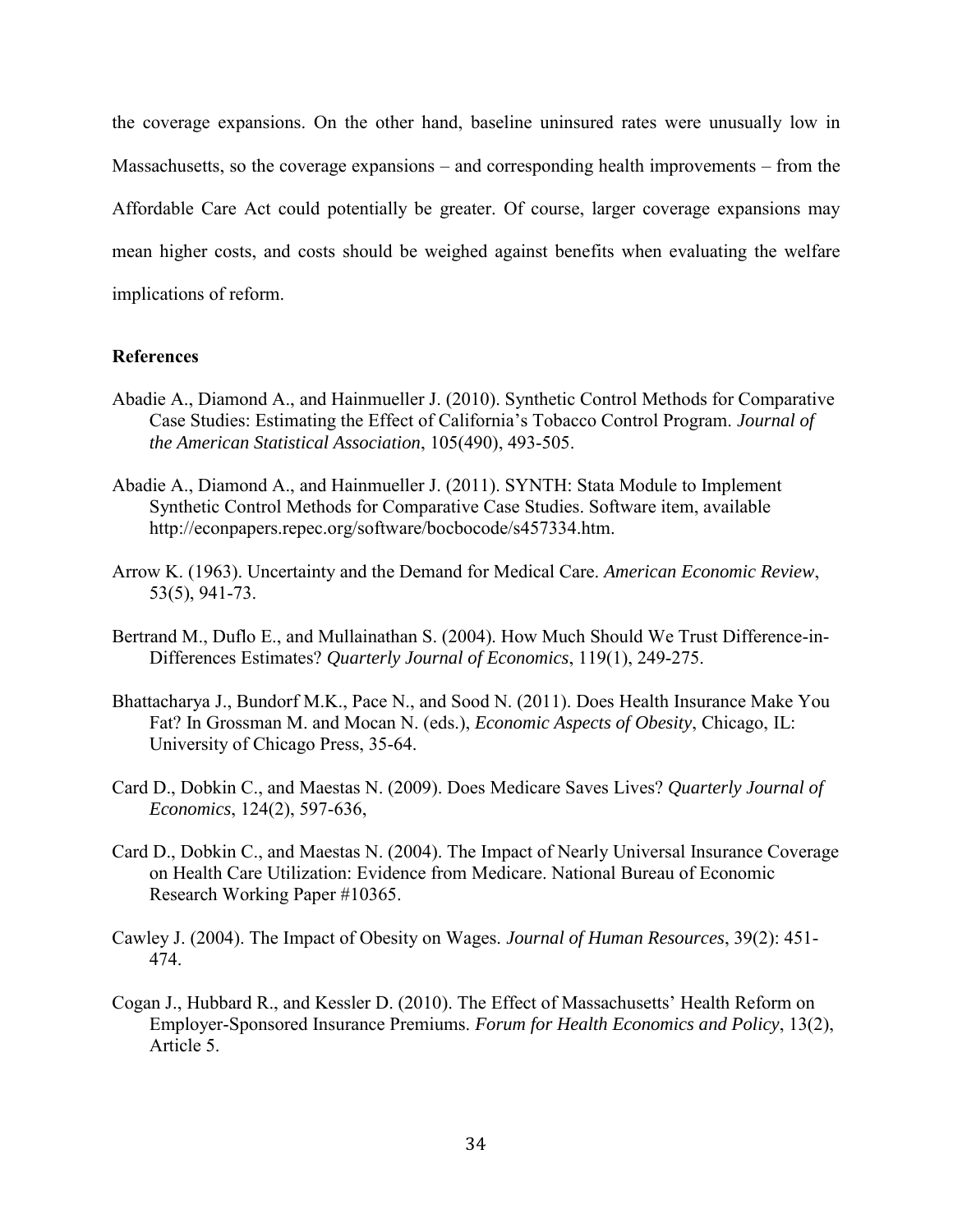the coverage expansions. On the other hand, baseline uninsured rates were unusually low in Massachusetts, so the coverage expansions – and corresponding health improvements – from the Affordable Care Act could potentially be greater. Of course, larger coverage expansions may mean higher costs, and costs should be weighed against benefits when evaluating the welfare implications of reform.

**References**

Abadie A., Diamond A., and Hainmueller J. (2010). Synthetic Control Methods for Comparative Case Studies: Estimating the Effect of California's Tobacco Control Program. *Journal of the American Statistical Association*, 105(490), 493-505.

Abadie A., Diamond A., and Hainmueller J. (2011). SYNTH: Stata Module to Implement Synthetic Control Methods for Comparative Case Studies. Software item, available http://econpapers.repec.org/software/bocbocode/s457334.htm.

Arrow K. (1963). Uncertainty and the Demand for Medical Care. *American Economic Review*, 53(5), 941-73.

Bertrand M., Duflo E., and Mullainathan S. (2004). How Much Should We Trust Difference-in-Differences Estimates? *Quarterly Journal of Economics*, 119(1), 249-275.

Bhattacharya J., Bundorf M.K., Pace N., and Sood N. (2011). Does Health Insurance Make You Fat? In Grossman M. and Mocan N. (eds.), *Economic Aspects of Obesity*, Chicago, IL: University of Chicago Press, 35-64.

Card D., Dobkin C., and Maestas N. (2009). Does Medicare Saves Lives? *Quarterly Journal of Economics*, 124(2), 597-636,

Card D., Dobkin C., and Maestas N. (2004). The Impact of Nearly Universal Insurance Coverage on Health Care Utilization: Evidence from Medicare. National Bureau of Economic Research Working Paper #10365.

Cawley J. (2004). The Impact of Obesity on Wages. *Journal of Human Resources*, 39(2): 451-474.

Cogan J., Hubbard R., and Kessler D. (2010). The Effect of Massachusetts' Health Reform on Employer-Sponsored Insurance Premiums. *Forum for Health Economics and Policy*, 13(2), Article 5.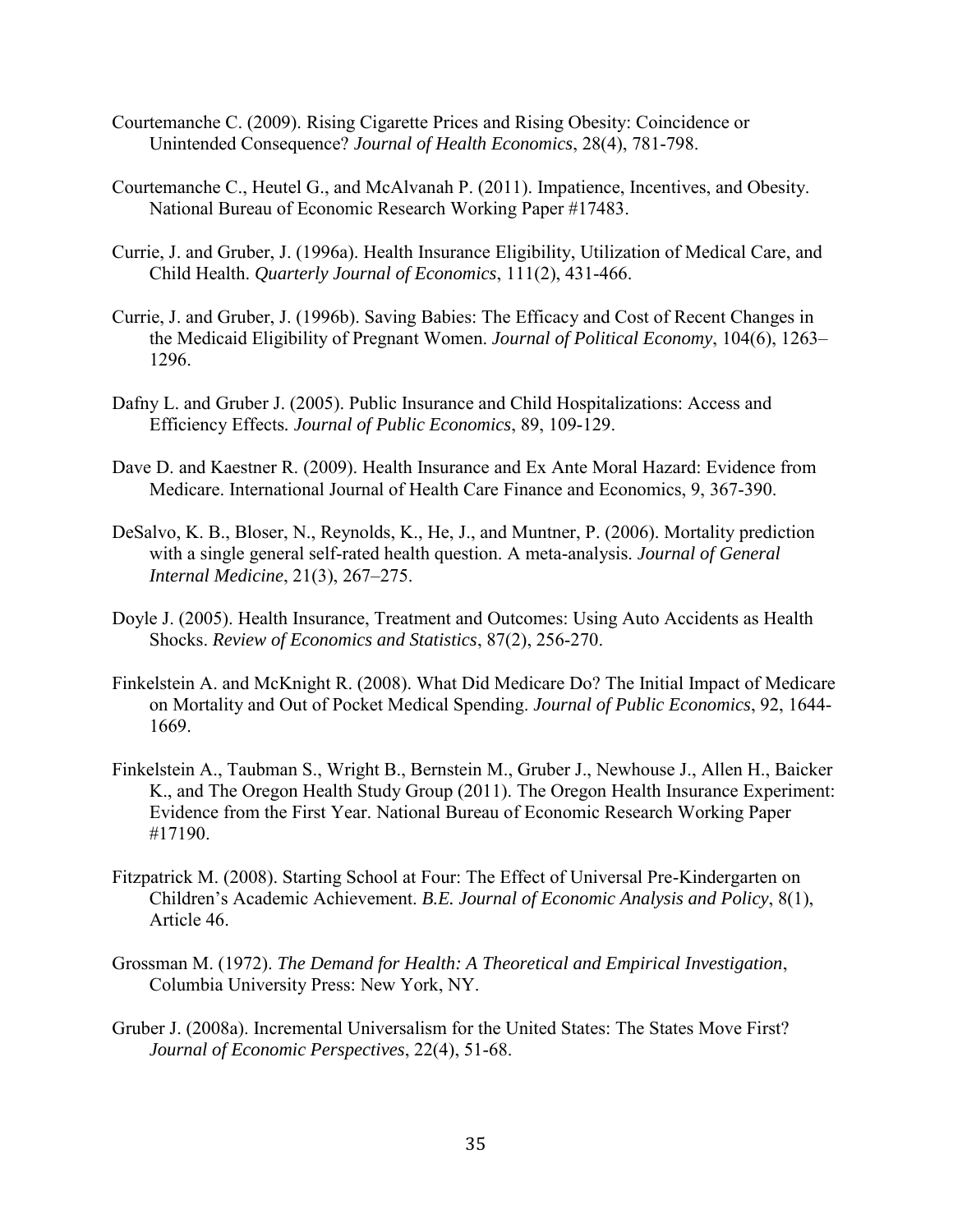Courtemanche C. (2009). Rising Cigarette Prices and Rising Obesity: Coincidence or Unintended Consequence? *Journal of Health Economics*, 28(4), 781-798.

Courtemanche C., Heutel G., and McAlvanah P. (2011). Impatience, Incentives, and Obesity. National Bureau of Economic Research Working Paper #17483.

Currie, J. and Gruber, J. (1996a). Health Insurance Eligibility, Utilization of Medical Care, and Child Health. *Quarterly Journal of Economics*, 111(2), 431-466.

Currie, J. and Gruber, J. (1996b). Saving Babies: The Efficacy and Cost of Recent Changes in the Medicaid Eligibility of Pregnant Women. *Journal of Political Economy*, 104(6), 1263–1296.

Dafny L. and Gruber J. (2005). Public Insurance and Child Hospitalizations: Access and Efficiency Effects*. Journal of Public Economics*, 89, 109-129.

Dave D. and Kaestner R. (2009). Health Insurance and Ex Ante Moral Hazard: Evidence from Medicare. International Journal of Health Care Finance and Economics, 9, 367-390.

DeSalvo, K. B., Bloser, N., Reynolds, K., He, J., and Muntner, P. (2006). Mortality prediction with a single general self-rated health question. A meta-analysis. *Journal of General Internal Medicine*, 21(3), 267–275.

Doyle J. (2005). Health Insurance, Treatment and Outcomes: Using Auto Accidents as Health Shocks. *Review of Economics and Statistics*, 87(2), 256-270.

Finkelstein A. and McKnight R. (2008). What Did Medicare Do? The Initial Impact of Medicare on Mortality and Out of Pocket Medical Spending. *Journal of Public Economics*, 92, 1644-1669.

Finkelstein A., Taubman S., Wright B., Bernstein M., Gruber J., Newhouse J., Allen H., Baicker K., and The Oregon Health Study Group (2011). The Oregon Health Insurance Experiment: Evidence from the First Year. National Bureau of Economic Research Working Paper #17190.

Fitzpatrick M. (2008). Starting School at Four: The Effect of Universal Pre-Kindergarten on Children's Academic Achievement. *B.E. Journal of Economic Analysis and Policy*, 8(1), Article 46.

Grossman M. (1972). *The Demand for Health: A Theoretical and Empirical Investigation*, Columbia University Press: New York, NY.

Gruber J. (2008a). Incremental Universalism for the United States: The States Move First? *Journal of Economic Perspectives*, 22(4), 51-68.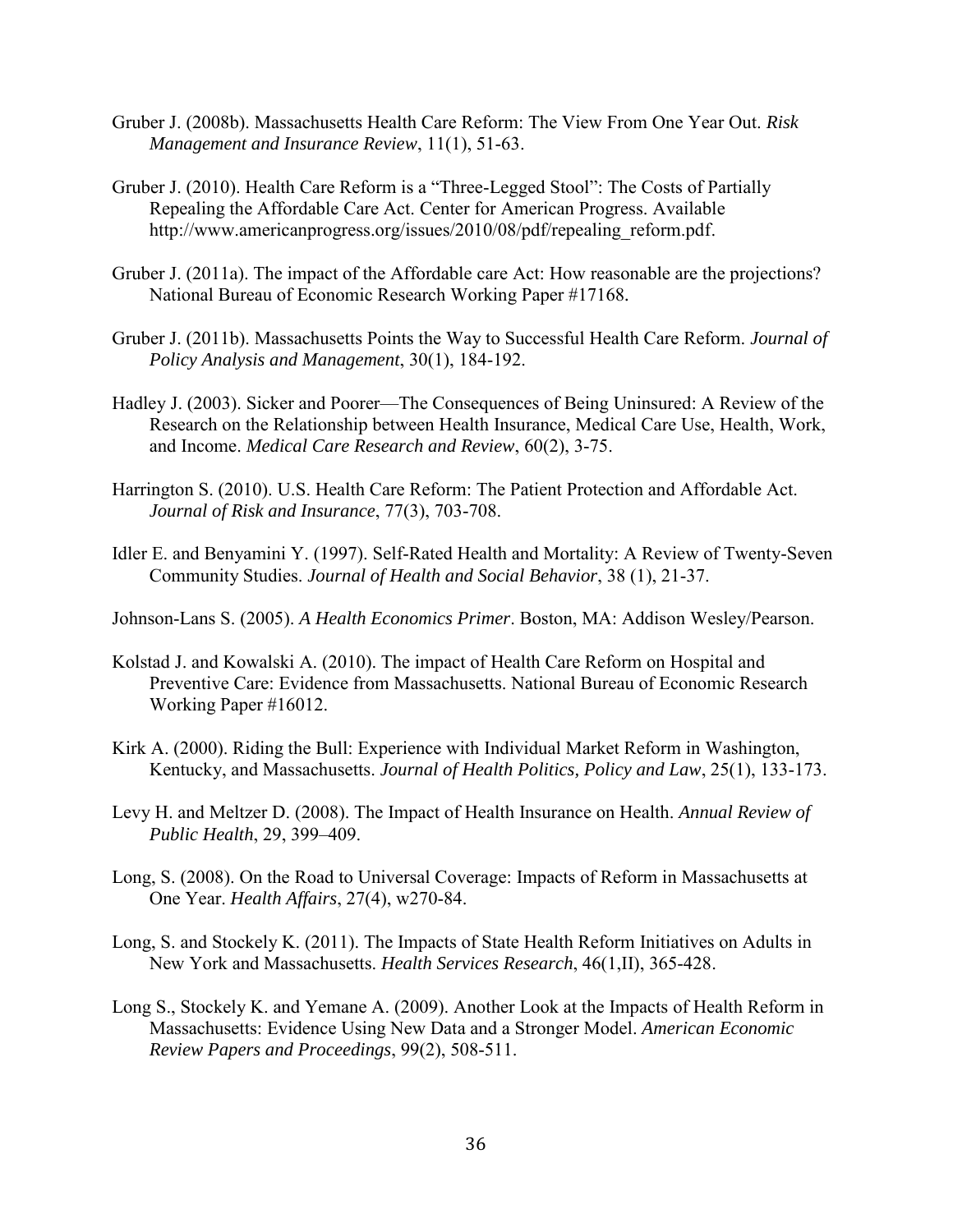Gruber J. (2008b). Massachusetts Health Care Reform: The View From One Year Out. *Risk Management and Insurance Review*, 11(1), 51-63.

Gruber J. (2010). Health Care Reform is a "Three-Legged Stool": The Costs of Partially Repealing the Affordable Care Act. Center for American Progress. Available http://www.americanprogress.org/issues/2010/08/pdf/repealing_reform.pdf.

Gruber J. (2011a). The impact of the Affordable care Act: How reasonable are the projections? National Bureau of Economic Research Working Paper #17168.

Gruber J. (2011b). Massachusetts Points the Way to Successful Health Care Reform. *Journal of Policy Analysis and Management*, 30(1), 184-192.

Hadley J. (2003). Sicker and Poorer—The Consequences of Being Uninsured: A Review of the Research on the Relationship between Health Insurance, Medical Care Use, Health, Work, and Income. *Medical Care Research and Review*, 60(2), 3-75.

Harrington S. (2010). U.S. Health Care Reform: The Patient Protection and Affordable Act. *Journal of Risk and Insurance*, 77(3), 703-708.

Idler E. and Benyamini Y. (1997). Self-Rated Health and Mortality: A Review of Twenty-Seven Community Studies. *Journal of Health and Social Behavior*, 38 (1), 21-37.

Johnson-Lans S. (2005). *A Health Economics Primer*. Boston, MA: Addison Wesley/Pearson.

Kolstad J. and Kowalski A. (2010). The impact of Health Care Reform on Hospital and Preventive Care: Evidence from Massachusetts. National Bureau of Economic Research Working Paper #16012.

Kirk A. (2000). Riding the Bull: Experience with Individual Market Reform in Washington, Kentucky, and Massachusetts. *Journal of Health Politics, Policy and Law*, 25(1), 133-173.

Levy H. and Meltzer D. (2008). The Impact of Health Insurance on Health. *Annual Review of Public Health*, 29, 399–409.

Long, S. (2008). On the Road to Universal Coverage: Impacts of Reform in Massachusetts at One Year. *Health Affairs*, 27(4), w270-84.

Long, S. and Stockely K. (2011). The Impacts of State Health Reform Initiatives on Adults in New York and Massachusetts. *Health Services Research*, 46(1,II), 365-428.

Long S., Stockely K. and Yemane A. (2009). Another Look at the Impacts of Health Reform in Massachusetts: Evidence Using New Data and a Stronger Model. *American Economic Review Papers and Proceedings*, 99(2), 508-511.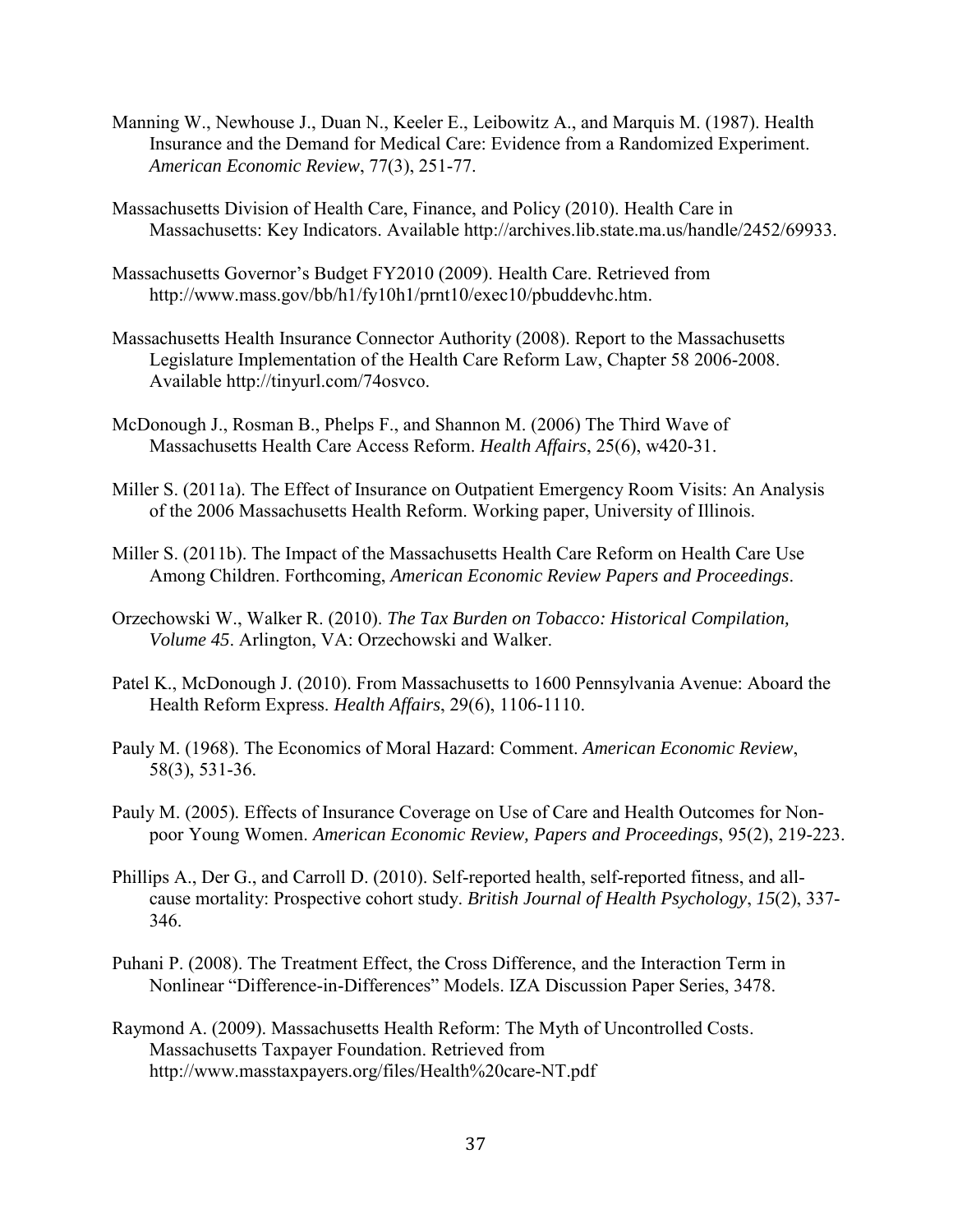Manning W., Newhouse J., Duan N., Keeler E., Leibowitz A., and Marquis M. (1987). Health Insurance and the Demand for Medical Care: Evidence from a Randomized Experiment. *American Economic Review*, 77(3), 251-77.

Massachusetts Division of Health Care, Finance, and Policy (2010). Health Care in Massachusetts: Key Indicators. Available http://archives.lib.state.ma.us/handle/2452/69933.

Massachusetts Governor's Budget FY2010 (2009). Health Care. Retrieved from http://www.mass.gov/bb/h1/fy10h1/prnt10/exec10/pbuddevhc.htm.

Massachusetts Health Insurance Connector Authority (2008). Report to the Massachusetts Legislature Implementation of the Health Care Reform Law, Chapter 58 2006-2008. Available http://tinyurl.com/74osvco.

McDonough J., Rosman B., Phelps F., and Shannon M. (2006) The Third Wave of Massachusetts Health Care Access Reform. *Health Affairs*, 25(6), w420-31.

Miller S. (2011a). The Effect of Insurance on Outpatient Emergency Room Visits: An Analysis of the 2006 Massachusetts Health Reform. Working paper, University of Illinois.

Miller S. (2011b). The Impact of the Massachusetts Health Care Reform on Health Care Use Among Children. Forthcoming, *American Economic Review Papers and Proceedings*.

Orzechowski W., Walker R. (2010). *The Tax Burden on Tobacco: Historical Compilation, Volume 45*. Arlington, VA: Orzechowski and Walker.

Patel K., McDonough J. (2010). From Massachusetts to 1600 Pennsylvania Avenue: Aboard the Health Reform Express. *Health Affairs*, 29(6), 1106-1110.

Pauly M. (1968). The Economics of Moral Hazard: Comment. *American Economic Review*, 58(3), 531-36.

Pauly M. (2005). Effects of Insurance Coverage on Use of Care and Health Outcomes for Non-poor Young Women. *American Economic Review, Papers and Proceedings*, 95(2), 219-223.

Phillips A., Der G., and Carroll D. (2010). Self-reported health, self-reported fitness, and all-cause mortality: Prospective cohort study. *British Journal of Health Psychology*, *15*(2), 337-346.

Puhani P. (2008). The Treatment Effect, the Cross Difference, and the Interaction Term in Nonlinear "Difference-in-Differences" Models. IZA Discussion Paper Series, 3478.

Raymond A. (2009). Massachusetts Health Reform: The Myth of Uncontrolled Costs. Massachusetts Taxpayer Foundation. Retrieved from http://www.masstaxpayers.org/files/Health%20care-NT.pdf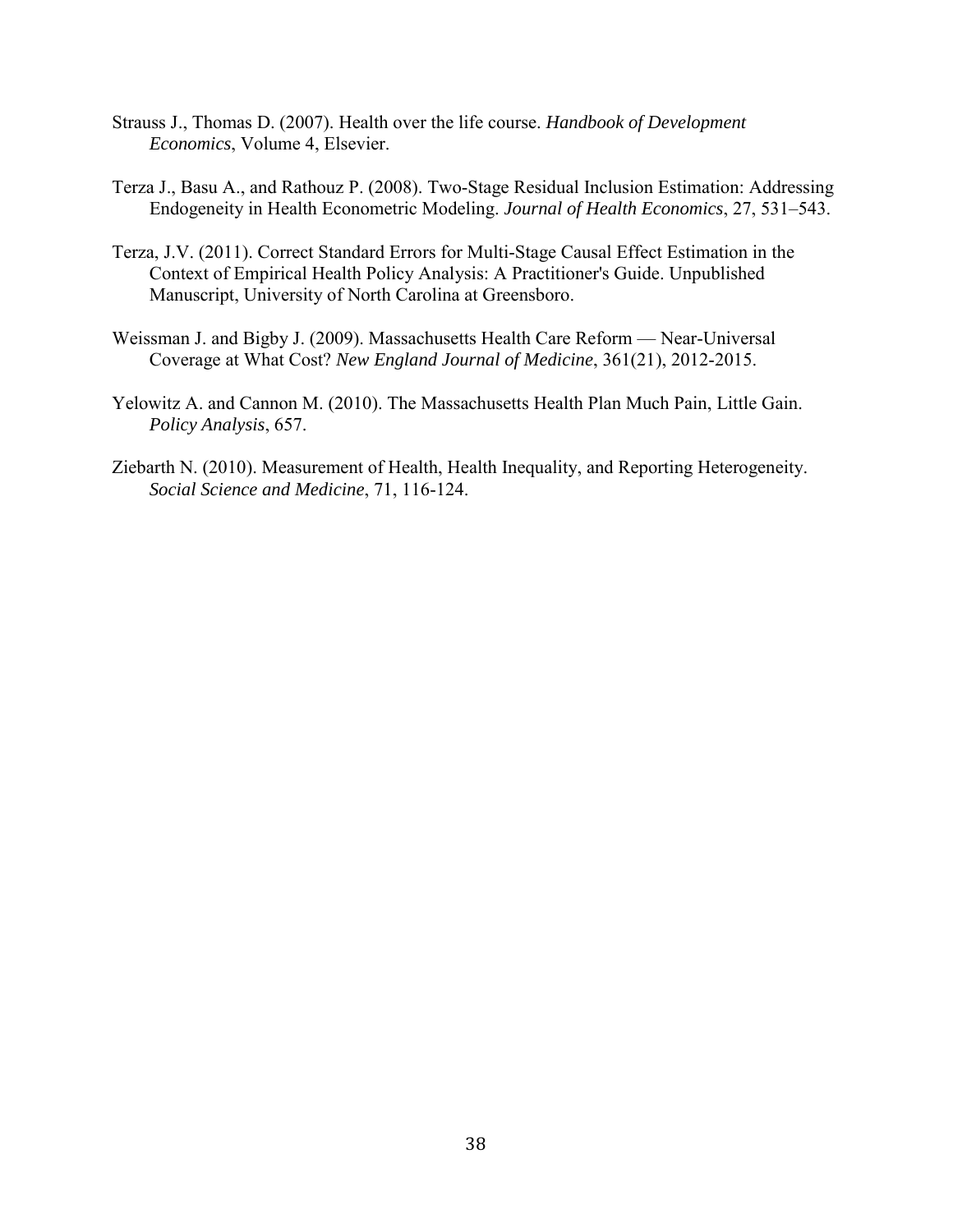Strauss J., Thomas D. (2007). Health over the life course. *Handbook of Development Economics*, Volume 4, Elsevier.

Terza J., Basu A., and Rathouz P. (2008). Two-Stage Residual Inclusion Estimation: Addressing Endogeneity in Health Econometric Modeling. *Journal of Health Economics*, 27, 531–543.

Terza, J.V. (2011). Correct Standard Errors for Multi-Stage Causal Effect Estimation in the Context of Empirical Health Policy Analysis: A Practitioner's Guide. Unpublished Manuscript, University of North Carolina at Greensboro.

Weissman J. and Bigby J. (2009). Massachusetts Health Care Reform — Near-Universal Coverage at What Cost? *New England Journal of Medicine*, 361(21), 2012-2015.

Yelowitz A. and Cannon M. (2010). The Massachusetts Health Plan Much Pain, Little Gain. *Policy Analysis*, 657.

Ziebarth N. (2010). Measurement of Health, Health Inequality, and Reporting Heterogeneity. *Social Science and Medicine*, 71, 116-124.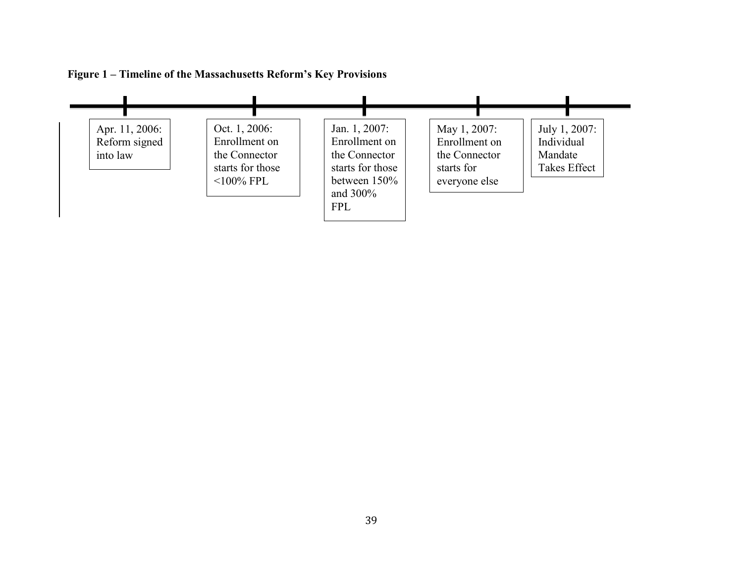**Figure 1 – Timeline of the Massachusetts Reform's Key Provisions**

- Apr. 11, 2006: Reform signed into law
- Oct. 1, 2006: Enrollment on the Connector starts for those <100% FPL
- Jan. 1, 2007: Enrollment on the Connector starts for those between 150% and 300% FPL
- May 1, 2007: Enrollment on the Connector starts for everyone else
- July 1, 2007: Individual Mandate Takes Effect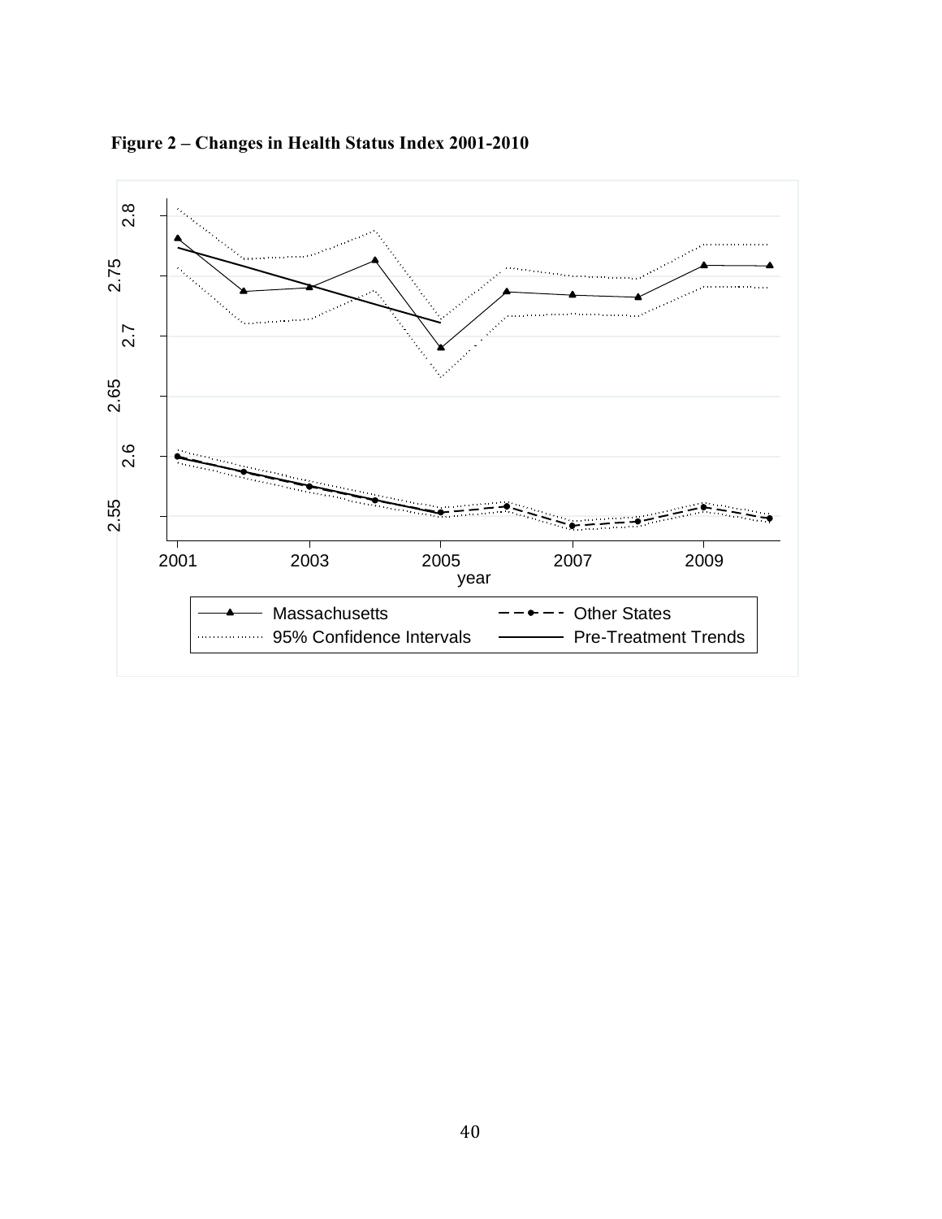**Figure 2 – Changes in Health Status Index 2001-2010**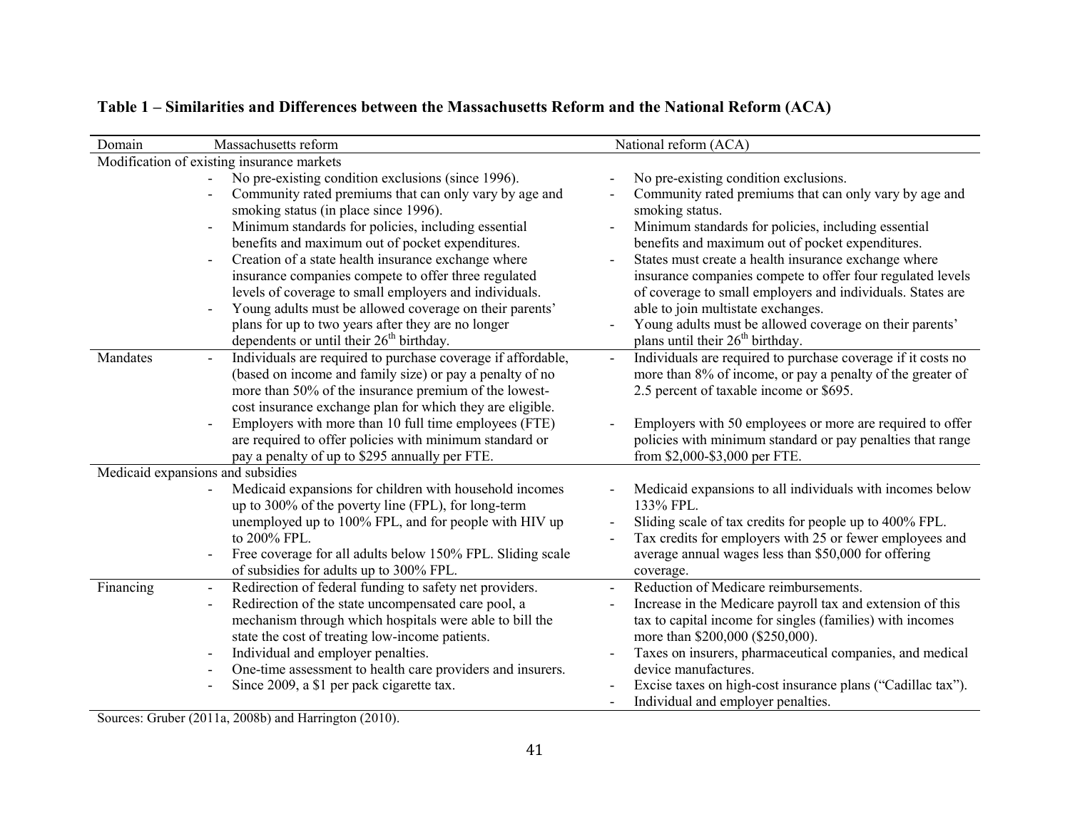**Table 1 – Similarities and Differences between the Massachusetts Reform and the National Reform (ACA)**

| Domain | Massachusetts reform | National reform (ACA) |
|---|---|---|
| Modification of existing insurance markets | | |
| | - No pre-existing condition exclusions (since 1996).<br>- Community rated premiums that can only vary by age and smoking status (in place since 1996).<br>- Minimum standards for policies, including essential benefits and maximum out of pocket expenditures.<br>- Creation of a state health insurance exchange where insurance companies compete to offer three regulated levels of coverage to small employers and individuals.<br>- Young adults must be allowed coverage on their parents' plans for up to two years after they are no longer dependents or until their 26th birthday. | - No pre-existing condition exclusions.<br>- Community rated premiums that can only vary by age and smoking status.<br>- Minimum standards for policies, including essential benefits and maximum out of pocket expenditures.<br>- States must create a health insurance exchange where insurance companies compete to offer four regulated levels of coverage to small employers and individuals. States are able to join multistate exchanges.<br>- Young adults must be allowed coverage on their parents' plans until their 26th birthday. |
| Mandates | - Individuals are required to purchase coverage if affordable, (based on income and family size) or pay a penalty of no more than 50% of the insurance premium of the lowest-cost insurance exchange plan for which they are eligible.<br>- Employers with more than 10 full time employees (FTE) are required to offer policies with minimum standard or pay a penalty of up to $295 annually per FTE. | - Individuals are required to purchase coverage if it costs no more than 8% of income, or pay a penalty of the greater of 2.5 percent of taxable income or $695.<br>- Employers with 50 employees or more are required to offer policies with minimum standard or pay penalties that range from $2,000-$3,000 per FTE. |
| Medicaid expansions and subsidies | | |
| | - Medicaid expansions for children with household incomes up to 300% of the poverty line (FPL), for long-term unemployed up to 100% FPL, and for people with HIV up to 200% FPL.<br>- Free coverage for all adults below 150% FPL. Sliding scale of subsidies for adults up to 300% FPL. | - Medicaid expansions to all individuals with incomes below 133% FPL.<br>- Sliding scale of tax credits for people up to 400% FPL.<br>- Tax credits for employers with 25 or fewer employees and average annual wages less than $50,000 for offering coverage. |
| Financing | - Redirection of federal funding to safety net providers.<br>- Redirection of the state uncompensated care pool, a mechanism through which hospitals were able to bill the state the cost of treating low-income patients.<br>- Individual and employer penalties.<br>- One-time assessment to health care providers and insurers.<br>- Since 2009, a $1 per pack cigarette tax. | - Reduction of Medicare reimbursements.<br>- Increase in the Medicare payroll tax and extension of this tax to capital income for singles (families) with incomes more than $200,000 ($250,000).<br>- Taxes on insurers, pharmaceutical companies, and medical device manufactures.<br>- Excise taxes on high-cost insurance plans ("Cadillac tax").<br>- Individual and employer penalties. |

Sources: Gruber (2011a, 2008b) and Harrington (2010).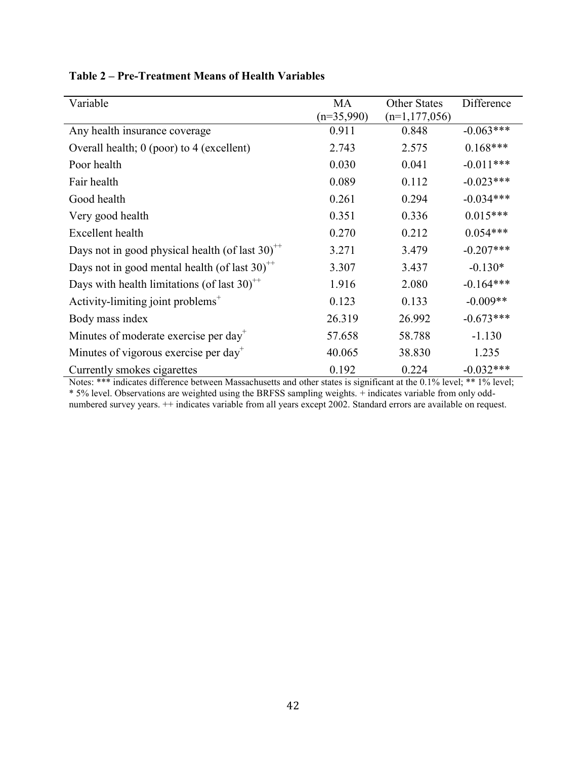**Table 2 – Pre-Treatment Means of Health Variables**

| Variable | MA (n=35,990) | Other States (n=1,177,056) | Difference |
|---|---|---|---|
| Any health insurance coverage | 0.911 | 0.848 | -0.063*** |
| Overall health; 0 (poor) to 4 (excellent) | 2.743 | 2.575 | 0.168*** |
| Poor health | 0.030 | 0.041 | -0.011*** |
| Fair health | 0.089 | 0.112 | -0.023*** |
| Good health | 0.261 | 0.294 | -0.034*** |
| Very good health | 0.351 | 0.336 | 0.015*** |
| Excellent health | 0.270 | 0.212 | 0.054*** |
| Days not in good physical health (of last 30)++ | 3.271 | 3.479 | -0.207*** |
| Days not in good mental health (of last 30)++ | 3.307 | 3.437 | -0.130* |
| Days with health limitations (of last 30)++ | 1.916 | 2.080 | -0.164*** |
| Activity-limiting joint problems+ | 0.123 | 0.133 | -0.009** |
| Body mass index | 26.319 | 26.992 | -0.673*** |
| Minutes of moderate exercise per day+ | 57.658 | 58.788 | -1.130 |
| Minutes of vigorous exercise per day+ | 40.065 | 38.830 | 1.235 |
| Currently smokes cigarettes | 0.192 | 0.224 | -0.032*** |

Notes: *** indicates difference between Massachusetts and other states is significant at the 0.1% level; ** 1% level; * 5% level. Observations are weighted using the BRFSS sampling weights. + indicates variable from only odd-numbered survey years. ++ indicates variable from all years except 2002. Standard errors are available on request.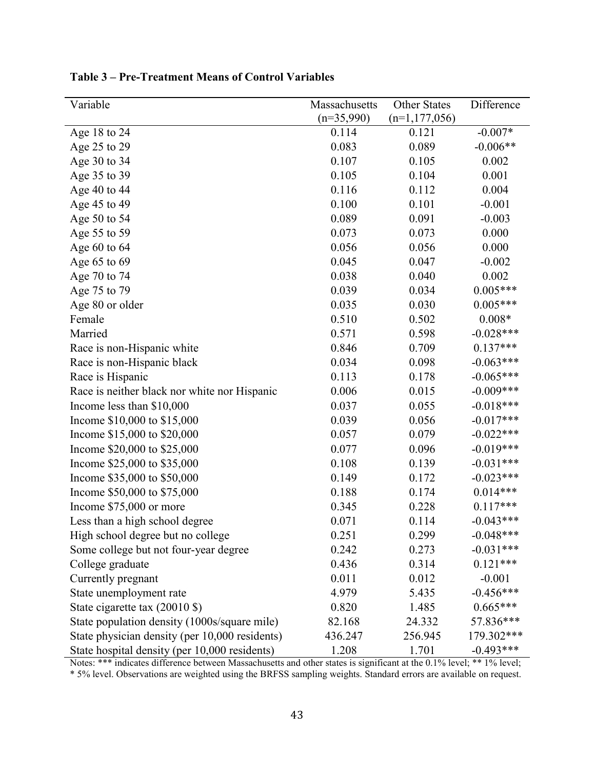**Table 3 – Pre-Treatment Means of Control Variables**

| Variable | Massachusetts (n=35,990) | Other States (n=1,177,056) | Difference |
|---|---|---|---|
| Age 18 to 24 | 0.114 | 0.121 | -0.007* |
| Age 25 to 29 | 0.083 | 0.089 | -0.006** |
| Age 30 to 34 | 0.107 | 0.105 | 0.002 |
| Age 35 to 39 | 0.105 | 0.104 | 0.001 |
| Age 40 to 44 | 0.116 | 0.112 | 0.004 |
| Age 45 to 49 | 0.100 | 0.101 | -0.001 |
| Age 50 to 54 | 0.089 | 0.091 | -0.003 |
| Age 55 to 59 | 0.073 | 0.073 | 0.000 |
| Age 60 to 64 | 0.056 | 0.056 | 0.000 |
| Age 65 to 69 | 0.045 | 0.047 | -0.002 |
| Age 70 to 74 | 0.038 | 0.040 | 0.002 |
| Age 75 to 79 | 0.039 | 0.034 | 0.005*** |
| Age 80 or older | 0.035 | 0.030 | 0.005*** |
| Female | 0.510 | 0.502 | 0.008* |
| Married | 0.571 | 0.598 | -0.028*** |
| Race is non-Hispanic white | 0.846 | 0.709 | 0.137*** |
| Race is non-Hispanic black | 0.034 | 0.098 | -0.063*** |
| Race is Hispanic | 0.113 | 0.178 | -0.065*** |
| Race is neither black nor white nor Hispanic | 0.006 | 0.015 | -0.009*** |
| Income less than $10,000 | 0.037 | 0.055 | -0.018*** |
| Income $10,000 to $15,000 | 0.039 | 0.056 | -0.017*** |
| Income $15,000 to $20,000 | 0.057 | 0.079 | -0.022*** |
| Income $20,000 to $25,000 | 0.077 | 0.096 | -0.019*** |
| Income $25,000 to $35,000 | 0.108 | 0.139 | -0.031*** |
| Income $35,000 to $50,000 | 0.149 | 0.172 | -0.023*** |
| Income $50,000 to $75,000 | 0.188 | 0.174 | 0.014*** |
| Income $75,000 or more | 0.345 | 0.228 | 0.117*** |
| Less than a high school degree | 0.071 | 0.114 | -0.043*** |
| High school degree but no college | 0.251 | 0.299 | -0.048*** |
| Some college but not four-year degree | 0.242 | 0.273 | -0.031*** |
| College graduate | 0.436 | 0.314 | 0.121*** |
| Currently pregnant | 0.011 | 0.012 | -0.001 |
| State unemployment rate | 4.979 | 5.435 | -0.456*** |
| State cigarette tax (20010 $) | 0.820 | 1.485 | 0.665*** |
| State population density (1000s/square mile) | 82.168 | 24.332 | 57.836*** |
| State physician density (per 10,000 residents) | 436.247 | 256.945 | 179.302*** |
| State hospital density (per 10,000 residents) | 1.208 | 1.701 | -0.493*** |

Notes: *** indicates difference between Massachusetts and other states is significant at the 0.1% level; ** 1% level; * 5% level. Observations are weighted using the BRFSS sampling weights. Standard errors are available on request.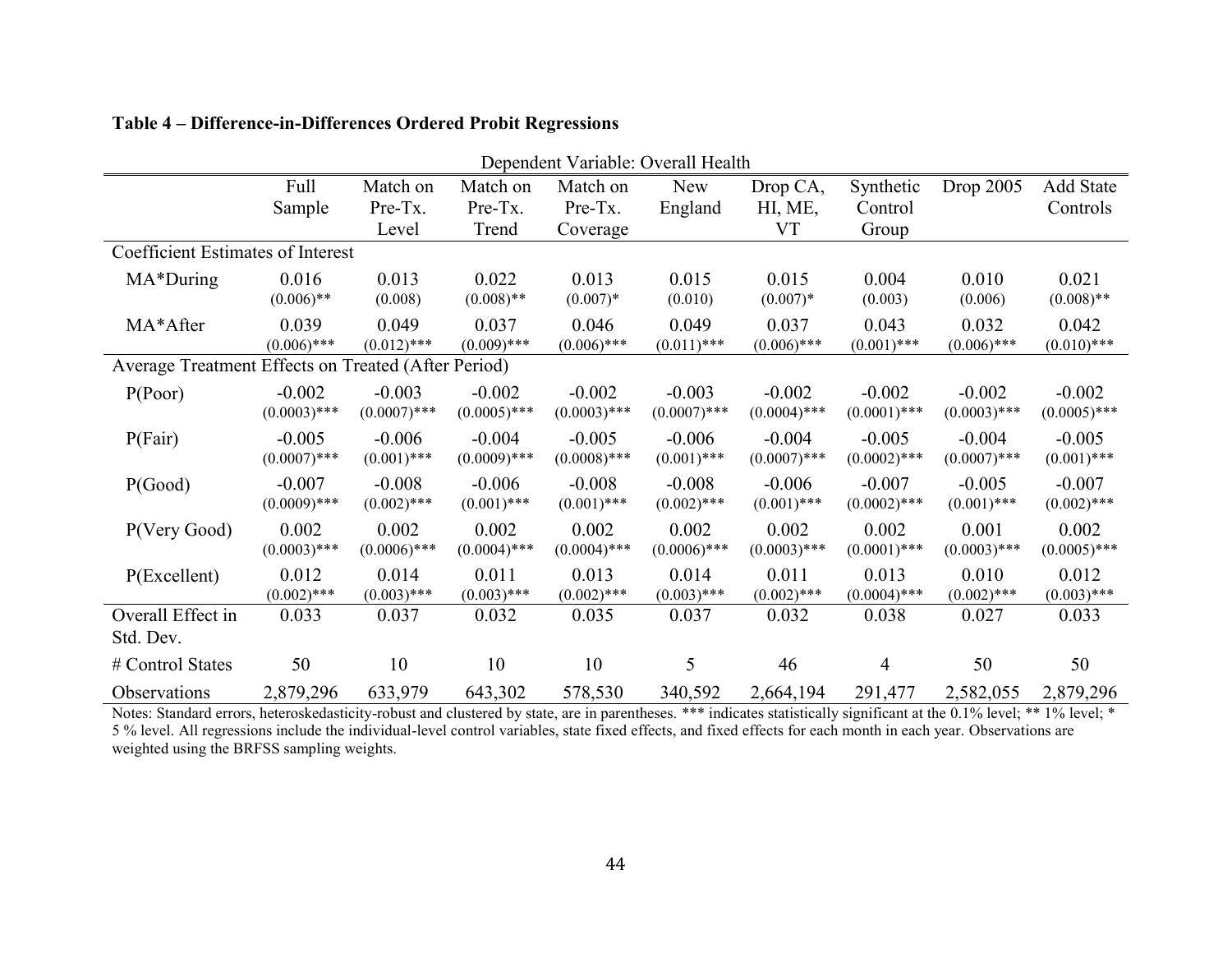**Table 4 – Difference-in-Differences Ordered Probit Regressions**

| Dependent Variable: Overall Health | | | | | | | | | |
|---|---|---|---|---|---|---|---|---|---|
| | Full Sample | Match on Pre-Tx. Level | Match on Pre-Tx. Trend | Match on Pre-Tx. Coverage | New England | Drop CA, HI, ME, VT | Synthetic Control Group | Drop 2005 | Add State Controls |
| Coefficient Estimates of Interest | | | | | | | | | |
| MA*During | 0.016 | 0.013 | 0.022 | 0.013 | 0.015 | 0.015 | 0.004 | 0.010 | 0.021 |
| | (0.006)** | (0.008) | (0.008)** | (0.007)* | (0.010) | (0.007)* | (0.003) | (0.006) | (0.008)** |
| MA*After | 0.039 | 0.049 | 0.037 | 0.046 | 0.049 | 0.037 | 0.043 | 0.032 | 0.042 |
| | (0.006)*** | (0.012)*** | (0.009)*** | (0.006)*** | (0.011)*** | (0.006)*** | (0.001)*** | (0.006)*** | (0.010)*** |
| Average Treatment Effects on Treated (After Period) | | | | | | | | | |
| P(Poor) | -0.002 | -0.003 | -0.002 | -0.002 | -0.003 | -0.002 | -0.002 | -0.002 | -0.002 |
| | (0.0003)*** | (0.0007)*** | (0.0005)*** | (0.0003)*** | (0.0007)*** | (0.0004)*** | (0.0001)*** | (0.0003)*** | (0.0005)*** |
| P(Fair) | -0.005 | -0.006 | -0.004 | -0.005 | -0.006 | -0.004 | -0.005 | -0.004 | -0.005 |
| | (0.0007)*** | (0.001)*** | (0.0009)*** | (0.0008)*** | (0.001)*** | (0.0007)*** | (0.0002)*** | (0.0007)*** | (0.001)*** |
| P(Good) | -0.007 | -0.008 | -0.006 | -0.008 | -0.008 | -0.006 | -0.007 | -0.005 | -0.007 |
| | (0.0009)*** | (0.002)*** | (0.001)*** | (0.001)*** | (0.002)*** | (0.001)*** | (0.0002)*** | (0.001)*** | (0.002)*** |
| P(Very Good) | 0.002 | 0.002 | 0.002 | 0.002 | 0.002 | 0.002 | 0.002 | 0.001 | 0.002 |
| | (0.0003)*** | (0.0006)*** | (0.0004)*** | (0.0004)*** | (0.0006)*** | (0.0003)*** | (0.0001)*** | (0.0003)*** | (0.0005)*** |
| P(Excellent) | 0.012 | 0.014 | 0.011 | 0.013 | 0.014 | 0.011 | 0.013 | 0.010 | 0.012 |
| | (0.002)*** | (0.003)*** | (0.003)*** | (0.002)*** | (0.003)*** | (0.002)*** | (0.0004)*** | (0.002)*** | (0.003)*** |
| Overall Effect in Std. Dev. | 0.033 | 0.037 | 0.032 | 0.035 | 0.037 | 0.032 | 0.038 | 0.027 | 0.033 |
| # Control States | 50 | 10 | 10 | 10 | 5 | 46 | 4 | 50 | 50 |
| Observations | 2,879,296 | 633,979 | 643,302 | 578,530 | 340,592 | 2,664,194 | 291,477 | 2,582,055 | 2,879,296 |

Notes: Standard errors, heteroskedasticity-robust and clustered by state, are in parentheses. *** indicates statistically significant at the 0.1% level; ** 1% level; * 5 % level. All regressions include the individual-level control variables, state fixed effects, and fixed effects for each month in each year. Observations are weighted using the BRFSS sampling weights.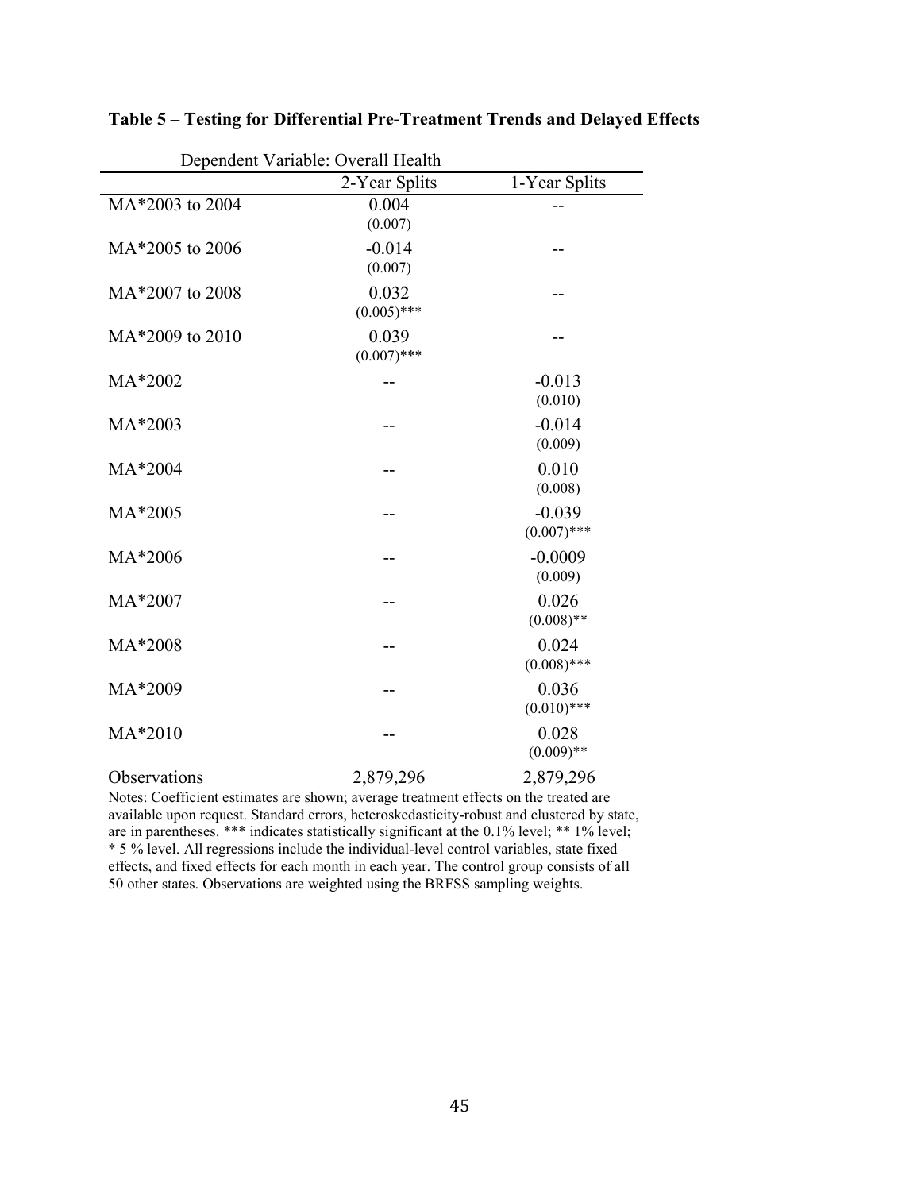**Table 5 – Testing for Differential Pre-Treatment Trends and Delayed Effects**

| Dependent Variable: Overall Health | 2-Year Splits | 1-Year Splits |
|---|---|---|
| MA*2003 to 2004 | 0.004 (0.007) | -- |
| MA*2005 to 2006 | -0.014 (0.007) | -- |
| MA*2007 to 2008 | 0.032 (0.005)*** | -- |
| MA*2009 to 2010 | 0.039 (0.007)*** | -- |
| MA*2002 | -- | -0.013 (0.010) |
| MA*2003 | -- | -0.014 (0.009) |
| MA*2004 | -- | 0.010 (0.008) |
| MA*2005 | -- | -0.039 (0.007)*** |
| MA*2006 | -- | -0.0009 (0.009) |
| MA*2007 | -- | 0.026 (0.008)** |
| MA*2008 | -- | 0.024 (0.008)*** |
| MA*2009 | -- | 0.036 (0.010)*** |
| MA*2010 | -- | 0.028 (0.009)** |
| Observations | 2,879,296 | 2,879,296 |

Notes: Coefficient estimates are shown; average treatment effects on the treated are available upon request. Standard errors, heteroskedasticity-robust and clustered by state, are in parentheses. *** indicates statistically significant at the 0.1% level; ** 1% level; * 5 % level. All regressions include the individual-level control variables, state fixed effects, and fixed effects for each month in each year. The control group consists of all 50 other states. Observations are weighted using the BRFSS sampling weights.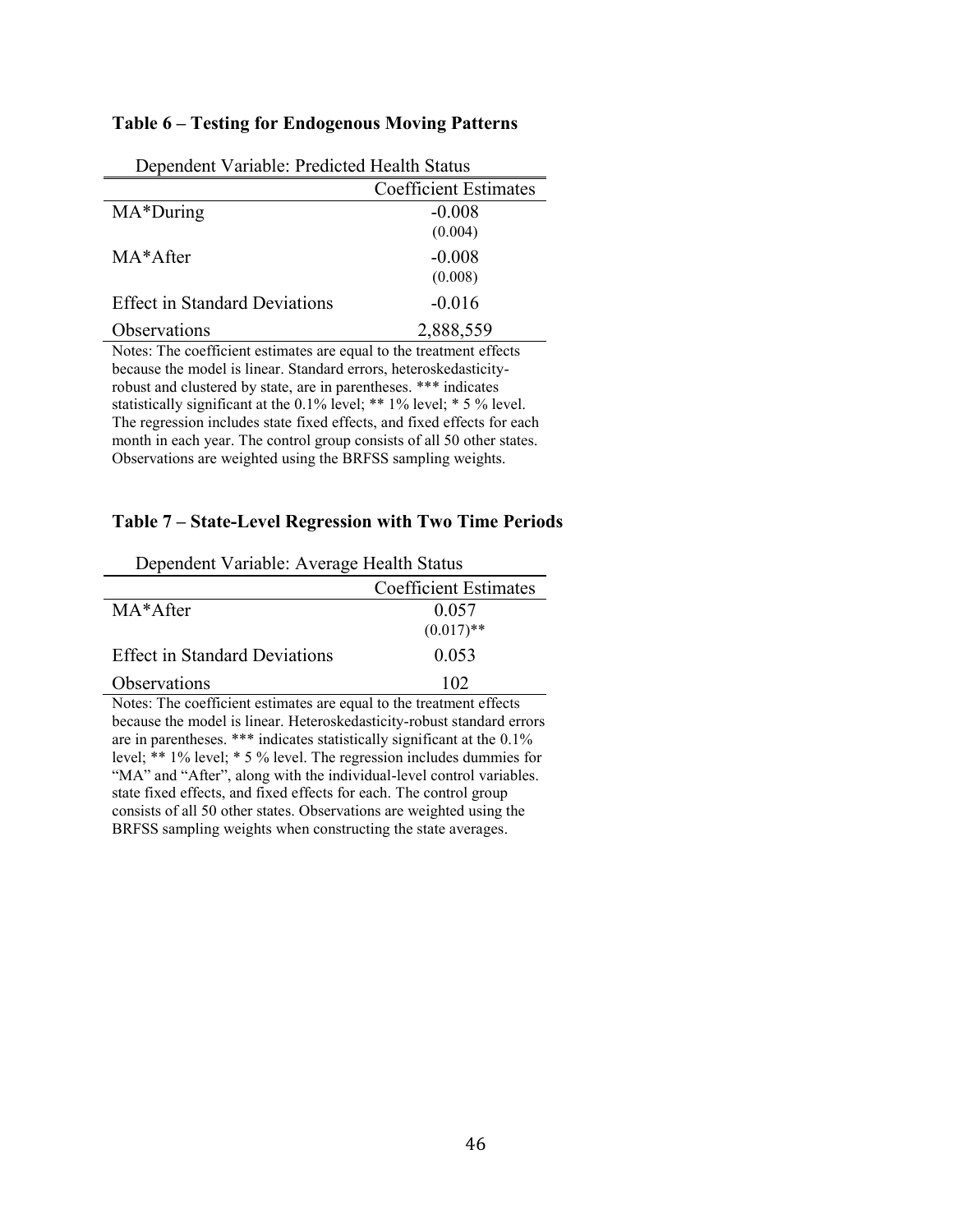### Table 6 – Testing for Endogenous Moving Patterns

| Dependent Variable: Predicted Health Status | Coefficient Estimates |
|---|---|
| MA*During | -0.008 |
| | (0.004) |
| MA*After | -0.008 |
| | (0.008) |
| Effect in Standard Deviations | -0.016 |
| Observations | 2,888,559 |

Notes: The coefficient estimates are equal to the treatment effects because the model is linear. Standard errors, heteroskedasticity-robust and clustered by state, are in parentheses. *** indicates statistically significant at the 0.1% level; ** 1% level; * 5 % level. The regression includes state fixed effects, and fixed effects for each month in each year. The control group consists of all 50 other states. Observations are weighted using the BRFSS sampling weights.

### Table 7 – State-Level Regression with Two Time Periods

| Dependent Variable: Average Health Status | Coefficient Estimates |
|---|---|
| MA*After | 0.057 |
| | (0.017)** |
| Effect in Standard Deviations | 0.053 |
| Observations | 102 |

Notes: The coefficient estimates are equal to the treatment effects because the model is linear. Heteroskedasticity-robust standard errors are in parentheses. *** indicates statistically significant at the 0.1% level; ** 1% level; * 5 % level. The regression includes dummies for "MA" and "After", along with the individual-level control variables. state fixed effects, and fixed effects for each. The control group consists of all 50 other states. Observations are weighted using the BRFSS sampling weights when constructing the state averages.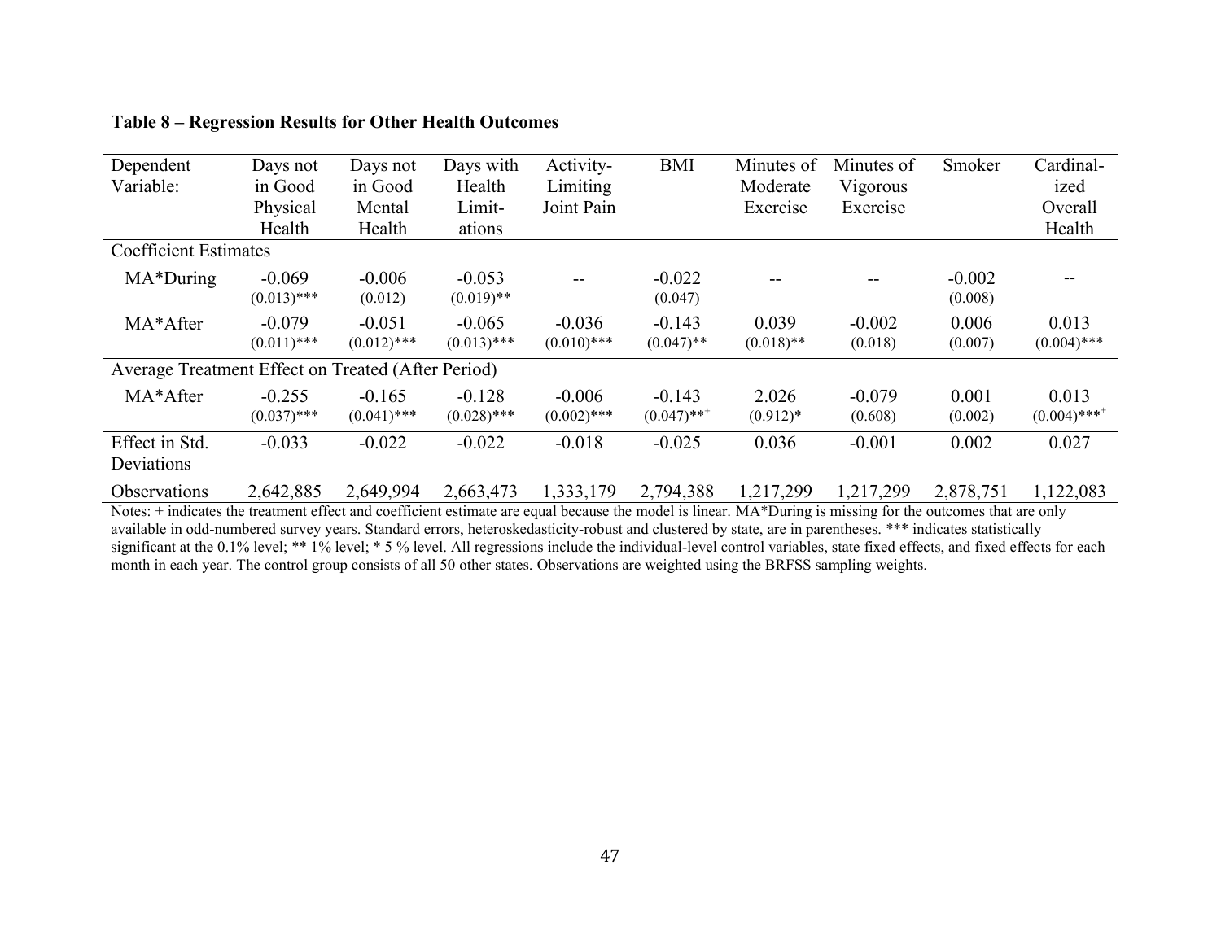**Table 8 – Regression Results for Other Health Outcomes**

| Dependent Variable: | Days not in Good Physical Health | Days not in Good Mental Health | Days with Health Limit-ations | Activity-Limiting Joint Pain | BMI | Minutes of Moderate Exercise | Minutes of Vigorous Exercise | Smoker | Cardinal-ized Overall Health |
|---|---|---|---|---|---|---|---|---|---|
| Coefficient Estimates | | | | | | | | | |
| MA*During | -0.069 (0.013)*** | -0.006 (0.012) | -0.053 (0.019)** | -- | -0.022 (0.047) | -- | -- | -0.002 (0.008) | -- |
| MA*After | -0.079 (0.011)*** | -0.051 (0.012)*** | -0.065 (0.013)*** | -0.036 (0.010)*** | -0.143 (0.047)** | 0.039 (0.018)** | -0.002 (0.018) | 0.006 (0.007) | 0.013 (0.004)*** |
| Average Treatment Effect on Treated (After Period) | | | | | | | | | |
| MA*After | -0.255 (0.037)*** | -0.165 (0.041)*** | -0.128 (0.028)*** | -0.006 (0.002)*** | -0.143 (0.047)**+ | 2.026 (0.912)* | -0.079 (0.608) | 0.001 (0.002) | 0.013 (0.004)***+ |
| Effect in Std. Deviations | -0.033 | -0.022 | -0.022 | -0.018 | -0.025 | 0.036 | -0.001 | 0.002 | 0.027 |
| Observations | 2,642,885 | 2,649,994 | 2,663,473 | 1,333,179 | 2,794,388 | 1,217,299 | 1,217,299 | 2,878,751 | 1,122,083 |

Notes: + indicates the treatment effect and coefficient estimate are equal because the model is linear. MA*During is missing for the outcomes that are only available in odd-numbered survey years. Standard errors, heteroskedasticity-robust and clustered by state, are in parentheses. *** indicates statistically significant at the 0.1% level; ** 1% level; * 5 % level. All regressions include the individual-level control variables, state fixed effects, and fixed effects for each month in each year. The control group consists of all 50 other states. Observations are weighted using the BRFSS sampling weights.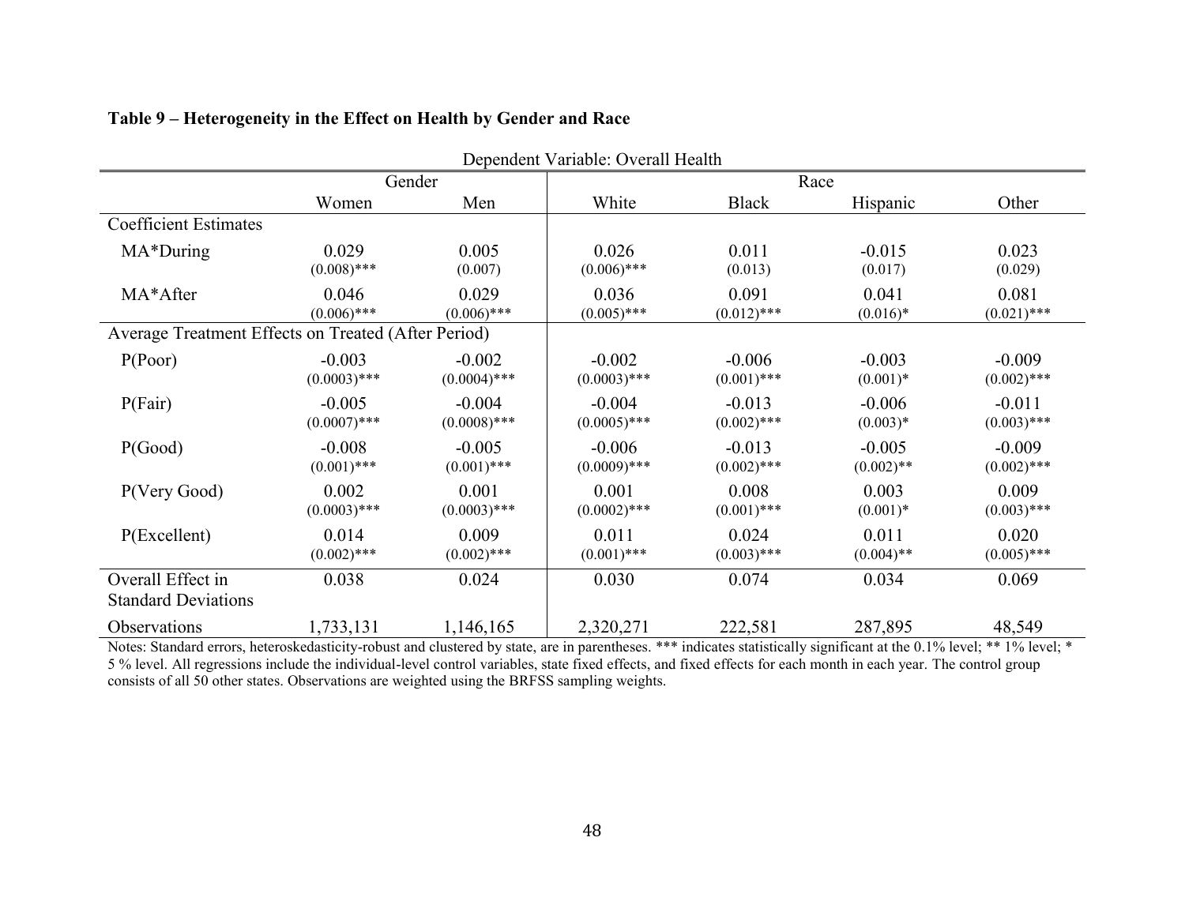**Table 9 – Heterogeneity in the Effect on Health by Gender and Race**

| Dependent Variable: Overall Health | | | | | | |
|---|---|---|---|---|---|---|
| | Gender | | Race | | | |
| | Women | Men | White | Black | Hispanic | Other |
| Coefficient Estimates | | | | | | |
| MA*During | 0.029<br>(0.008)*** | 0.005<br>(0.007) | 0.026<br>(0.006)*** | 0.011<br>(0.013) | -0.015<br>(0.017) | 0.023<br>(0.029) |
| MA*After | 0.046<br>(0.006)*** | 0.029<br>(0.006)*** | 0.036<br>(0.005)*** | 0.091<br>(0.012)*** | 0.041<br>(0.016)* | 0.081<br>(0.021)*** |
| Average Treatment Effects on Treated (After Period) | | | | | | |
| P(Poor) | -0.003<br>(0.0003)*** | -0.002<br>(0.0004)*** | -0.002<br>(0.0003)*** | -0.006<br>(0.001)*** | -0.003<br>(0.001)* | -0.009<br>(0.002)*** |
| P(Fair) | -0.005<br>(0.0007)*** | -0.004<br>(0.0008)*** | -0.004<br>(0.0005)*** | -0.013<br>(0.002)*** | -0.006<br>(0.003)* | -0.011<br>(0.003)*** |
| P(Good) | -0.008<br>(0.001)*** | -0.005<br>(0.001)*** | -0.006<br>(0.0009)*** | -0.013<br>(0.002)*** | -0.005<br>(0.002)** | -0.009<br>(0.002)*** |
| P(Very Good) | 0.002<br>(0.0003)*** | 0.001<br>(0.0003)*** | 0.001<br>(0.0002)*** | 0.008<br>(0.001)*** | 0.003<br>(0.001)* | 0.009<br>(0.003)*** |
| P(Excellent) | 0.014<br>(0.002)*** | 0.009<br>(0.002)*** | 0.011<br>(0.001)*** | 0.024<br>(0.003)*** | 0.011<br>(0.004)** | 0.020<br>(0.005)*** |
| Overall Effect in Standard Deviations | 0.038 | 0.024 | 0.030 | 0.074 | 0.034 | 0.069 |
| Observations | 1,733,131 | 1,146,165 | 2,320,271 | 222,581 | 287,895 | 48,549 |

Notes: Standard errors, heteroskedasticity-robust and clustered by state, are in parentheses. *** indicates statistically significant at the 0.1% level; ** 1% level; * 5 % level. All regressions include the individual-level control variables, state fixed effects, and fixed effects for each month in each year. The control group consists of all 50 other states. Observations are weighted using the BRFSS sampling weights.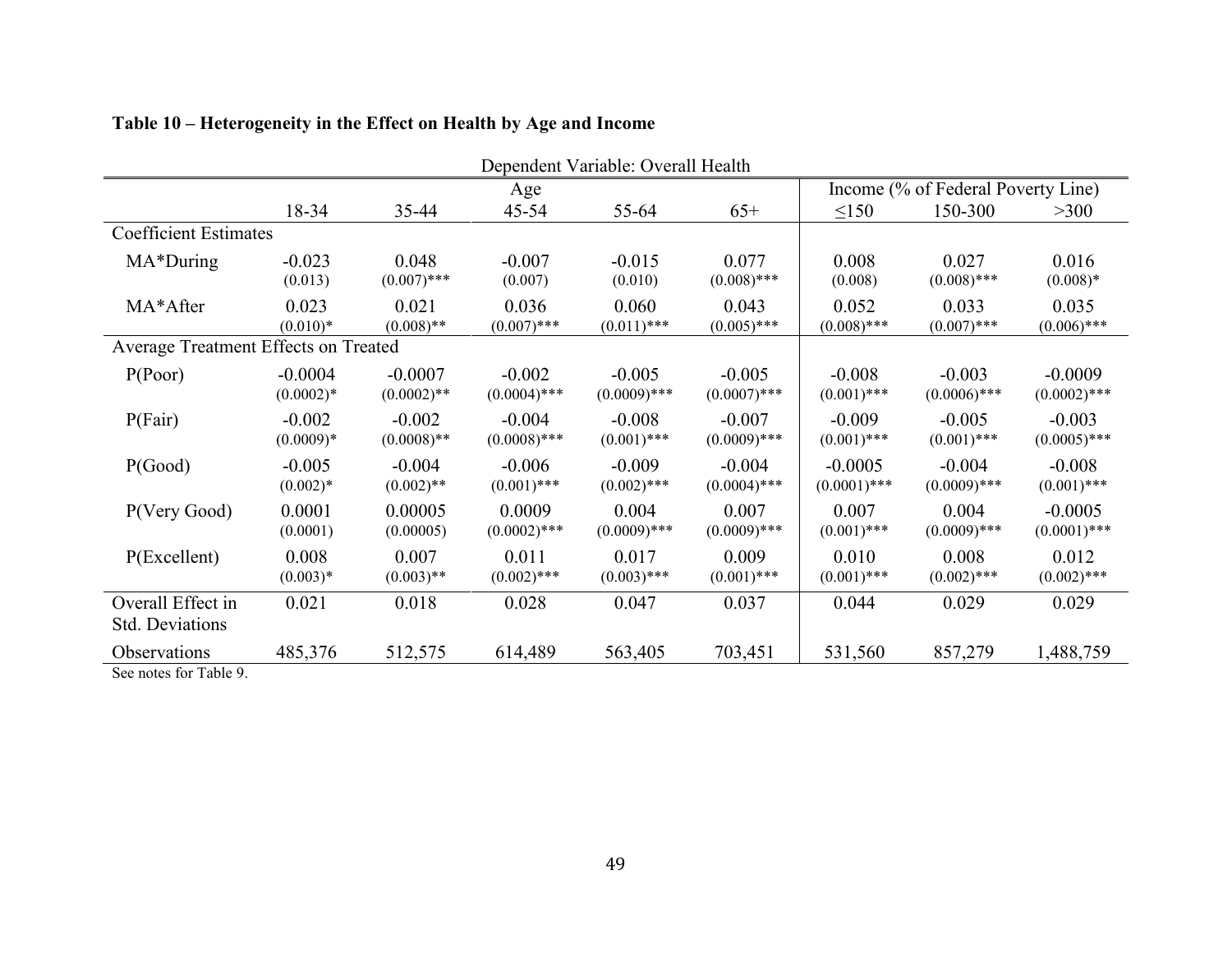**Table 10 – Heterogeneity in the Effect on Health by Age and Income**

| Dependent Variable: Overall Health | | | | | | | | |
|---|---|---|---|---|---|---|---|---|
| | Age | | | | | Income (% of Federal Poverty Line) | | |
| | 18-34 | 35-44 | 45-54 | 55-64 | 65+ | ≤150 | 150-300 | >300 |
| Coefficient Estimates | | | | | | | | |
| MA*During | -0.023 | 0.048 | -0.007 | -0.015 | 0.077 | 0.008 | 0.027 | 0.016 |
| | (0.013) | (0.007)*** | (0.007) | (0.010) | (0.008)*** | (0.008) | (0.008)*** | (0.008)* |
| MA*After | 0.023 | 0.021 | 0.036 | 0.060 | 0.043 | 0.052 | 0.033 | 0.035 |
| | (0.010)* | (0.008)** | (0.007)*** | (0.011)*** | (0.005)*** | (0.008)*** | (0.007)*** | (0.006)*** |
| Average Treatment Effects on Treated | | | | | | | | |
| P(Poor) | -0.0004 | -0.0007 | -0.002 | -0.005 | -0.005 | -0.008 | -0.003 | -0.0009 |
| | (0.0002)* | (0.0002)** | (0.0004)*** | (0.0009)*** | (0.0007)*** | (0.001)*** | (0.0006)*** | (0.0002)*** |
| P(Fair) | -0.002 | -0.002 | -0.004 | -0.008 | -0.007 | -0.009 | -0.005 | -0.003 |
| | (0.0009)* | (0.0008)** | (0.0008)*** | (0.001)*** | (0.0009)*** | (0.001)*** | (0.001)*** | (0.0005)*** |
| P(Good) | -0.005 | -0.004 | -0.006 | -0.009 | -0.004 | -0.0005 | -0.004 | -0.008 |
| | (0.002)* | (0.002)** | (0.001)*** | (0.002)*** | (0.0004)*** | (0.0001)*** | (0.0009)*** | (0.001)*** |
| P(Very Good) | 0.0001 | 0.00005 | 0.0009 | 0.004 | 0.007 | 0.007 | 0.004 | -0.0005 |
| | (0.0001) | (0.00005) | (0.0002)*** | (0.0009)*** | (0.0009)*** | (0.001)*** | (0.0009)*** | (0.0001)*** |
| P(Excellent) | 0.008 | 0.007 | 0.011 | 0.017 | 0.009 | 0.010 | 0.008 | 0.012 |
| | (0.003)* | (0.003)** | (0.002)*** | (0.003)*** | (0.001)*** | (0.001)*** | (0.002)*** | (0.002)*** |
| Overall Effect in Std. Deviations | 0.021 | 0.018 | 0.028 | 0.047 | 0.037 | 0.044 | 0.029 | 0.029 |
| Observations | 485,376 | 512,575 | 614,489 | 563,405 | 703,451 | 531,560 | 857,279 | 1,488,759 |

See notes for Table 9.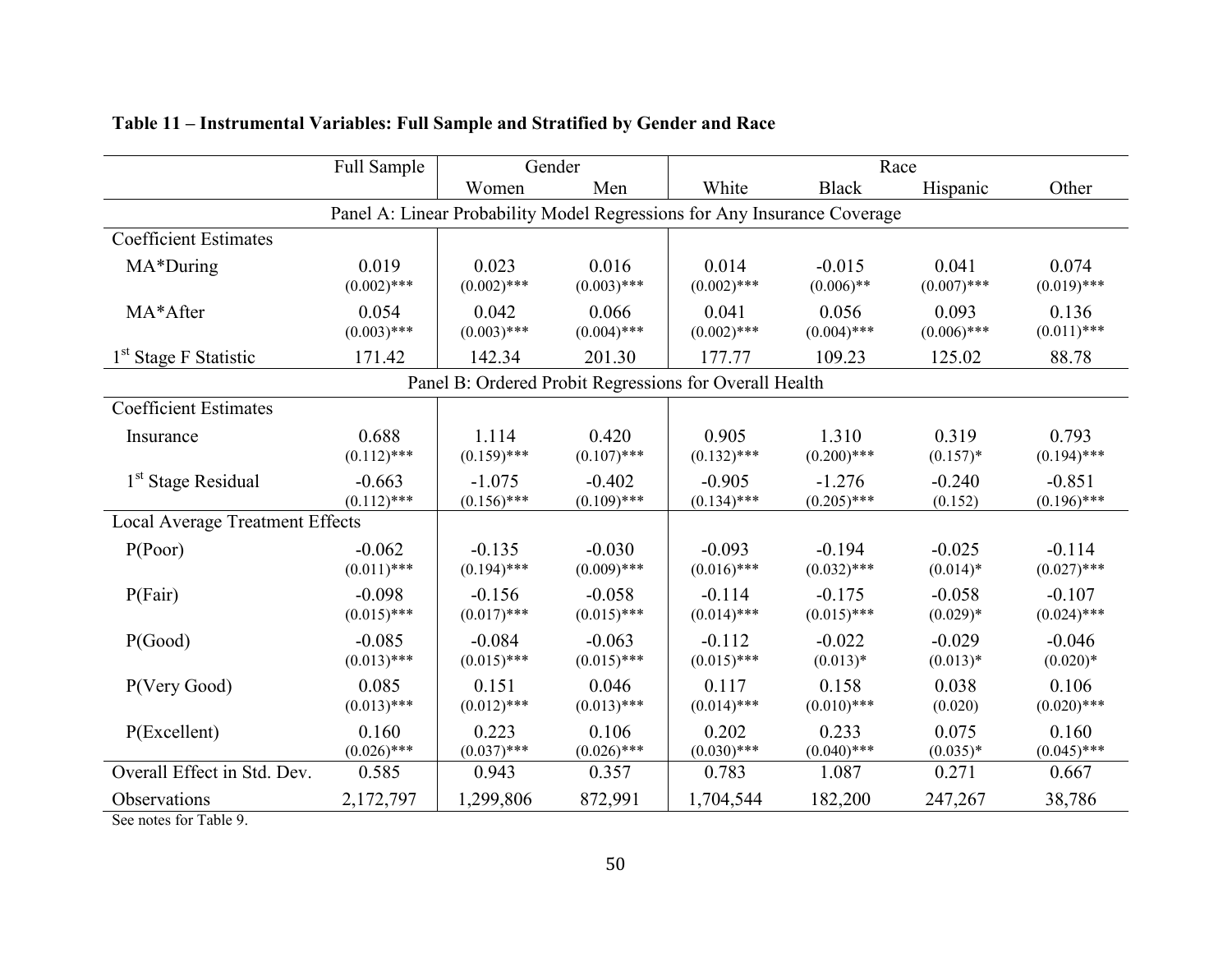**Table 11 – Instrumental Variables: Full Sample and Stratified by Gender and Race**

| | Full Sample | Gender | | Race | | | |
|---|---|---|---|---|---|---|---|
| | | Women | Men | White | Black | Hispanic | Other |
| **Panel A: Linear Probability Model Regressions for Any Insurance Coverage** | | | | | | | |
| Coefficient Estimates | | | | | | | |
| MA*During | 0.019 | 0.023 | 0.016 | 0.014 | -0.015 | 0.041 | 0.074 |
| | (0.002)*** | (0.002)*** | (0.003)*** | (0.002)*** | (0.006)** | (0.007)*** | (0.019)*** |
| MA*After | 0.054 | 0.042 | 0.066 | 0.041 | 0.056 | 0.093 | 0.136 |
| | (0.003)*** | (0.003)*** | (0.004)*** | (0.002)*** | (0.004)*** | (0.006)*** | (0.011)*** |
| 1st Stage F Statistic | 171.42 | 142.34 | 201.30 | 177.77 | 109.23 | 125.02 | 88.78 |
| **Panel B: Ordered Probit Regressions for Overall Health** | | | | | | | |
| Coefficient Estimates | | | | | | | |
| Insurance | 0.688 | 1.114 | 0.420 | 0.905 | 1.310 | 0.319 | 0.793 |
| | (0.112)*** | (0.159)*** | (0.107)*** | (0.132)*** | (0.200)*** | (0.157)* | (0.194)*** |
| 1st Stage Residual | -0.663 | -1.075 | -0.402 | -0.905 | -1.276 | -0.240 | -0.851 |
| | (0.112)*** | (0.156)*** | (0.109)*** | (0.134)*** | (0.205)*** | (0.152) | (0.196)*** |
| Local Average Treatment Effects | | | | | | | |
| P(Poor) | -0.062 | -0.135 | -0.030 | -0.093 | -0.194 | -0.025 | -0.114 |
| | (0.011)*** | (0.194)*** | (0.009)*** | (0.016)*** | (0.032)*** | (0.014)* | (0.027)*** |
| P(Fair) | -0.098 | -0.156 | -0.058 | -0.114 | -0.175 | -0.058 | -0.107 |
| | (0.015)*** | (0.017)*** | (0.015)*** | (0.014)*** | (0.015)*** | (0.029)* | (0.024)*** |
| P(Good) | -0.085 | -0.084 | -0.063 | -0.112 | -0.022 | -0.029 | -0.046 |
| | (0.013)*** | (0.015)*** | (0.015)*** | (0.015)*** | (0.013)* | (0.013)* | (0.020)* |
| P(Very Good) | 0.085 | 0.151 | 0.046 | 0.117 | 0.158 | 0.038 | 0.106 |
| | (0.013)*** | (0.012)*** | (0.013)*** | (0.014)*** | (0.010)*** | (0.020) | (0.020)*** |
| P(Excellent) | 0.160 | 0.223 | 0.106 | 0.202 | 0.233 | 0.075 | 0.160 |
| | (0.026)*** | (0.037)*** | (0.026)*** | (0.030)*** | (0.040)*** | (0.035)* | (0.045)*** |
| Overall Effect in Std. Dev. | 0.585 | 0.943 | 0.357 | 0.783 | 1.087 | 0.271 | 0.667 |
| Observations | 2,172,797 | 1,299,806 | 872,991 | 1,704,544 | 182,200 | 247,267 | 38,786 |

See notes for Table 9.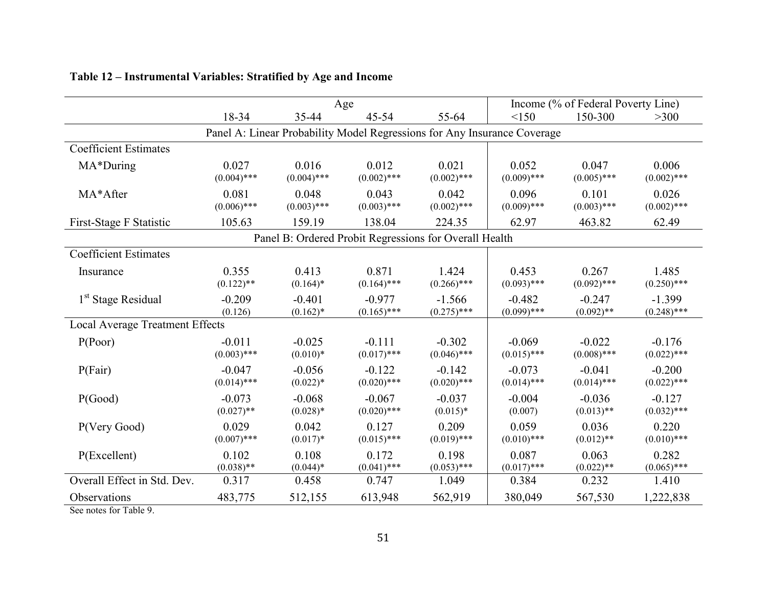**Table 12 – Instrumental Variables: Stratified by Age and Income**

| | Age | | | | Income (% of Federal Poverty Line) | | |
|---|---|---|---|---|---|---|---|
| | 18-34 | 35-44 | 45-54 | 55-64 | <150 | 150-300 | >300 |
| **Panel A: Linear Probability Model Regressions for Any Insurance Coverage** | | | | | | | |
| Coefficient Estimates | | | | | | | |
| MA*During | 0.027 | 0.016 | 0.012 | 0.021 | 0.052 | 0.047 | 0.006 |
| | (0.004)*** | (0.004)*** | (0.002)*** | (0.002)*** | (0.009)*** | (0.005)*** | (0.002)*** |
| MA*After | 0.081 | 0.048 | 0.043 | 0.042 | 0.096 | 0.101 | 0.026 |
| | (0.006)*** | (0.003)*** | (0.003)*** | (0.002)*** | (0.009)*** | (0.003)*** | (0.002)*** |
| First-Stage F Statistic | 105.63 | 159.19 | 138.04 | 224.35 | 62.97 | 463.82 | 62.49 |
| **Panel B: Ordered Probit Regressions for Overall Health** | | | | | | | |
| Coefficient Estimates | | | | | | | |
| Insurance | 0.355 | 0.413 | 0.871 | 1.424 | 0.453 | 0.267 | 1.485 |
| | (0.122)** | (0.164)* | (0.164)*** | (0.266)*** | (0.093)*** | (0.092)*** | (0.250)*** |
| 1st Stage Residual | -0.209 | -0.401 | -0.977 | -1.566 | -0.482 | -0.247 | -1.399 |
| | (0.126) | (0.162)* | (0.165)*** | (0.275)*** | (0.099)*** | (0.092)** | (0.248)*** |
| Local Average Treatment Effects | | | | | | | |
| P(Poor) | -0.011 | -0.025 | -0.111 | -0.302 | -0.069 | -0.022 | -0.176 |
| | (0.003)*** | (0.010)* | (0.017)*** | (0.046)*** | (0.015)*** | (0.008)*** | (0.022)*** |
| P(Fair) | -0.047 | -0.056 | -0.122 | -0.142 | -0.073 | -0.041 | -0.200 |
| | (0.014)*** | (0.022)* | (0.020)*** | (0.020)*** | (0.014)*** | (0.014)*** | (0.022)*** |
| P(Good) | -0.073 | -0.068 | -0.067 | -0.037 | -0.004 | -0.036 | -0.127 |
| | (0.027)** | (0.028)* | (0.020)*** | (0.015)* | (0.007) | (0.013)** | (0.032)*** |
| P(Very Good) | 0.029 | 0.042 | 0.127 | 0.209 | 0.059 | 0.036 | 0.220 |
| | (0.007)*** | (0.017)* | (0.015)*** | (0.019)*** | (0.010)*** | (0.012)** | (0.010)*** |
| P(Excellent) | 0.102 | 0.108 | 0.172 | 0.198 | 0.087 | 0.063 | 0.282 |
| | (0.038)** | (0.044)* | (0.041)*** | (0.053)*** | (0.017)*** | (0.022)** | (0.065)*** |
| Overall Effect in Std. Dev. | 0.317 | 0.458 | 0.747 | 1.049 | 0.384 | 0.232 | 1.410 |
| Observations | 483,775 | 512,155 | 613,948 | 562,919 | 380,049 | 567,530 | 1,222,838 |

See notes for Table 9.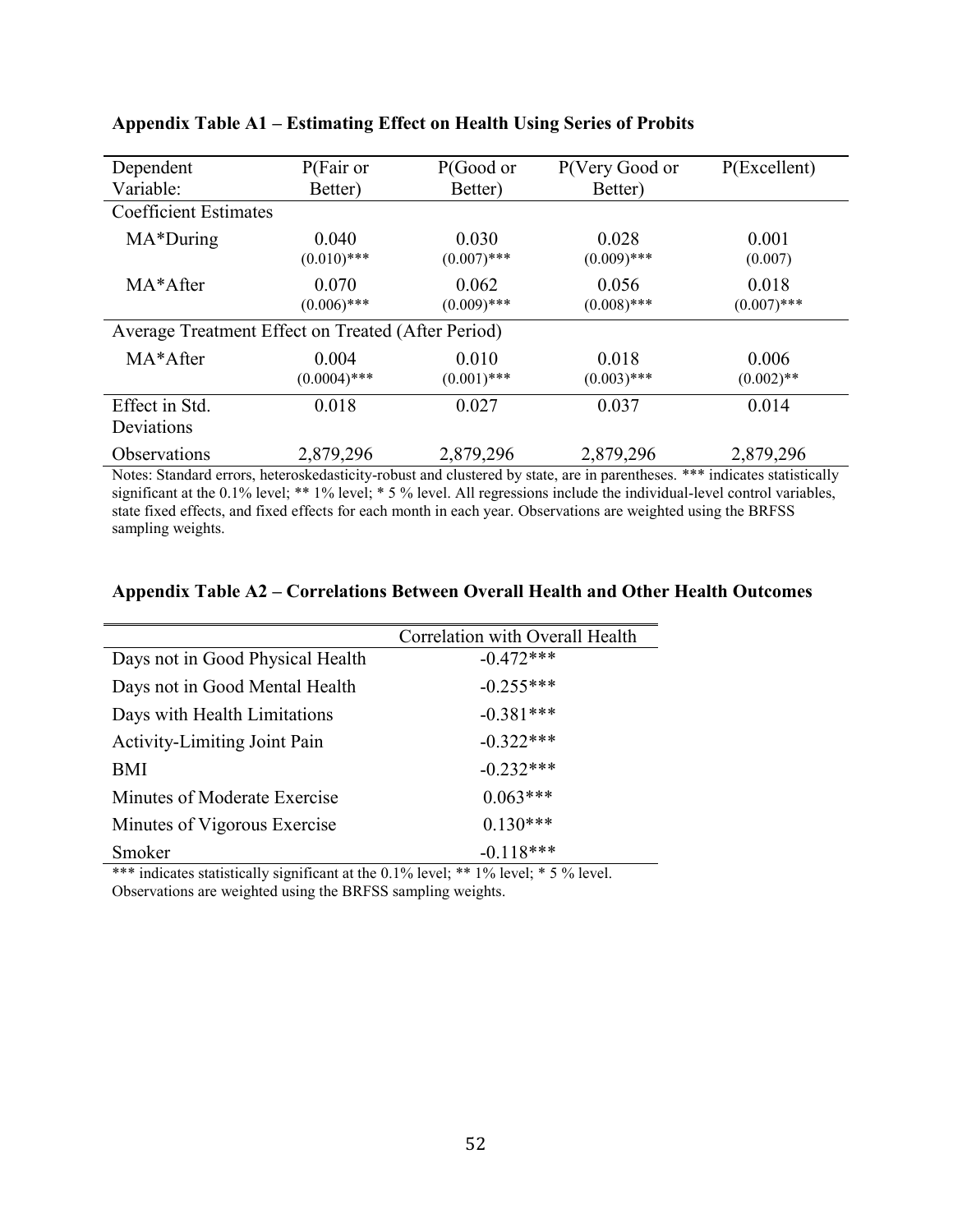**Appendix Table A1 – Estimating Effect on Health Using Series of Probits**

| Dependent Variable: | P(Fair or Better) | P(Good or Better) | P(Very Good or Better) | P(Excellent) |
|---|---|---|---|---|
| Coefficient Estimates | | | | |
| MA*During | 0.040<br>(0.010)*** | 0.030<br>(0.007)*** | 0.028<br>(0.009)*** | 0.001<br>(0.007) |
| MA*After | 0.070<br>(0.006)*** | 0.062<br>(0.009)*** | 0.056<br>(0.008)*** | 0.018<br>(0.007)*** |
| Average Treatment Effect on Treated (After Period) | | | | |
| MA*After | 0.004<br>(0.0004)*** | 0.010<br>(0.001)*** | 0.018<br>(0.003)*** | 0.006<br>(0.002)** |
| Effect in Std. Deviations | 0.018 | 0.027 | 0.037 | 0.014 |
| Observations | 2,879,296 | 2,879,296 | 2,879,296 | 2,879,296 |

Notes: Standard errors, heteroskedasticity-robust and clustered by state, are in parentheses. *** indicates statistically significant at the 0.1% level; ** 1% level; * 5 % level. All regressions include the individual-level control variables, state fixed effects, and fixed effects for each month in each year. Observations are weighted using the BRFSS sampling weights.

**Appendix Table A2 – Correlations Between Overall Health and Other Health Outcomes**

| | Correlation with Overall Health |
|---|---|
| Days not in Good Physical Health | -0.472*** |
| Days not in Good Mental Health | -0.255*** |
| Days with Health Limitations | -0.381*** |
| Activity-Limiting Joint Pain | -0.322*** |
| BMI | -0.232*** |
| Minutes of Moderate Exercise | 0.063*** |
| Minutes of Vigorous Exercise | 0.130*** |
| Smoker | -0.118*** |

*** indicates statistically significant at the 0.1% level; ** 1% level; * 5 % level. Observations are weighted using the BRFSS sampling weights.